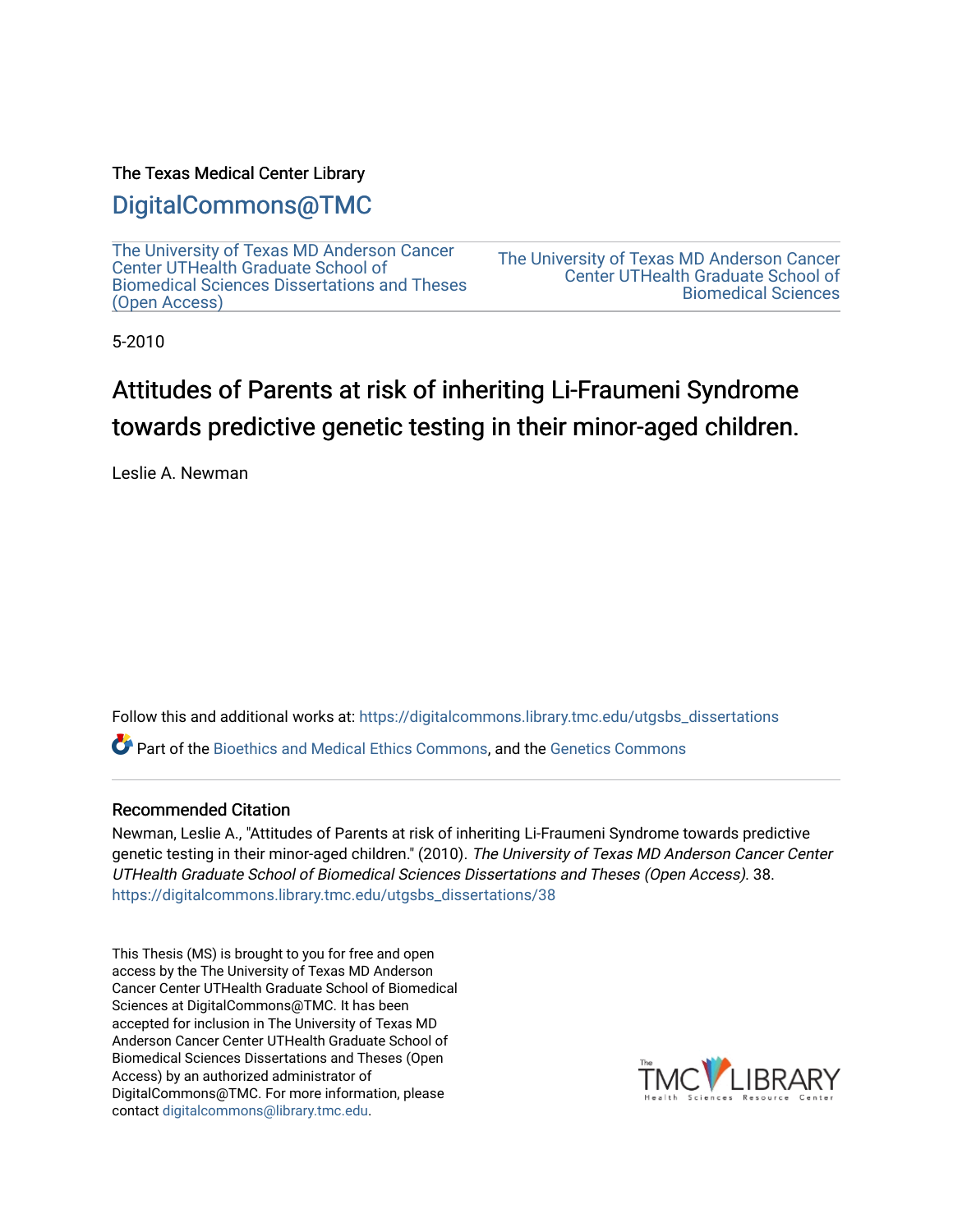The Texas Medical Center Library

DigitalCommons@TMC

The University of Texas MD Anderson Cancer Center UTHealth Graduate School of Biomedical Sciences Dissertations and Theses (Open Access)

The University of Texas MD Anderson Cancer Center UTHealth Graduate School of Biomedical Sciences

5-2010

# Attitudes of Parents at risk of inheriting Li-Fraumeni Syndrome towards predictive genetic testing in their minor-aged children.

Leslie A. Newman

Follow this and additional works at: https://digitalcommons.library.tmc.edu/utgsbs_dissertations

Part of the Bioethics and Medical Ethics Commons, and the Genetics Commons

### Recommended Citation

Newman, Leslie A., "Attitudes of Parents at risk of inheriting Li-Fraumeni Syndrome towards predictive genetic testing in their minor-aged children." (2010). *The University of Texas MD Anderson Cancer Center UTHealth Graduate School of Biomedical Sciences Dissertations and Theses (Open Access)*. 38.
https://digitalcommons.library.tmc.edu/utgsbs_dissertations/38

This Thesis (MS) is brought to you for free and open access by the The University of Texas MD Anderson Cancer Center UTHealth Graduate School of Biomedical Sciences at DigitalCommons@TMC. It has been accepted for inclusion in The University of Texas MD Anderson Cancer Center UTHealth Graduate School of Biomedical Sciences Dissertations and Theses (Open Access) by an authorized administrator of DigitalCommons@TMC. For more information, please contact digitalcommons@library.tmc.edu.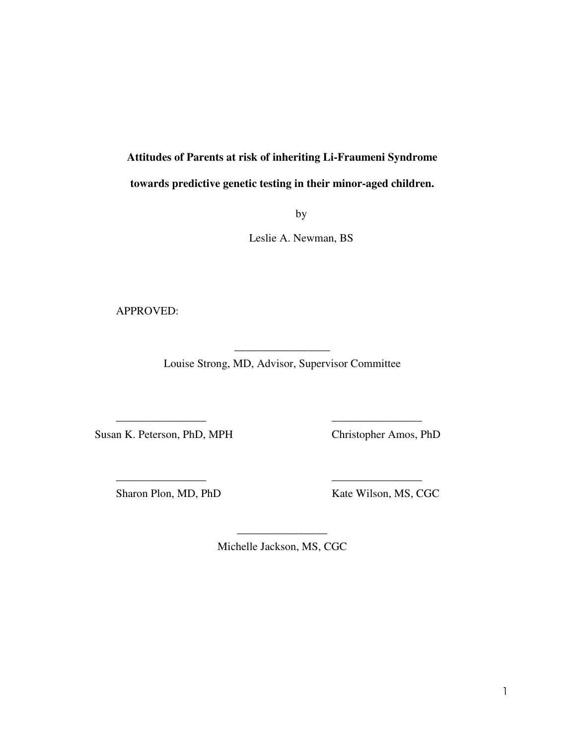**Attitudes of Parents at risk of inheriting Li-Fraumeni Syndrome towards predictive genetic testing in their minor-aged children.**

by

Leslie A. Newman, BS

APPROVED:

_________________
Louise Strong, MD, Advisor, Supervisor Committee

_________________
Susan K. Peterson, PhD, MPH

_________________
Christopher Amos, PhD

_________________
Sharon Plon, MD, PhD

_________________
Kate Wilson, MS, CGC

_________________
Michelle Jackson, MS, CGC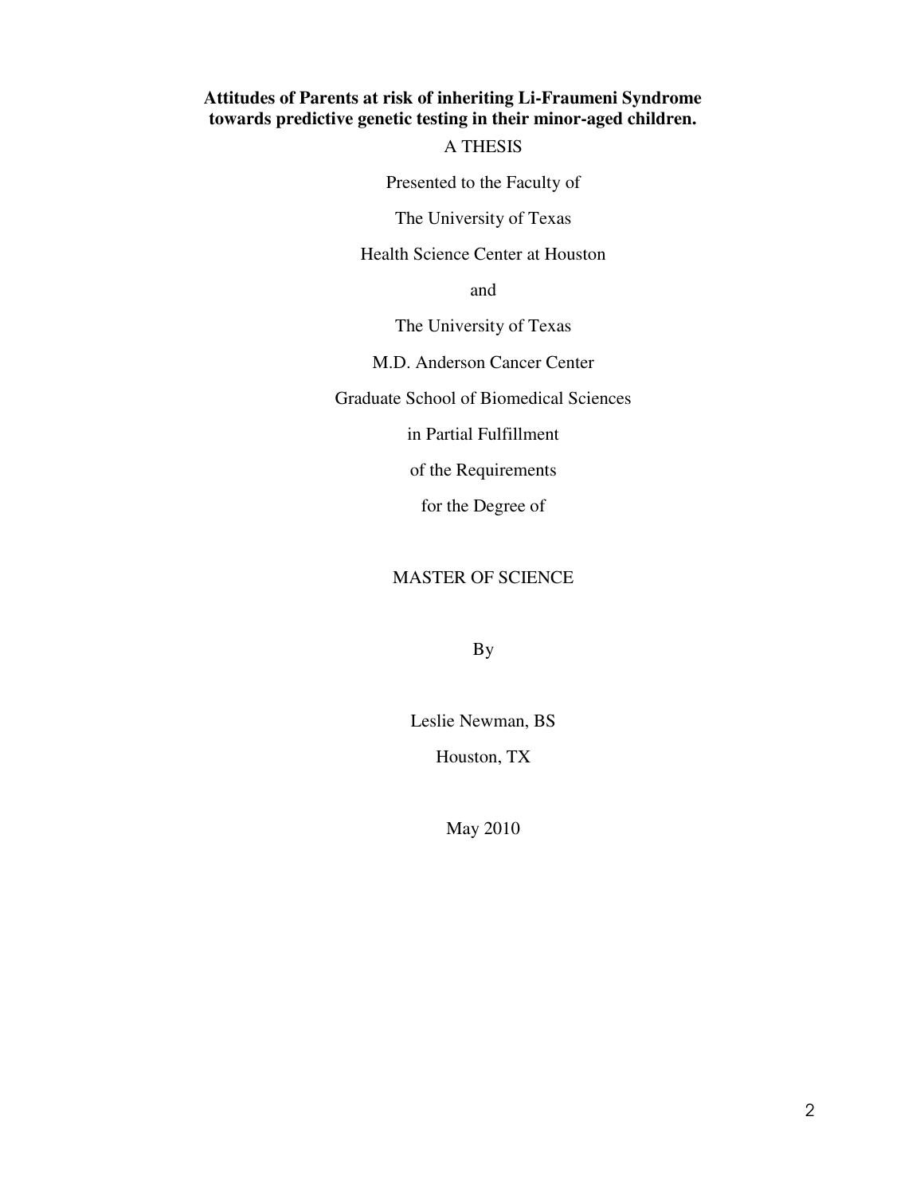**Attitudes of Parents at risk of inheriting Li-Fraumeni Syndrome towards predictive genetic testing in their minor-aged children.**

A THESIS

Presented to the Faculty of

The University of Texas

Health Science Center at Houston

and

The University of Texas

M.D. Anderson Cancer Center

Graduate School of Biomedical Sciences

in Partial Fulfillment

of the Requirements

for the Degree of

MASTER OF SCIENCE

By

Leslie Newman, BS

Houston, TX

May 2010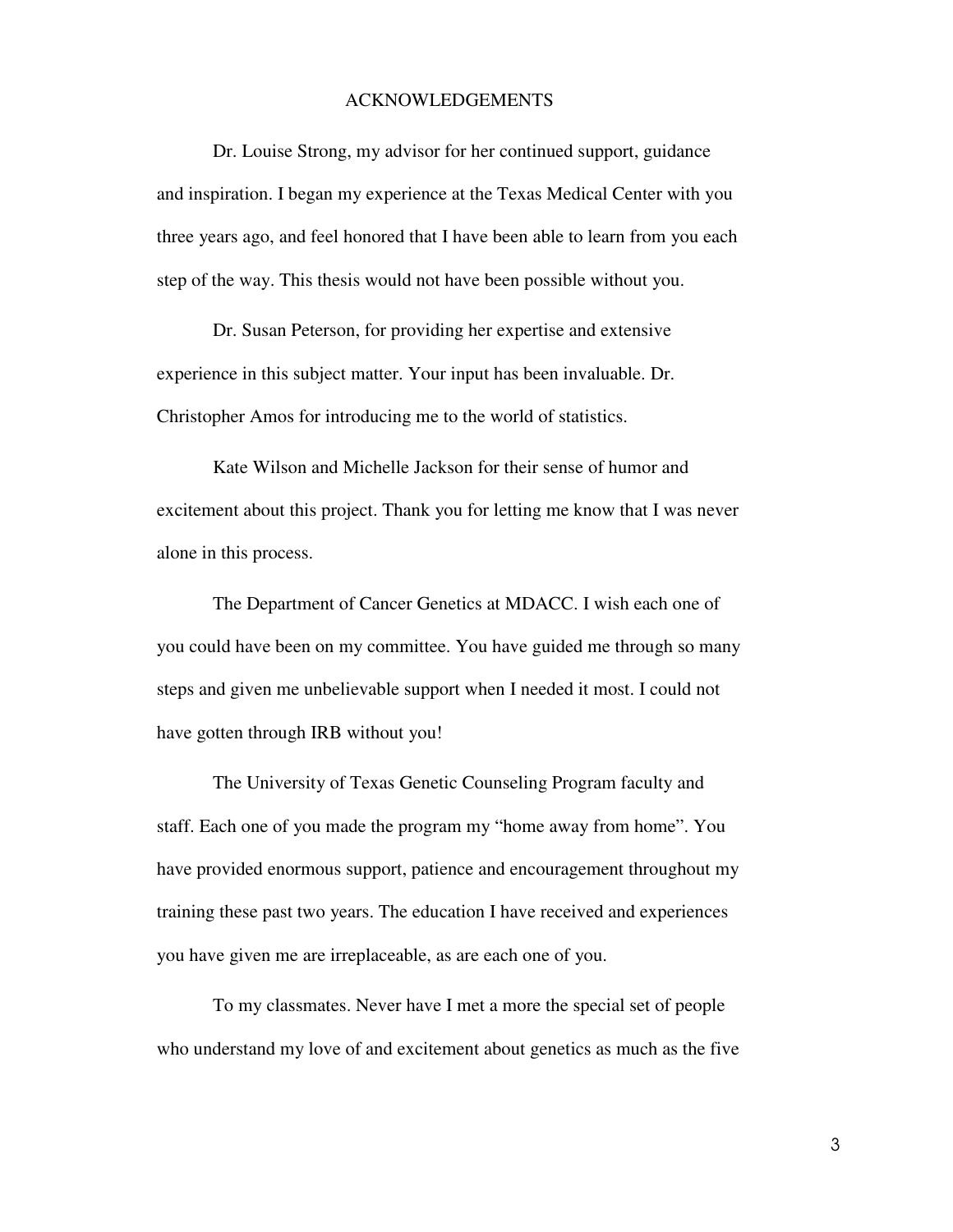# ACKNOWLEDGEMENTS

Dr. Louise Strong, my advisor for her continued support, guidance and inspiration. I began my experience at the Texas Medical Center with you three years ago, and feel honored that I have been able to learn from you each step of the way. This thesis would not have been possible without you.

Dr. Susan Peterson, for providing her expertise and extensive experience in this subject matter. Your input has been invaluable. Dr. Christopher Amos for introducing me to the world of statistics.

Kate Wilson and Michelle Jackson for their sense of humor and excitement about this project. Thank you for letting me know that I was never alone in this process.

The Department of Cancer Genetics at MDACC. I wish each one of you could have been on my committee. You have guided me through so many steps and given me unbelievable support when I needed it most. I could not have gotten through IRB without you!

The University of Texas Genetic Counseling Program faculty and staff. Each one of you made the program my "home away from home". You have provided enormous support, patience and encouragement throughout my training these past two years. The education I have received and experiences you have given me are irreplaceable, as are each one of you.

To my classmates. Never have I met a more the special set of people who understand my love of and excitement about genetics as much as the five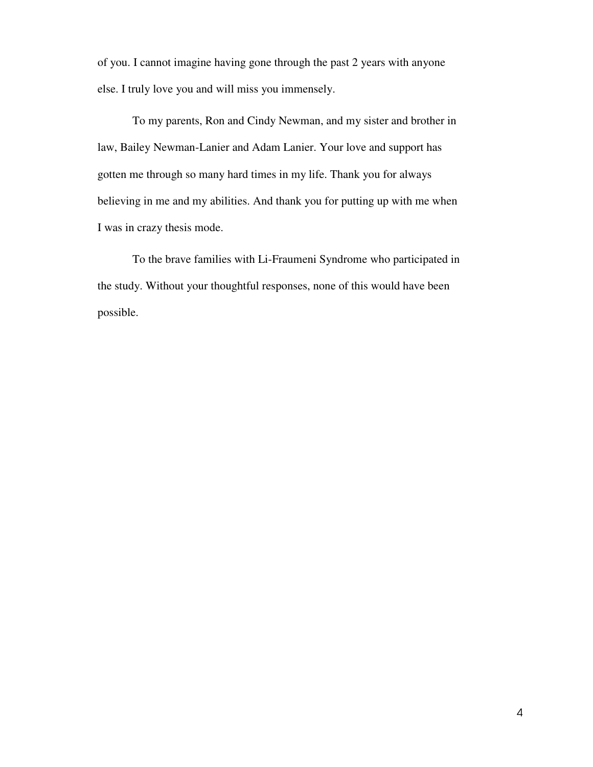of you. I cannot imagine having gone through the past 2 years with anyone else. I truly love you and will miss you immensely.

To my parents, Ron and Cindy Newman, and my sister and brother in law, Bailey Newman-Lanier and Adam Lanier. Your love and support has gotten me through so many hard times in my life. Thank you for always believing in me and my abilities. And thank you for putting up with me when I was in crazy thesis mode.

To the brave families with Li-Fraumeni Syndrome who participated in the study. Without your thoughtful responses, none of this would have been possible.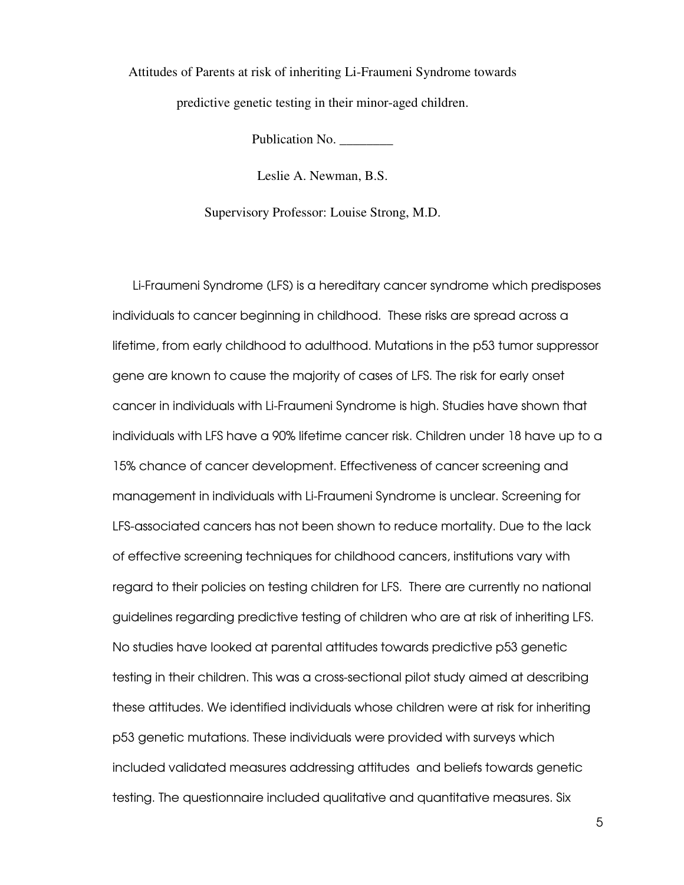Attitudes of Parents at risk of inheriting Li-Fraumeni Syndrome towards predictive genetic testing in their minor-aged children.

Publication No. ________

Leslie A. Newman, B.S.

Supervisory Professor: Louise Strong, M.D.

Li-Fraumeni Syndrome (LFS) is a hereditary cancer syndrome which predisposes individuals to cancer beginning in childhood. These risks are spread across a lifetime, from early childhood to adulthood. Mutations in the p53 tumor suppressor gene are known to cause the majority of cases of LFS. The risk for early onset cancer in individuals with Li-Fraumeni Syndrome is high. Studies have shown that individuals with LFS have a 90% lifetime cancer risk. Children under 18 have up to a 15% chance of cancer development. Effectiveness of cancer screening and management in individuals with Li-Fraumeni Syndrome is unclear. Screening for LFS-associated cancers has not been shown to reduce mortality. Due to the lack of effective screening techniques for childhood cancers, institutions vary with regard to their policies on testing children for LFS. There are currently no national guidelines regarding predictive testing of children who are at risk of inheriting LFS. No studies have looked at parental attitudes towards predictive p53 genetic testing in their children. This was a cross-sectional pilot study aimed at describing these attitudes. We identified individuals whose children were at risk for inheriting p53 genetic mutations. These individuals were provided with surveys which included validated measures addressing attitudes and beliefs towards genetic testing. The questionnaire included qualitative and quantitative measures. Six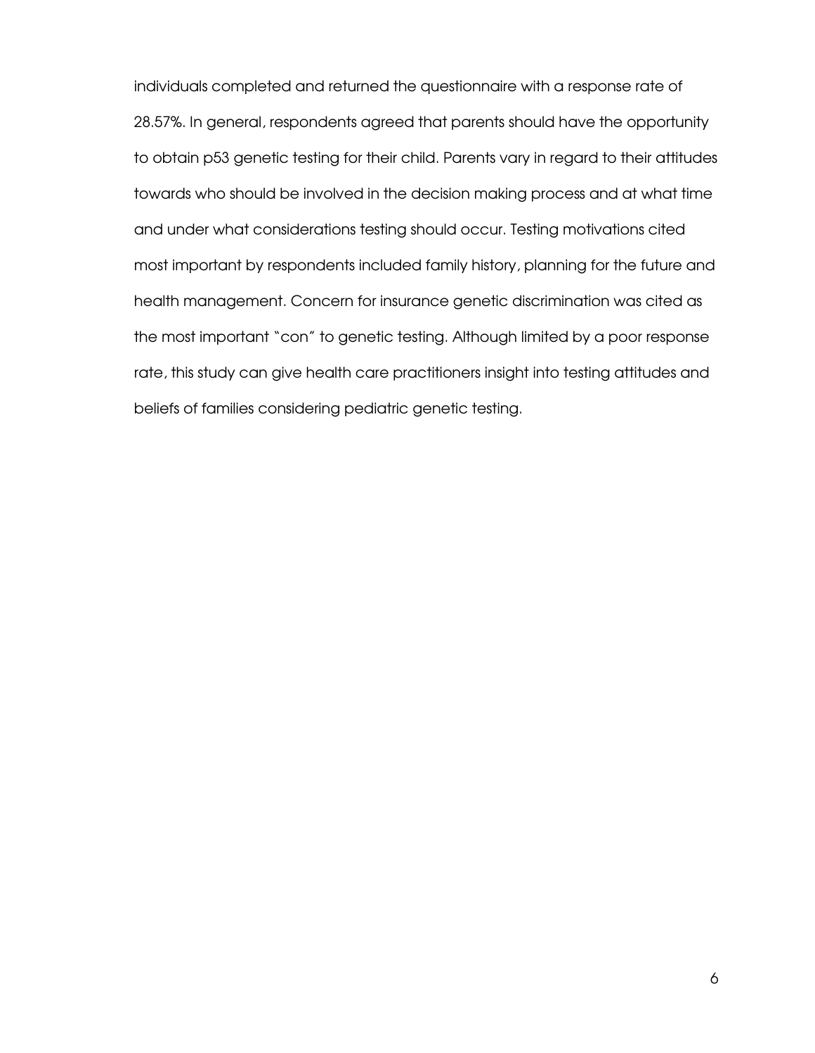individuals completed and returned the questionnaire with a response rate of 28.57%. In general, respondents agreed that parents should have the opportunity to obtain p53 genetic testing for their child. Parents vary in regard to their attitudes towards who should be involved in the decision making process and at what time and under what considerations testing should occur. Testing motivations cited most important by respondents included family history, planning for the future and health management. Concern for insurance genetic discrimination was cited as the most important "con" to genetic testing. Although limited by a poor response rate, this study can give health care practitioners insight into testing attitudes and beliefs of families considering pediatric genetic testing.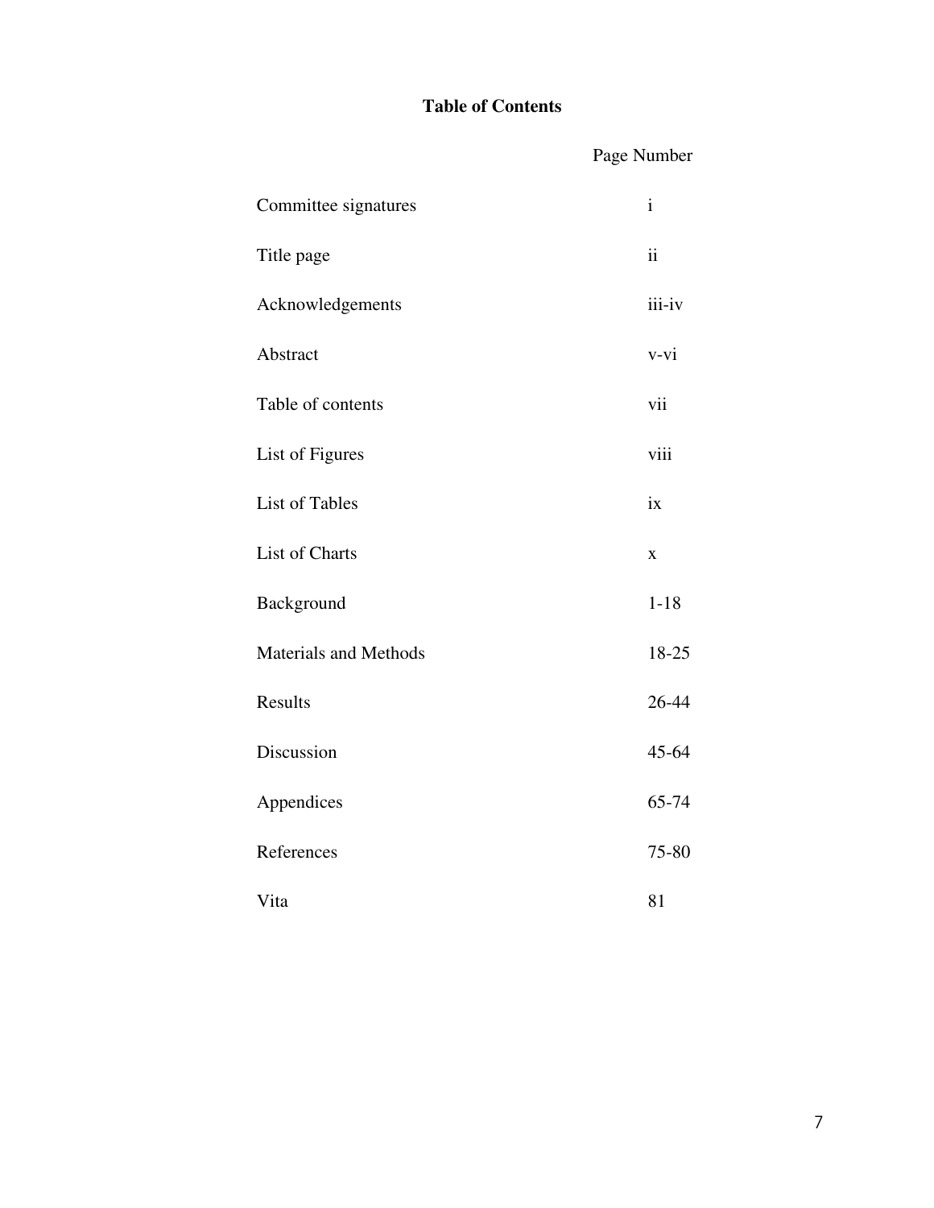# Table of Contents

| | Page Number |
|---|---|
| Committee signatures | i |
| Title page | ii |
| Acknowledgements | iii-iv |
| Abstract | v-vi |
| Table of contents | vii |
| List of Figures | viii |
| List of Tables | ix |
| List of Charts | x |
| Background | 1-18 |
| Materials and Methods | 18-25 |
| Results | 26-44 |
| Discussion | 45-64 |
| Appendices | 65-74 |
| References | 75-80 |
| Vita | 81 |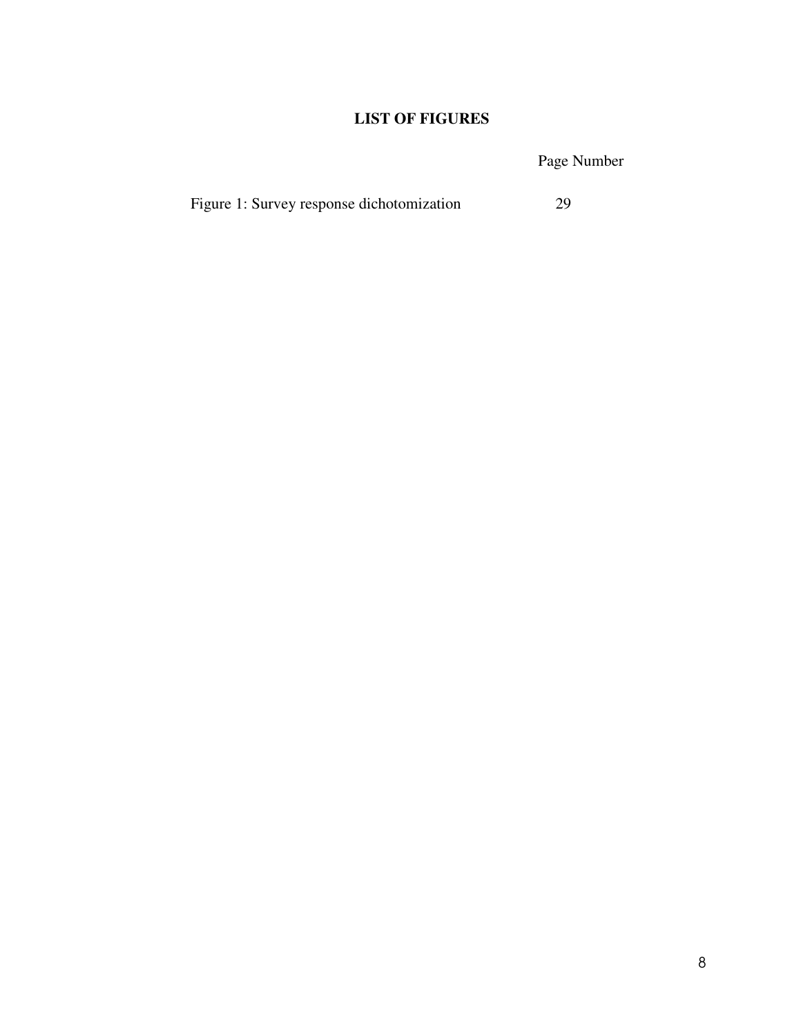# LIST OF FIGURES

| | Page Number |
|---|---|
| Figure 1: Survey response dichotomization | 29 |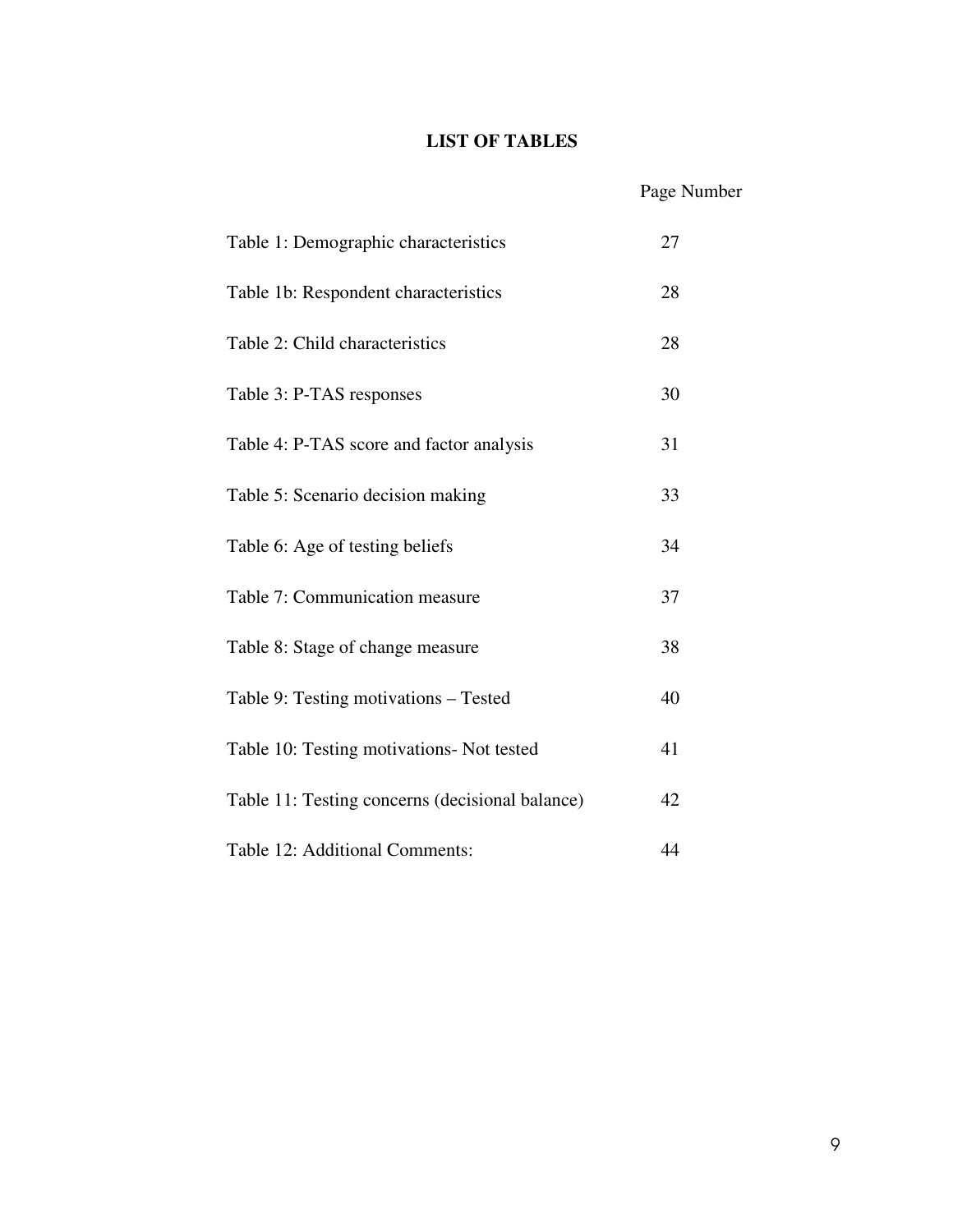# LIST OF TABLES

| | Page Number |
|---|---|
| Table 1: Demographic characteristics | 27 |
| Table 1b: Respondent characteristics | 28 |
| Table 2: Child characteristics | 28 |
| Table 3: P-TAS responses | 30 |
| Table 4: P-TAS score and factor analysis | 31 |
| Table 5: Scenario decision making | 33 |
| Table 6: Age of testing beliefs | 34 |
| Table 7: Communication measure | 37 |
| Table 8: Stage of change measure | 38 |
| Table 9: Testing motivations – Tested | 40 |
| Table 10: Testing motivations- Not tested | 41 |
| Table 11: Testing concerns (decisional balance) | 42 |
| Table 12: Additional Comments: | 44 |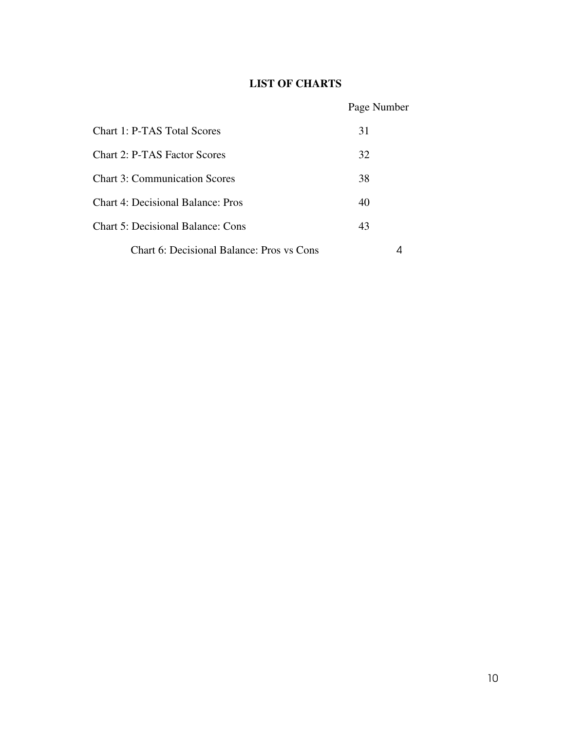# LIST OF CHARTS

| | Page Number |
|---|---|
| Chart 1: P-TAS Total Scores | 31 |
| Chart 2: P-TAS Factor Scores | 32 |
| Chart 3: Communication Scores | 38 |
| Chart 4: Decisional Balance: Pros | 40 |
| Chart 5: Decisional Balance: Cons | 43 |
| Chart 6: Decisional Balance: Pros vs Cons | 4 |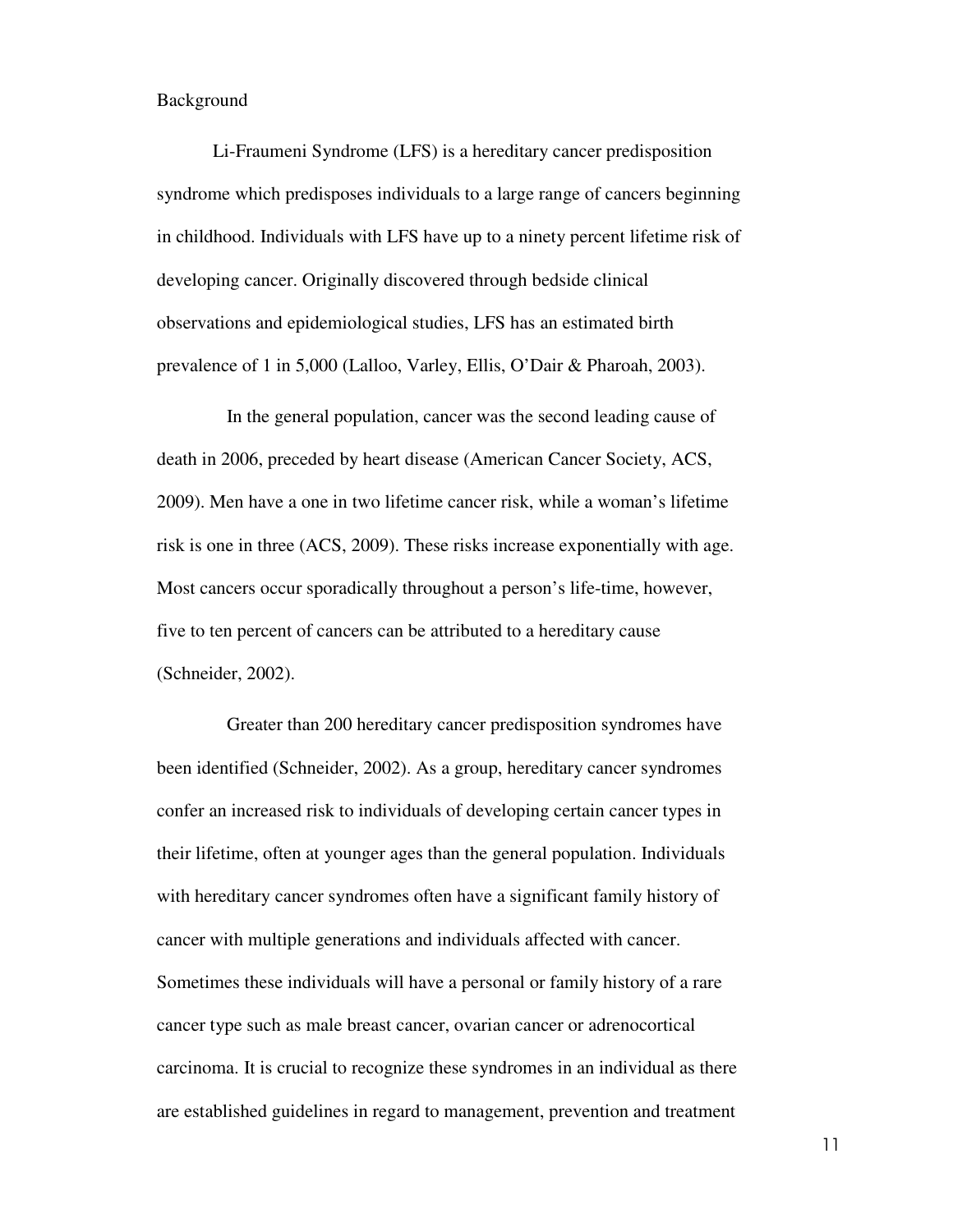## Background

Li-Fraumeni Syndrome (LFS) is a hereditary cancer predisposition syndrome which predisposes individuals to a large range of cancers beginning in childhood. Individuals with LFS have up to a ninety percent lifetime risk of developing cancer. Originally discovered through bedside clinical observations and epidemiological studies, LFS has an estimated birth prevalence of 1 in 5,000 (Lalloo, Varley, Ellis, O'Dair & Pharoah, 2003).

In the general population, cancer was the second leading cause of death in 2006, preceded by heart disease (American Cancer Society, ACS, 2009). Men have a one in two lifetime cancer risk, while a woman's lifetime risk is one in three (ACS, 2009). These risks increase exponentially with age. Most cancers occur sporadically throughout a person's life-time, however, five to ten percent of cancers can be attributed to a hereditary cause (Schneider, 2002).

Greater than 200 hereditary cancer predisposition syndromes have been identified (Schneider, 2002). As a group, hereditary cancer syndromes confer an increased risk to individuals of developing certain cancer types in their lifetime, often at younger ages than the general population. Individuals with hereditary cancer syndromes often have a significant family history of cancer with multiple generations and individuals affected with cancer. Sometimes these individuals will have a personal or family history of a rare cancer type such as male breast cancer, ovarian cancer or adrenocortical carcinoma. It is crucial to recognize these syndromes in an individual as there are established guidelines in regard to management, prevention and treatment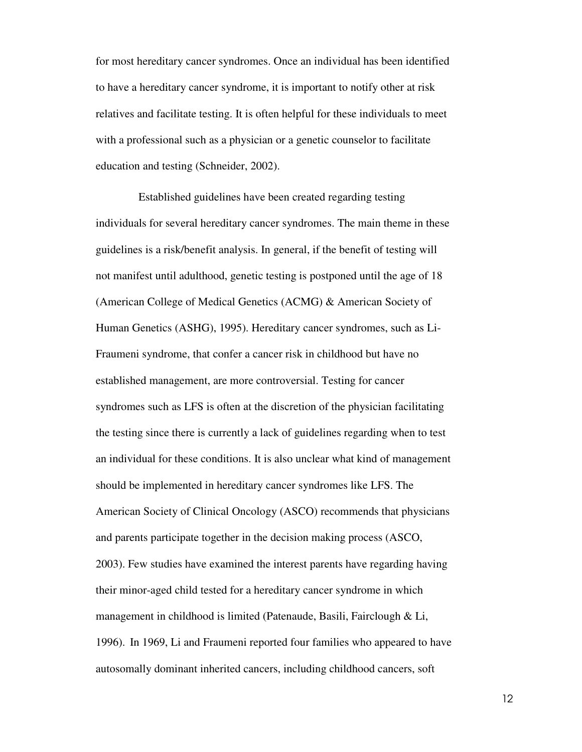for most hereditary cancer syndromes. Once an individual has been identified to have a hereditary cancer syndrome, it is important to notify other at risk relatives and facilitate testing. It is often helpful for these individuals to meet with a professional such as a physician or a genetic counselor to facilitate education and testing (Schneider, 2002).

Established guidelines have been created regarding testing individuals for several hereditary cancer syndromes. The main theme in these guidelines is a risk/benefit analysis. In general, if the benefit of testing will not manifest until adulthood, genetic testing is postponed until the age of 18 (American College of Medical Genetics (ACMG) & American Society of Human Genetics (ASHG), 1995). Hereditary cancer syndromes, such as Li-Fraumeni syndrome, that confer a cancer risk in childhood but have no established management, are more controversial. Testing for cancer syndromes such as LFS is often at the discretion of the physician facilitating the testing since there is currently a lack of guidelines regarding when to test an individual for these conditions. It is also unclear what kind of management should be implemented in hereditary cancer syndromes like LFS. The American Society of Clinical Oncology (ASCO) recommends that physicians and parents participate together in the decision making process (ASCO, 2003). Few studies have examined the interest parents have regarding having their minor-aged child tested for a hereditary cancer syndrome in which management in childhood is limited (Patenaude, Basili, Fairclough & Li, 1996). In 1969, Li and Fraumeni reported four families who appeared to have autosomally dominant inherited cancers, including childhood cancers, soft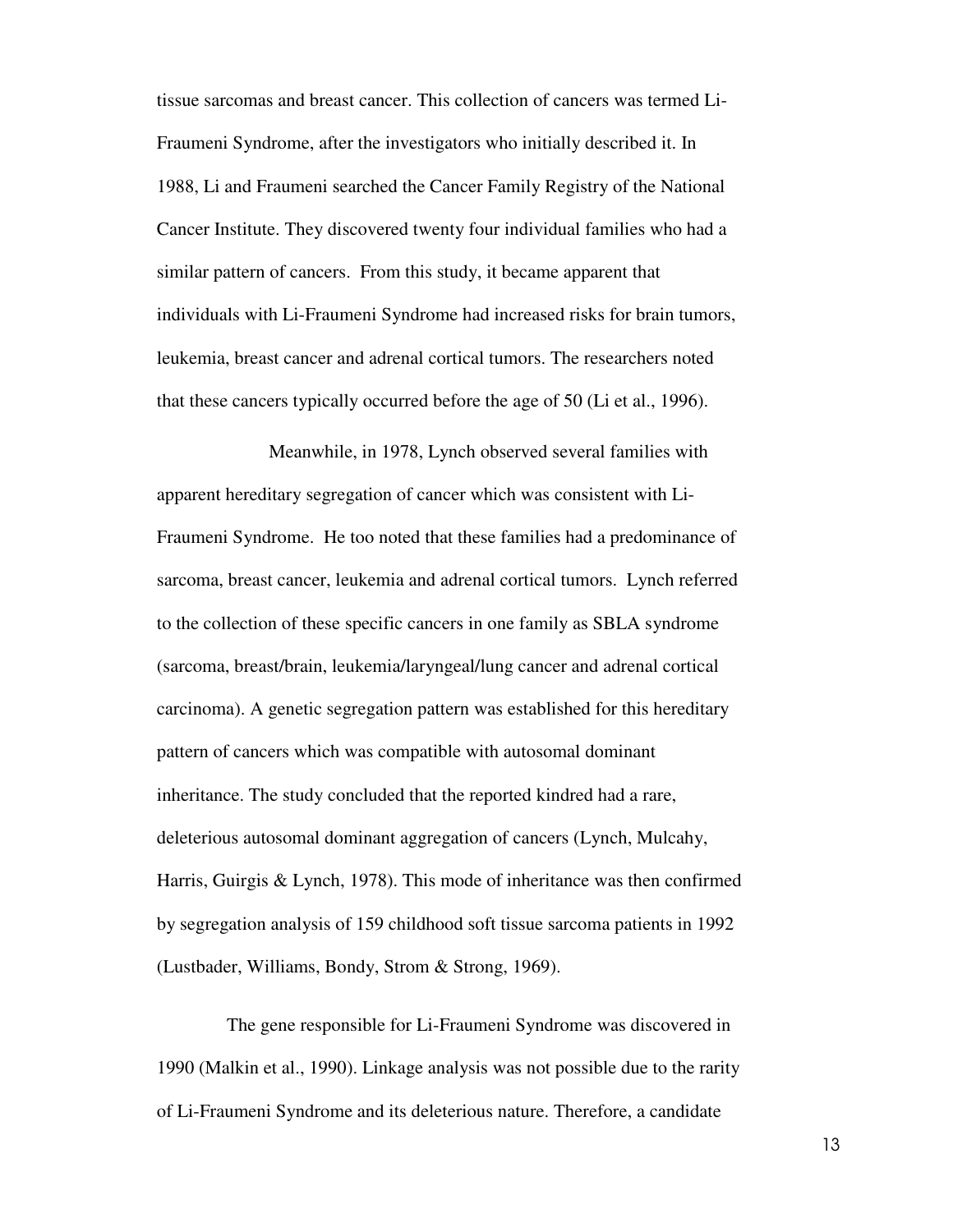tissue sarcomas and breast cancer. This collection of cancers was termed Li-Fraumeni Syndrome, after the investigators who initially described it. In 1988, Li and Fraumeni searched the Cancer Family Registry of the National Cancer Institute. They discovered twenty four individual families who had a similar pattern of cancers. From this study, it became apparent that individuals with Li-Fraumeni Syndrome had increased risks for brain tumors, leukemia, breast cancer and adrenal cortical tumors. The researchers noted that these cancers typically occurred before the age of 50 (Li et al., 1996).

Meanwhile, in 1978, Lynch observed several families with apparent hereditary segregation of cancer which was consistent with Li-Fraumeni Syndrome. He too noted that these families had a predominance of sarcoma, breast cancer, leukemia and adrenal cortical tumors. Lynch referred to the collection of these specific cancers in one family as SBLA syndrome (sarcoma, breast/brain, leukemia/laryngeal/lung cancer and adrenal cortical carcinoma). A genetic segregation pattern was established for this hereditary pattern of cancers which was compatible with autosomal dominant inheritance. The study concluded that the reported kindred had a rare, deleterious autosomal dominant aggregation of cancers (Lynch, Mulcahy, Harris, Guirgis & Lynch, 1978). This mode of inheritance was then confirmed by segregation analysis of 159 childhood soft tissue sarcoma patients in 1992 (Lustbader, Williams, Bondy, Strom & Strong, 1969).

The gene responsible for Li-Fraumeni Syndrome was discovered in 1990 (Malkin et al., 1990). Linkage analysis was not possible due to the rarity of Li-Fraumeni Syndrome and its deleterious nature. Therefore, a candidate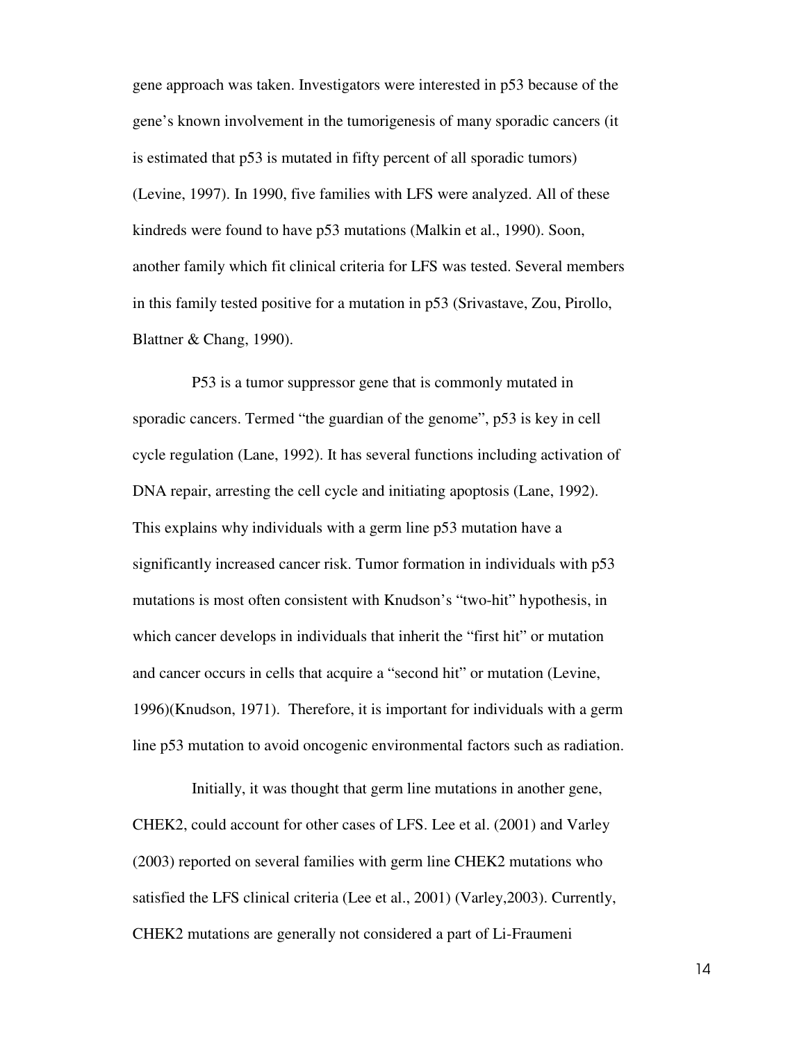gene approach was taken. Investigators were interested in p53 because of the gene's known involvement in the tumorigenesis of many sporadic cancers (it is estimated that p53 is mutated in fifty percent of all sporadic tumors) (Levine, 1997). In 1990, five families with LFS were analyzed. All of these kindreds were found to have p53 mutations (Malkin et al., 1990). Soon, another family which fit clinical criteria for LFS was tested. Several members in this family tested positive for a mutation in p53 (Srivastave, Zou, Pirollo, Blattner & Chang, 1990).

P53 is a tumor suppressor gene that is commonly mutated in sporadic cancers. Termed "the guardian of the genome", p53 is key in cell cycle regulation (Lane, 1992). It has several functions including activation of DNA repair, arresting the cell cycle and initiating apoptosis (Lane, 1992). This explains why individuals with a germ line p53 mutation have a significantly increased cancer risk. Tumor formation in individuals with p53 mutations is most often consistent with Knudson's "two-hit" hypothesis, in which cancer develops in individuals that inherit the "first hit" or mutation and cancer occurs in cells that acquire a "second hit" or mutation (Levine, 1996)(Knudson, 1971). Therefore, it is important for individuals with a germ line p53 mutation to avoid oncogenic environmental factors such as radiation.

Initially, it was thought that germ line mutations in another gene, CHEK2, could account for other cases of LFS. Lee et al. (2001) and Varley (2003) reported on several families with germ line CHEK2 mutations who satisfied the LFS clinical criteria (Lee et al., 2001) (Varley,2003). Currently, CHEK2 mutations are generally not considered a part of Li-Fraumeni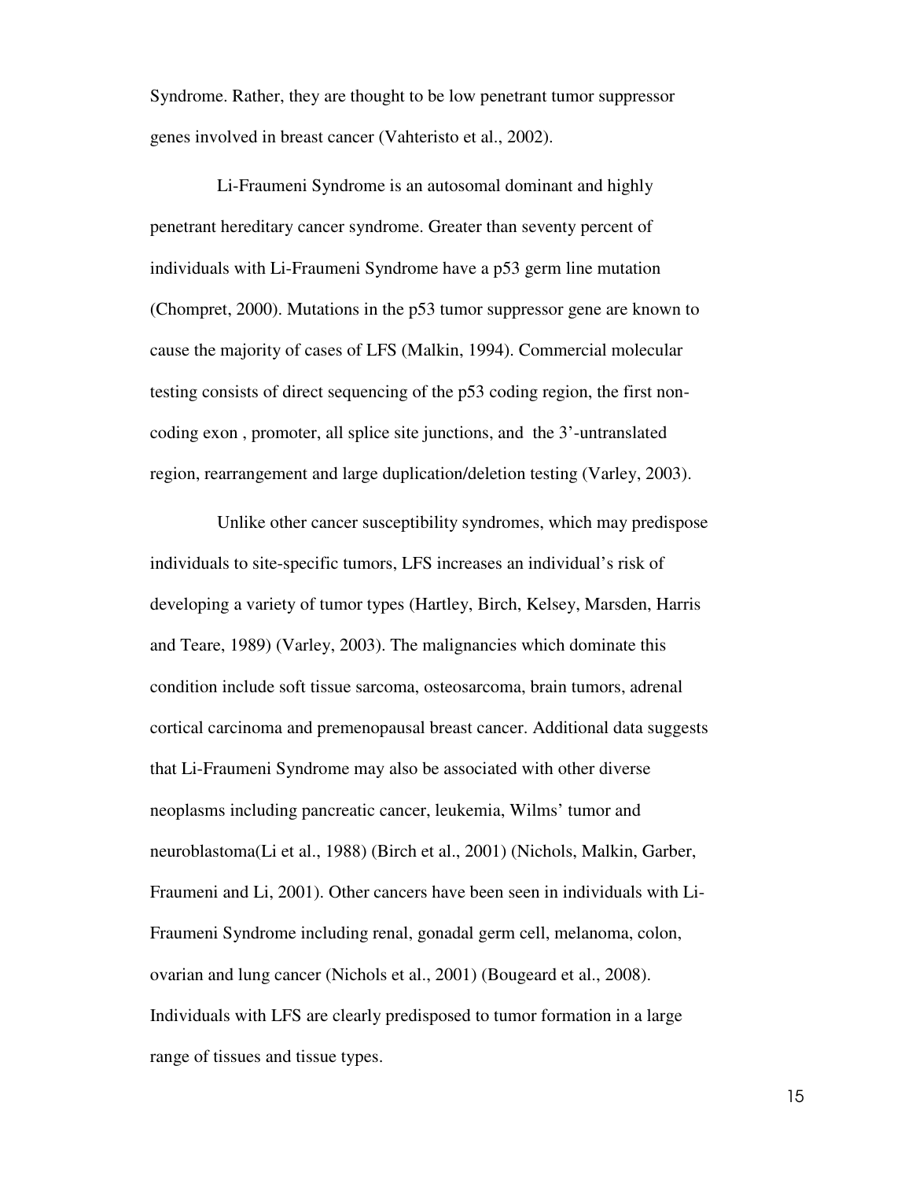Syndrome. Rather, they are thought to be low penetrant tumor suppressor genes involved in breast cancer (Vahteristo et al., 2002).

Li-Fraumeni Syndrome is an autosomal dominant and highly penetrant hereditary cancer syndrome. Greater than seventy percent of individuals with Li-Fraumeni Syndrome have a p53 germ line mutation (Chompret, 2000). Mutations in the p53 tumor suppressor gene are known to cause the majority of cases of LFS (Malkin, 1994). Commercial molecular testing consists of direct sequencing of the p53 coding region, the first non-coding exon , promoter, all splice site junctions, and the 3'-untranslated region, rearrangement and large duplication/deletion testing (Varley, 2003).

Unlike other cancer susceptibility syndromes, which may predispose individuals to site-specific tumors, LFS increases an individual's risk of developing a variety of tumor types (Hartley, Birch, Kelsey, Marsden, Harris and Teare, 1989) (Varley, 2003). The malignancies which dominate this condition include soft tissue sarcoma, osteosarcoma, brain tumors, adrenal cortical carcinoma and premenopausal breast cancer. Additional data suggests that Li-Fraumeni Syndrome may also be associated with other diverse neoplasms including pancreatic cancer, leukemia, Wilms' tumor and neuroblastoma(Li et al., 1988) (Birch et al., 2001) (Nichols, Malkin, Garber, Fraumeni and Li, 2001). Other cancers have been seen in individuals with Li-Fraumeni Syndrome including renal, gonadal germ cell, melanoma, colon, ovarian and lung cancer (Nichols et al., 2001) (Bougeard et al., 2008). Individuals with LFS are clearly predisposed to tumor formation in a large range of tissues and tissue types.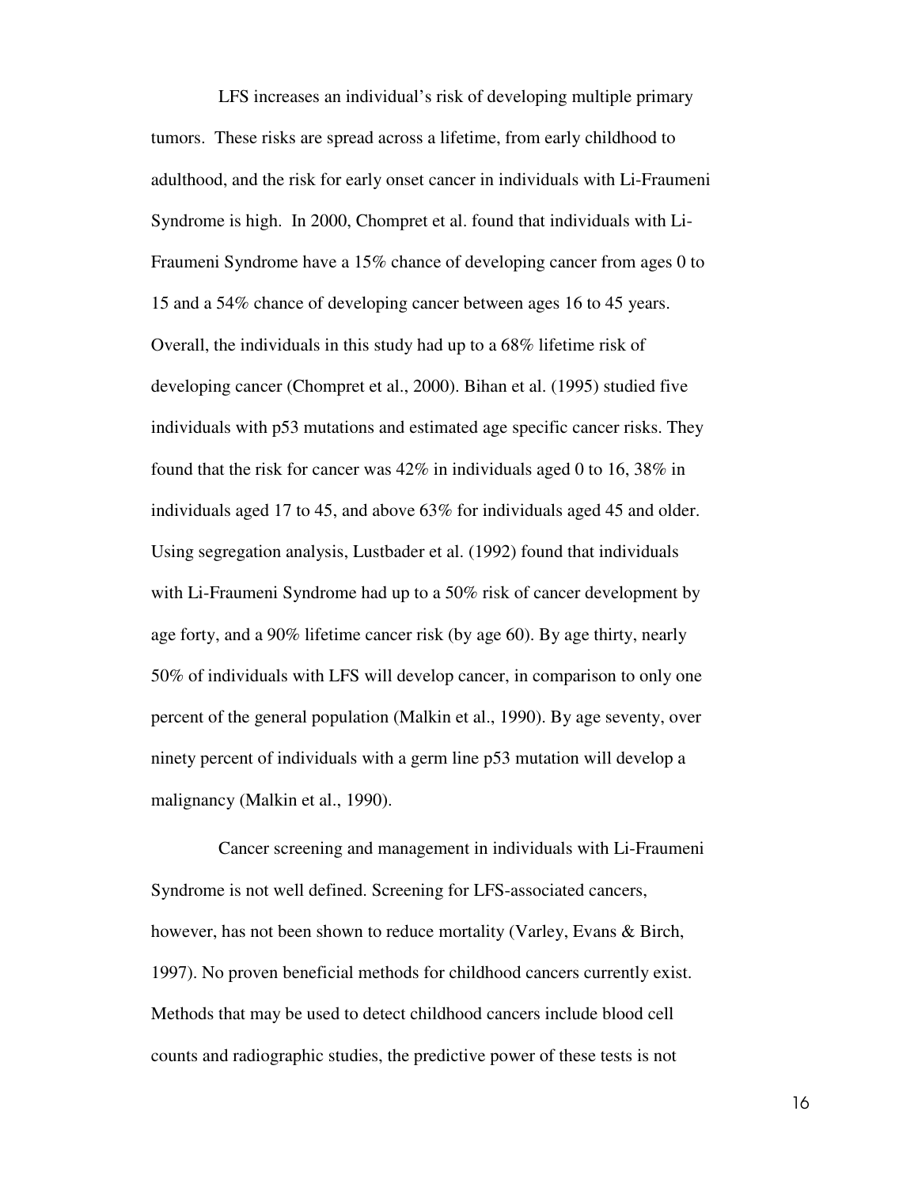LFS increases an individual's risk of developing multiple primary tumors. These risks are spread across a lifetime, from early childhood to adulthood, and the risk for early onset cancer in individuals with Li-Fraumeni Syndrome is high. In 2000, Chompret et al. found that individuals with Li-Fraumeni Syndrome have a 15% chance of developing cancer from ages 0 to 15 and a 54% chance of developing cancer between ages 16 to 45 years. Overall, the individuals in this study had up to a 68% lifetime risk of developing cancer (Chompret et al., 2000). Bihan et al. (1995) studied five individuals with p53 mutations and estimated age specific cancer risks. They found that the risk for cancer was 42% in individuals aged 0 to 16, 38% in individuals aged 17 to 45, and above 63% for individuals aged 45 and older. Using segregation analysis, Lustbader et al. (1992) found that individuals with Li-Fraumeni Syndrome had up to a 50% risk of cancer development by age forty, and a 90% lifetime cancer risk (by age 60). By age thirty, nearly 50% of individuals with LFS will develop cancer, in comparison to only one percent of the general population (Malkin et al., 1990). By age seventy, over ninety percent of individuals with a germ line p53 mutation will develop a malignancy (Malkin et al., 1990).

Cancer screening and management in individuals with Li-Fraumeni Syndrome is not well defined. Screening for LFS-associated cancers, however, has not been shown to reduce mortality (Varley, Evans & Birch, 1997). No proven beneficial methods for childhood cancers currently exist. Methods that may be used to detect childhood cancers include blood cell counts and radiographic studies, the predictive power of these tests is not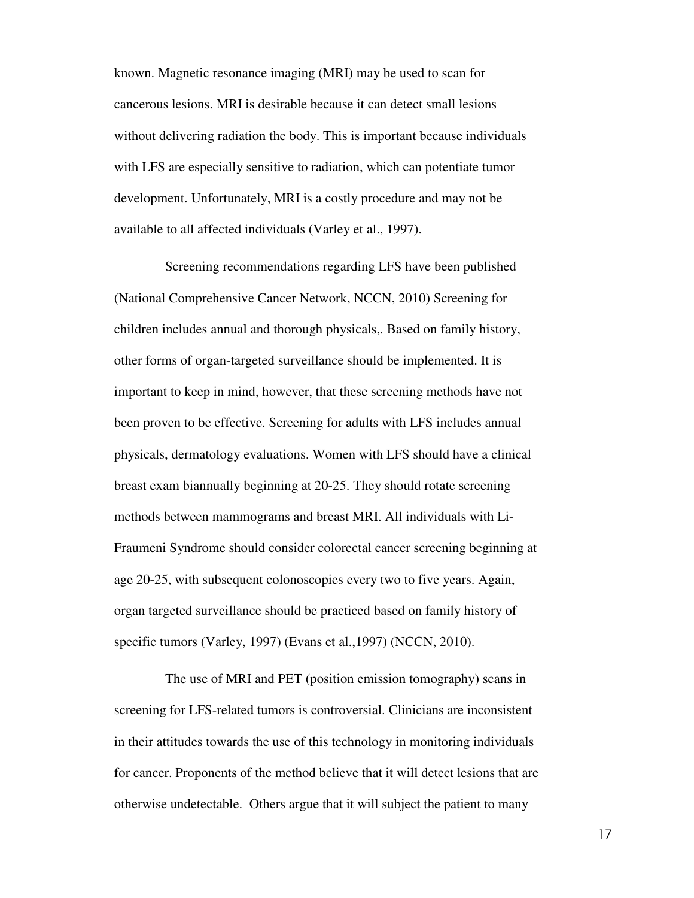known. Magnetic resonance imaging (MRI) may be used to scan for cancerous lesions. MRI is desirable because it can detect small lesions without delivering radiation the body. This is important because individuals with LFS are especially sensitive to radiation, which can potentiate tumor development. Unfortunately, MRI is a costly procedure and may not be available to all affected individuals (Varley et al., 1997).

Screening recommendations regarding LFS have been published (National Comprehensive Cancer Network, NCCN, 2010) Screening for children includes annual and thorough physicals,. Based on family history, other forms of organ-targeted surveillance should be implemented. It is important to keep in mind, however, that these screening methods have not been proven to be effective. Screening for adults with LFS includes annual physicals, dermatology evaluations. Women with LFS should have a clinical breast exam biannually beginning at 20-25. They should rotate screening methods between mammograms and breast MRI. All individuals with Li-Fraumeni Syndrome should consider colorectal cancer screening beginning at age 20-25, with subsequent colonoscopies every two to five years. Again, organ targeted surveillance should be practiced based on family history of specific tumors (Varley, 1997) (Evans et al.,1997) (NCCN, 2010).

The use of MRI and PET (position emission tomography) scans in screening for LFS-related tumors is controversial. Clinicians are inconsistent in their attitudes towards the use of this technology in monitoring individuals for cancer. Proponents of the method believe that it will detect lesions that are otherwise undetectable. Others argue that it will subject the patient to many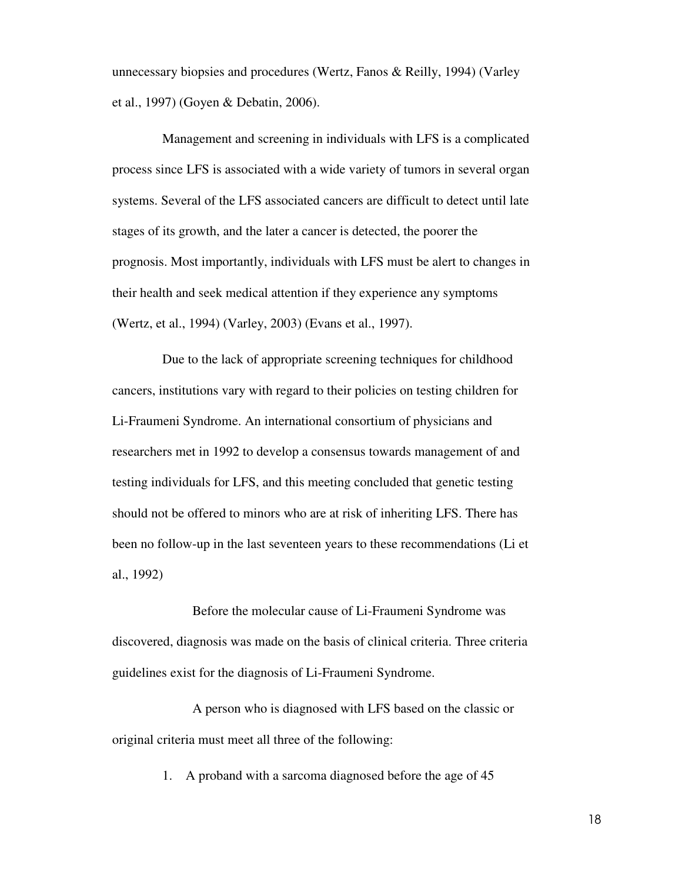unnecessary biopsies and procedures (Wertz, Fanos & Reilly, 1994) (Varley et al., 1997) (Goyen & Debatin, 2006).

Management and screening in individuals with LFS is a complicated process since LFS is associated with a wide variety of tumors in several organ systems. Several of the LFS associated cancers are difficult to detect until late stages of its growth, and the later a cancer is detected, the poorer the prognosis. Most importantly, individuals with LFS must be alert to changes in their health and seek medical attention if they experience any symptoms (Wertz, et al., 1994) (Varley, 2003) (Evans et al., 1997).

Due to the lack of appropriate screening techniques for childhood cancers, institutions vary with regard to their policies on testing children for Li-Fraumeni Syndrome. An international consortium of physicians and researchers met in 1992 to develop a consensus towards management of and testing individuals for LFS, and this meeting concluded that genetic testing should not be offered to minors who are at risk of inheriting LFS. There has been no follow-up in the last seventeen years to these recommendations (Li et al., 1992)

Before the molecular cause of Li-Fraumeni Syndrome was discovered, diagnosis was made on the basis of clinical criteria. Three criteria guidelines exist for the diagnosis of Li-Fraumeni Syndrome.

A person who is diagnosed with LFS based on the classic or original criteria must meet all three of the following:

1. A proband with a sarcoma diagnosed before the age of 45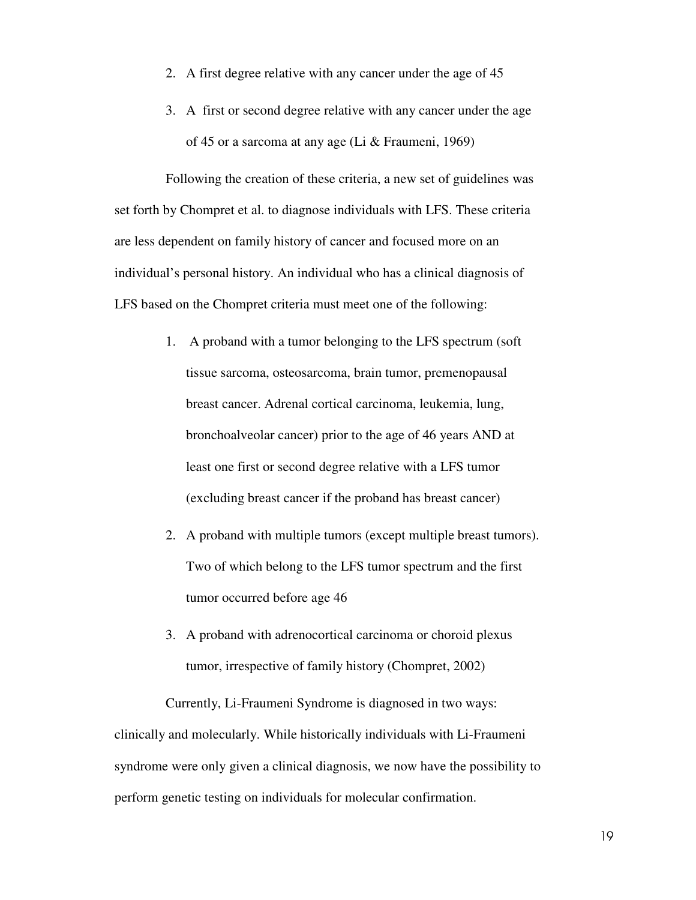2. A first degree relative with any cancer under the age of 45

3. A first or second degree relative with any cancer under the age of 45 or a sarcoma at any age (Li & Fraumeni, 1969)

Following the creation of these criteria, a new set of guidelines was set forth by Chompret et al. to diagnose individuals with LFS. These criteria are less dependent on family history of cancer and focused more on an individual's personal history. An individual who has a clinical diagnosis of LFS based on the Chompret criteria must meet one of the following:

1. A proband with a tumor belonging to the LFS spectrum (soft tissue sarcoma, osteosarcoma, brain tumor, premenopausal breast cancer. Adrenal cortical carcinoma, leukemia, lung, bronchoalveolar cancer) prior to the age of 46 years AND at least one first or second degree relative with a LFS tumor (excluding breast cancer if the proband has breast cancer)

2. A proband with multiple tumors (except multiple breast tumors). Two of which belong to the LFS tumor spectrum and the first tumor occurred before age 46

3. A proband with adrenocortical carcinoma or choroid plexus tumor, irrespective of family history (Chompret, 2002)

Currently, Li-Fraumeni Syndrome is diagnosed in two ways: clinically and molecularly. While historically individuals with Li-Fraumeni syndrome were only given a clinical diagnosis, we now have the possibility to perform genetic testing on individuals for molecular confirmation.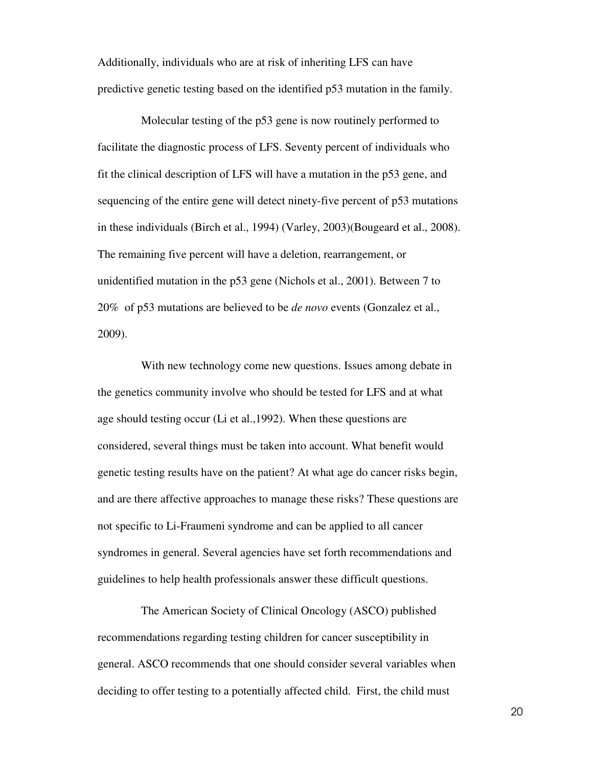Additionally, individuals who are at risk of inheriting LFS can have predictive genetic testing based on the identified p53 mutation in the family.

Molecular testing of the p53 gene is now routinely performed to facilitate the diagnostic process of LFS. Seventy percent of individuals who fit the clinical description of LFS will have a mutation in the p53 gene, and sequencing of the entire gene will detect ninety-five percent of p53 mutations in these individuals (Birch et al., 1994) (Varley, 2003)(Bougeard et al., 2008). The remaining five percent will have a deletion, rearrangement, or unidentified mutation in the p53 gene (Nichols et al., 2001). Between 7 to 20% of p53 mutations are believed to be *de novo* events (Gonzalez et al., 2009).

With new technology come new questions. Issues among debate in the genetics community involve who should be tested for LFS and at what age should testing occur (Li et al.,1992). When these questions are considered, several things must be taken into account. What benefit would genetic testing results have on the patient? At what age do cancer risks begin, and are there affective approaches to manage these risks? These questions are not specific to Li-Fraumeni syndrome and can be applied to all cancer syndromes in general. Several agencies have set forth recommendations and guidelines to help health professionals answer these difficult questions.

The American Society of Clinical Oncology (ASCO) published recommendations regarding testing children for cancer susceptibility in general. ASCO recommends that one should consider several variables when deciding to offer testing to a potentially affected child. First, the child must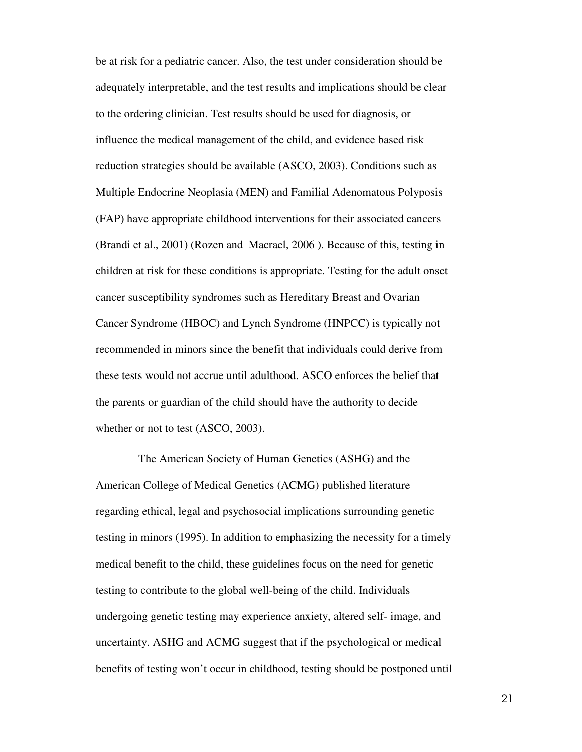be at risk for a pediatric cancer. Also, the test under consideration should be adequately interpretable, and the test results and implications should be clear to the ordering clinician. Test results should be used for diagnosis, or influence the medical management of the child, and evidence based risk reduction strategies should be available (ASCO, 2003). Conditions such as Multiple Endocrine Neoplasia (MEN) and Familial Adenomatous Polyposis (FAP) have appropriate childhood interventions for their associated cancers (Brandi et al., 2001) (Rozen and  Macrael, 2006 ). Because of this, testing in children at risk for these conditions is appropriate. Testing for the adult onset cancer susceptibility syndromes such as Hereditary Breast and Ovarian Cancer Syndrome (HBOC) and Lynch Syndrome (HNPCC) is typically not recommended in minors since the benefit that individuals could derive from these tests would not accrue until adulthood. ASCO enforces the belief that the parents or guardian of the child should have the authority to decide whether or not to test (ASCO, 2003).

The American Society of Human Genetics (ASHG) and the American College of Medical Genetics (ACMG) published literature regarding ethical, legal and psychosocial implications surrounding genetic testing in minors (1995). In addition to emphasizing the necessity for a timely medical benefit to the child, these guidelines focus on the need for genetic testing to contribute to the global well-being of the child. Individuals undergoing genetic testing may experience anxiety, altered self- image, and uncertainty. ASHG and ACMG suggest that if the psychological or medical benefits of testing won't occur in childhood, testing should be postponed until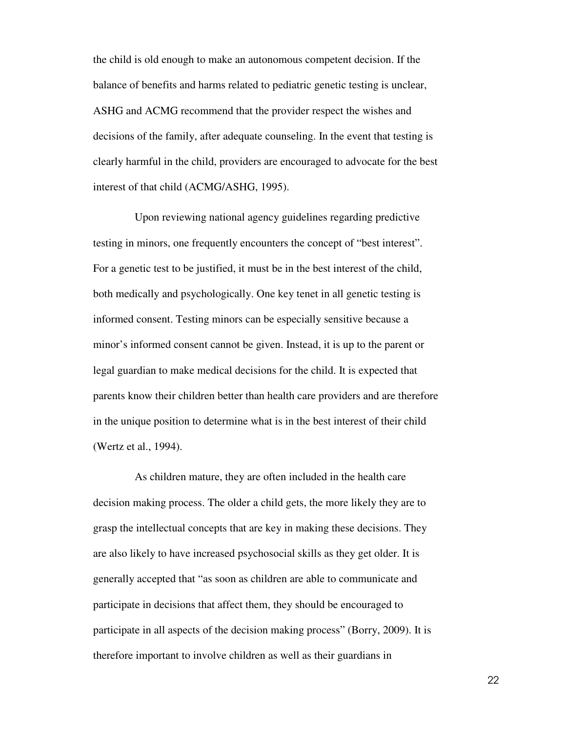the child is old enough to make an autonomous competent decision. If the balance of benefits and harms related to pediatric genetic testing is unclear, ASHG and ACMG recommend that the provider respect the wishes and decisions of the family, after adequate counseling. In the event that testing is clearly harmful in the child, providers are encouraged to advocate for the best interest of that child (ACMG/ASHG, 1995).

Upon reviewing national agency guidelines regarding predictive testing in minors, one frequently encounters the concept of "best interest". For a genetic test to be justified, it must be in the best interest of the child, both medically and psychologically. One key tenet in all genetic testing is informed consent. Testing minors can be especially sensitive because a minor's informed consent cannot be given. Instead, it is up to the parent or legal guardian to make medical decisions for the child. It is expected that parents know their children better than health care providers and are therefore in the unique position to determine what is in the best interest of their child (Wertz et al., 1994).

As children mature, they are often included in the health care decision making process. The older a child gets, the more likely they are to grasp the intellectual concepts that are key in making these decisions. They are also likely to have increased psychosocial skills as they get older. It is generally accepted that "as soon as children are able to communicate and participate in decisions that affect them, they should be encouraged to participate in all aspects of the decision making process" (Borry, 2009). It is therefore important to involve children as well as their guardians in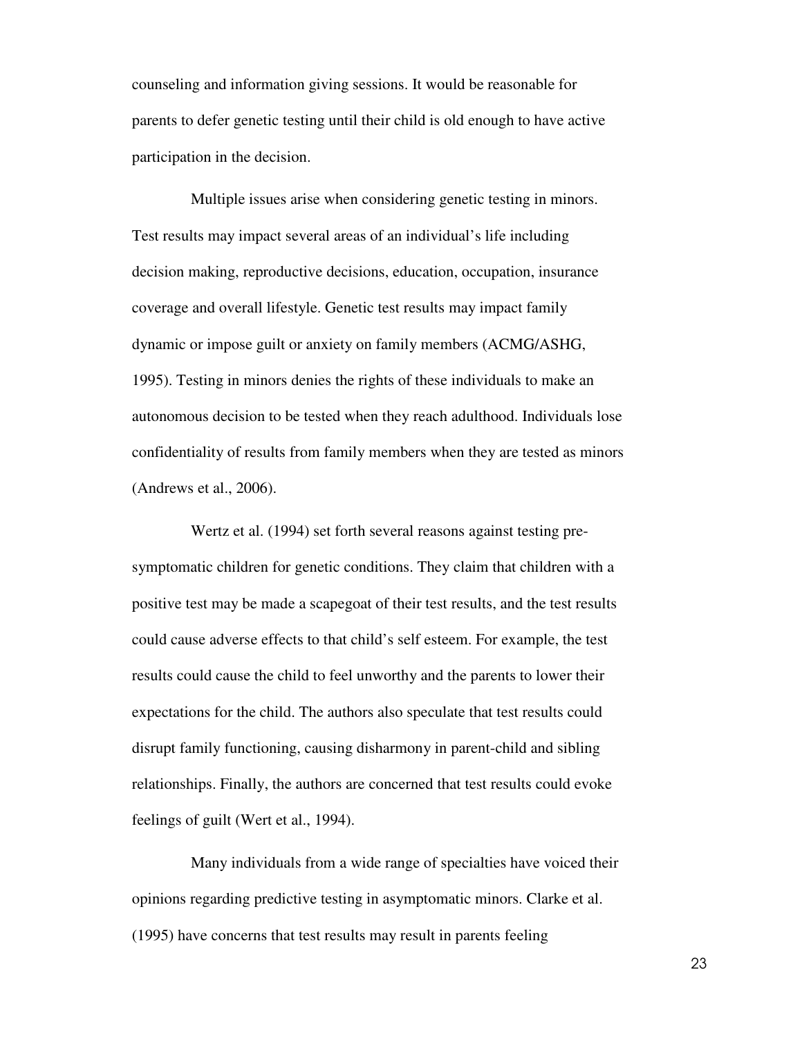counseling and information giving sessions. It would be reasonable for parents to defer genetic testing until their child is old enough to have active participation in the decision.

Multiple issues arise when considering genetic testing in minors. Test results may impact several areas of an individual's life including decision making, reproductive decisions, education, occupation, insurance coverage and overall lifestyle. Genetic test results may impact family dynamic or impose guilt or anxiety on family members (ACMG/ASHG, 1995). Testing in minors denies the rights of these individuals to make an autonomous decision to be tested when they reach adulthood. Individuals lose confidentiality of results from family members when they are tested as minors (Andrews et al., 2006).

Wertz et al. (1994) set forth several reasons against testing pre-symptomatic children for genetic conditions. They claim that children with a positive test may be made a scapegoat of their test results, and the test results could cause adverse effects to that child's self esteem. For example, the test results could cause the child to feel unworthy and the parents to lower their expectations for the child. The authors also speculate that test results could disrupt family functioning, causing disharmony in parent-child and sibling relationships. Finally, the authors are concerned that test results could evoke feelings of guilt (Wert et al., 1994).

Many individuals from a wide range of specialties have voiced their opinions regarding predictive testing in asymptomatic minors. Clarke et al. (1995) have concerns that test results may result in parents feeling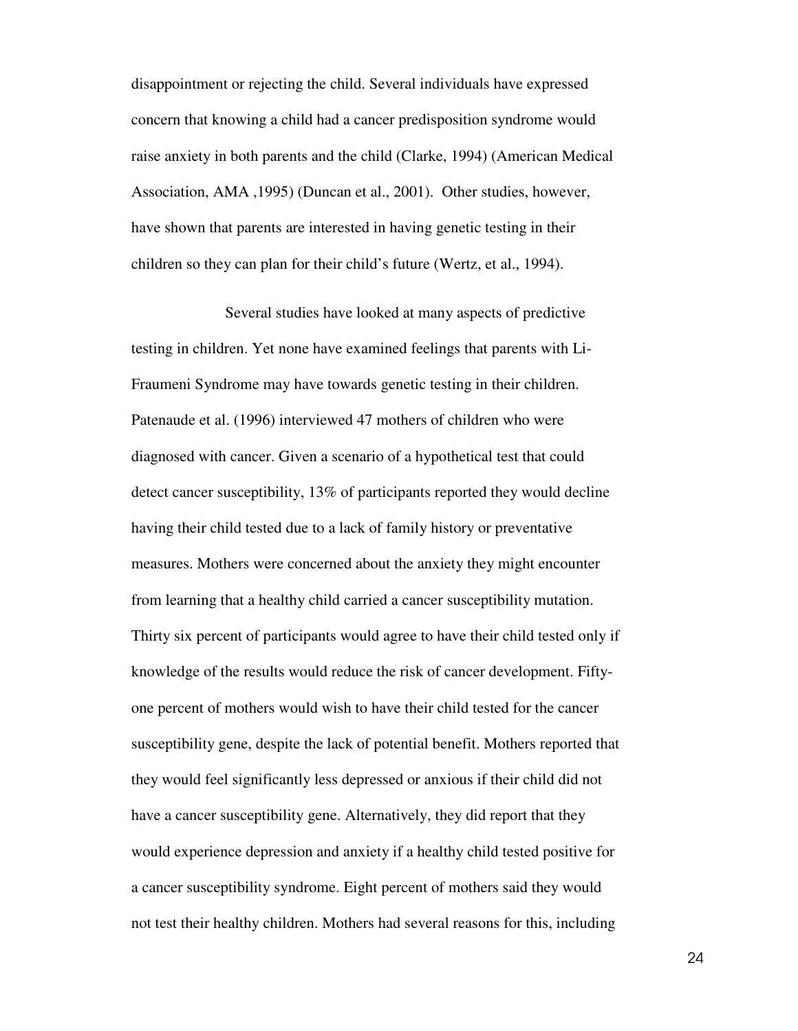disappointment or rejecting the child. Several individuals have expressed concern that knowing a child had a cancer predisposition syndrome would raise anxiety in both parents and the child (Clarke, 1994) (American Medical Association, AMA ,1995) (Duncan et al., 2001). Other studies, however, have shown that parents are interested in having genetic testing in their children so they can plan for their child's future (Wertz, et al., 1994).

Several studies have looked at many aspects of predictive testing in children. Yet none have examined feelings that parents with Li-Fraumeni Syndrome may have towards genetic testing in their children. Patenaude et al. (1996) interviewed 47 mothers of children who were diagnosed with cancer. Given a scenario of a hypothetical test that could detect cancer susceptibility, 13% of participants reported they would decline having their child tested due to a lack of family history or preventative measures. Mothers were concerned about the anxiety they might encounter from learning that a healthy child carried a cancer susceptibility mutation. Thirty six percent of participants would agree to have their child tested only if knowledge of the results would reduce the risk of cancer development. Fifty-one percent of mothers would wish to have their child tested for the cancer susceptibility gene, despite the lack of potential benefit. Mothers reported that they would feel significantly less depressed or anxious if their child did not have a cancer susceptibility gene. Alternatively, they did report that they would experience depression and anxiety if a healthy child tested positive for a cancer susceptibility syndrome. Eight percent of mothers said they would not test their healthy children. Mothers had several reasons for this, including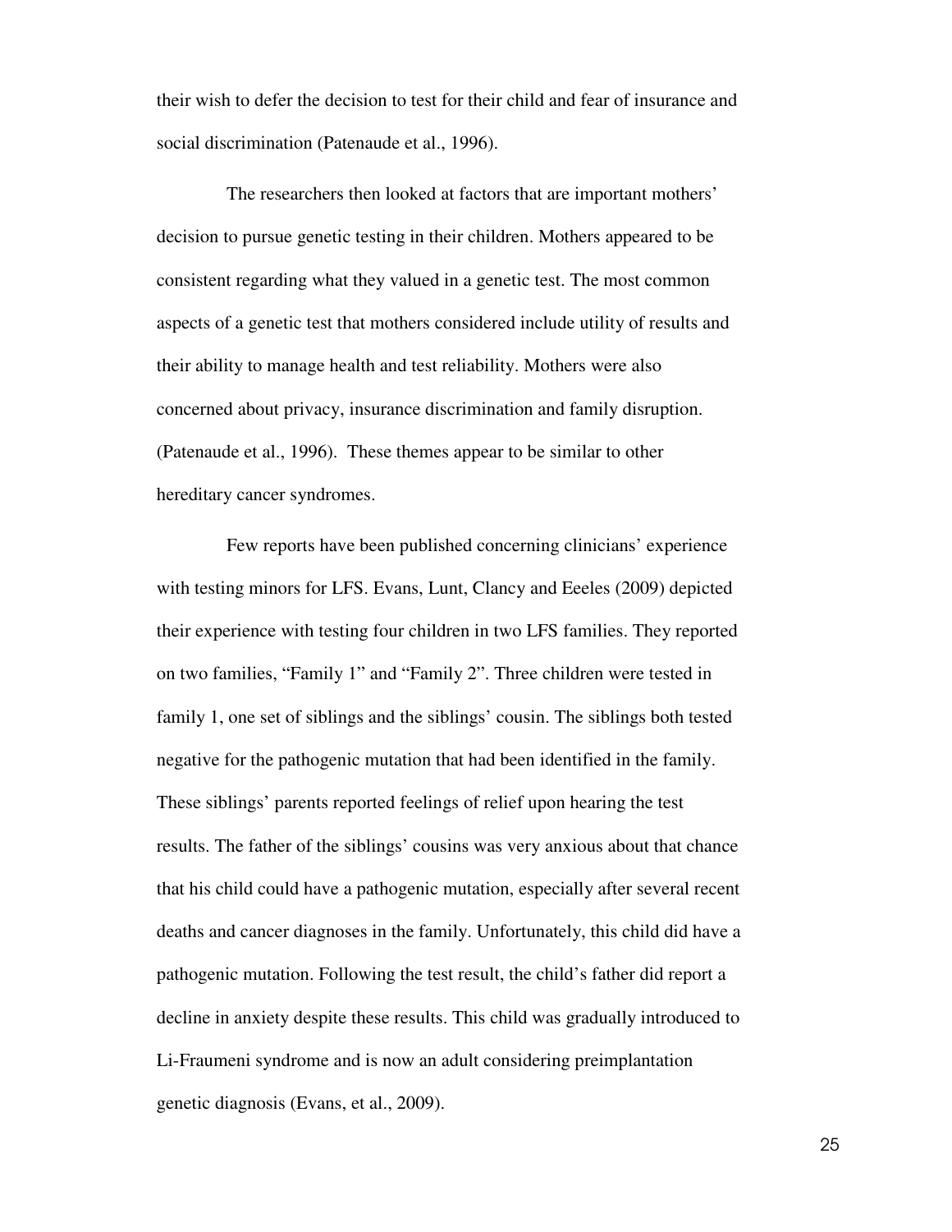their wish to defer the decision to test for their child and fear of insurance and social discrimination (Patenaude et al., 1996).

The researchers then looked at factors that are important mothers' decision to pursue genetic testing in their children. Mothers appeared to be consistent regarding what they valued in a genetic test. The most common aspects of a genetic test that mothers considered include utility of results and their ability to manage health and test reliability. Mothers were also concerned about privacy, insurance discrimination and family disruption. (Patenaude et al., 1996). These themes appear to be similar to other hereditary cancer syndromes.

Few reports have been published concerning clinicians' experience with testing minors for LFS. Evans, Lunt, Clancy and Eeeles (2009) depicted their experience with testing four children in two LFS families. They reported on two families, "Family 1" and "Family 2". Three children were tested in family 1, one set of siblings and the siblings' cousin. The siblings both tested negative for the pathogenic mutation that had been identified in the family. These siblings' parents reported feelings of relief upon hearing the test results. The father of the siblings' cousins was very anxious about that chance that his child could have a pathogenic mutation, especially after several recent deaths and cancer diagnoses in the family. Unfortunately, this child did have a pathogenic mutation. Following the test result, the child's father did report a decline in anxiety despite these results. This child was gradually introduced to Li-Fraumeni syndrome and is now an adult considering preimplantation genetic diagnosis (Evans, et al., 2009).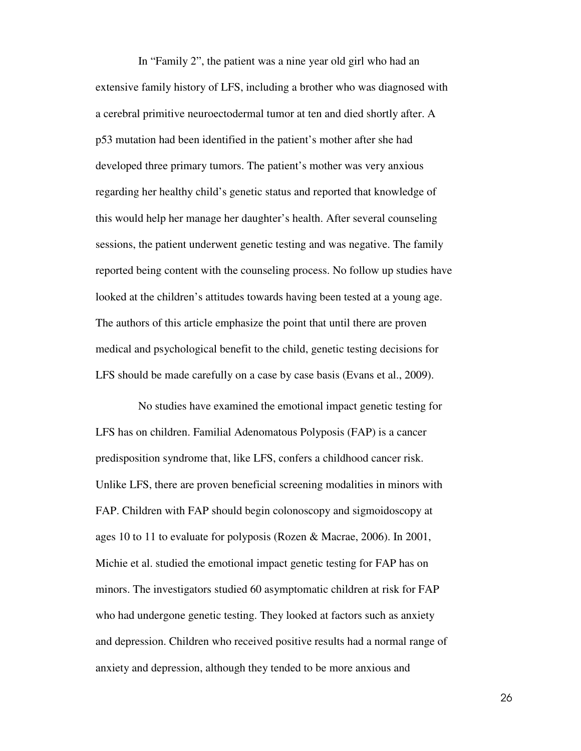In "Family 2", the patient was a nine year old girl who had an extensive family history of LFS, including a brother who was diagnosed with a cerebral primitive neuroectodermal tumor at ten and died shortly after. A p53 mutation had been identified in the patient's mother after she had developed three primary tumors. The patient's mother was very anxious regarding her healthy child's genetic status and reported that knowledge of this would help her manage her daughter's health. After several counseling sessions, the patient underwent genetic testing and was negative. The family reported being content with the counseling process. No follow up studies have looked at the children's attitudes towards having been tested at a young age. The authors of this article emphasize the point that until there are proven medical and psychological benefit to the child, genetic testing decisions for LFS should be made carefully on a case by case basis (Evans et al., 2009).

No studies have examined the emotional impact genetic testing for LFS has on children. Familial Adenomatous Polyposis (FAP) is a cancer predisposition syndrome that, like LFS, confers a childhood cancer risk. Unlike LFS, there are proven beneficial screening modalities in minors with FAP. Children with FAP should begin colonoscopy and sigmoidoscopy at ages 10 to 11 to evaluate for polyposis (Rozen & Macrae, 2006). In 2001, Michie et al. studied the emotional impact genetic testing for FAP has on minors. The investigators studied 60 asymptomatic children at risk for FAP who had undergone genetic testing. They looked at factors such as anxiety and depression. Children who received positive results had a normal range of anxiety and depression, although they tended to be more anxious and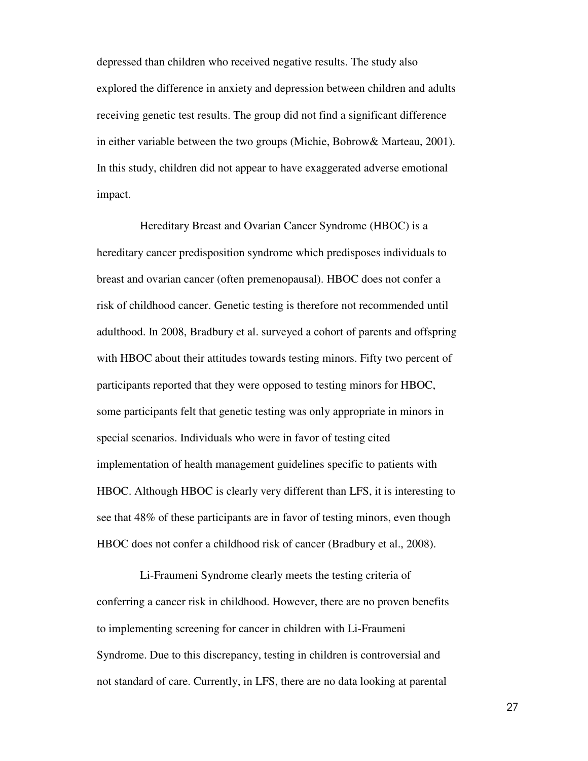depressed than children who received negative results. The study also explored the difference in anxiety and depression between children and adults receiving genetic test results. The group did not find a significant difference in either variable between the two groups (Michie, Bobrow& Marteau, 2001). In this study, children did not appear to have exaggerated adverse emotional impact.

Hereditary Breast and Ovarian Cancer Syndrome (HBOC) is a hereditary cancer predisposition syndrome which predisposes individuals to breast and ovarian cancer (often premenopausal). HBOC does not confer a risk of childhood cancer. Genetic testing is therefore not recommended until adulthood. In 2008, Bradbury et al. surveyed a cohort of parents and offspring with HBOC about their attitudes towards testing minors. Fifty two percent of participants reported that they were opposed to testing minors for HBOC, some participants felt that genetic testing was only appropriate in minors in special scenarios. Individuals who were in favor of testing cited implementation of health management guidelines specific to patients with HBOC. Although HBOC is clearly very different than LFS, it is interesting to see that 48% of these participants are in favor of testing minors, even though HBOC does not confer a childhood risk of cancer (Bradbury et al., 2008).

Li-Fraumeni Syndrome clearly meets the testing criteria of conferring a cancer risk in childhood. However, there are no proven benefits to implementing screening for cancer in children with Li-Fraumeni Syndrome. Due to this discrepancy, testing in children is controversial and not standard of care. Currently, in LFS, there are no data looking at parental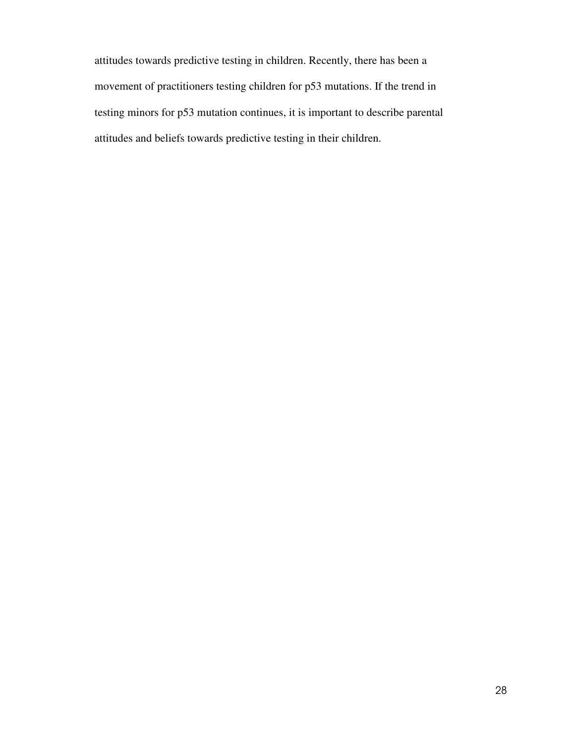attitudes towards predictive testing in children. Recently, there has been a movement of practitioners testing children for p53 mutations. If the trend in testing minors for p53 mutation continues, it is important to describe parental attitudes and beliefs towards predictive testing in their children.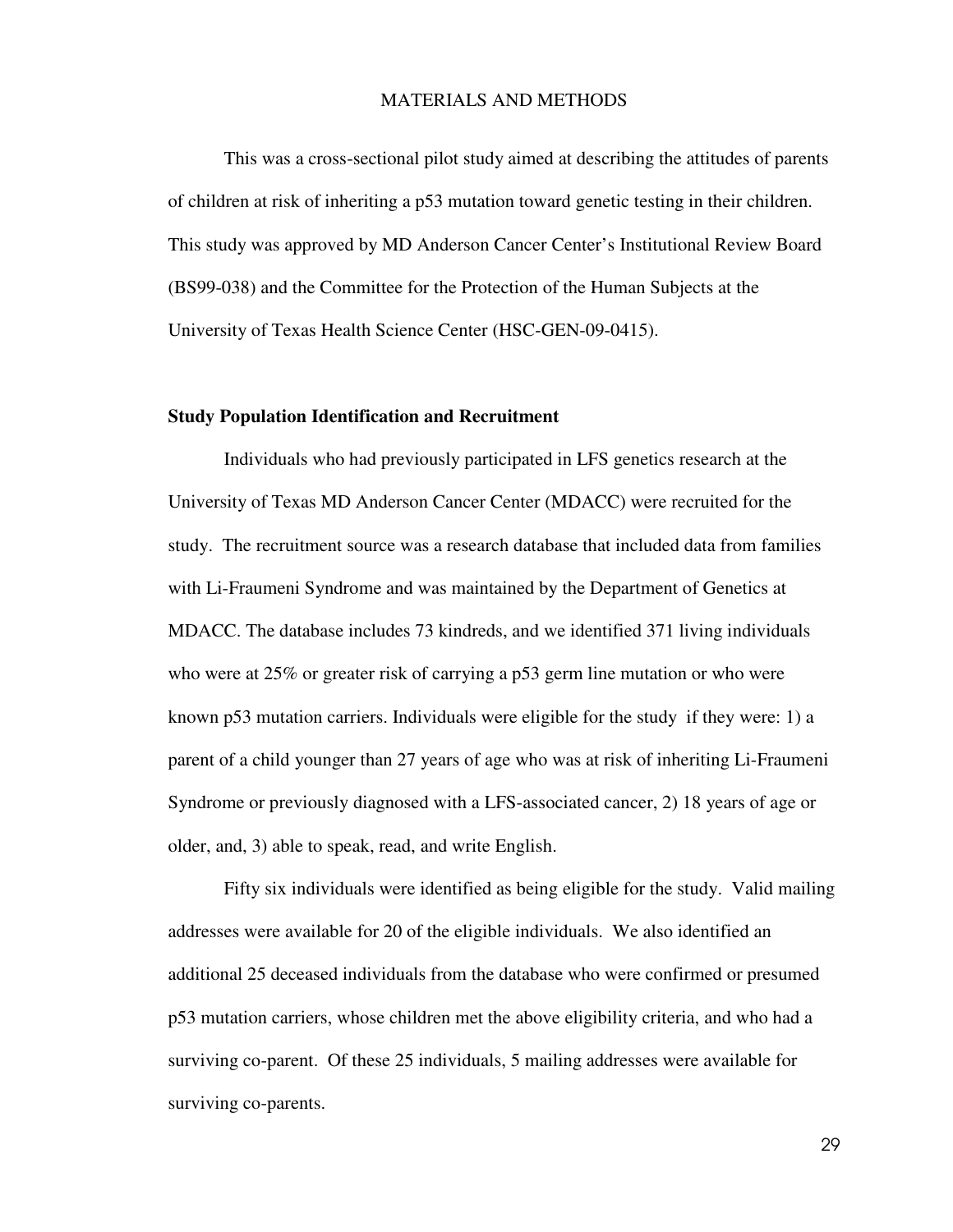# MATERIALS AND METHODS

This was a cross-sectional pilot study aimed at describing the attitudes of parents of children at risk of inheriting a p53 mutation toward genetic testing in their children. This study was approved by MD Anderson Cancer Center's Institutional Review Board (BS99-038) and the Committee for the Protection of the Human Subjects at the University of Texas Health Science Center (HSC-GEN-09-0415).

**Study Population Identification and Recruitment**

Individuals who had previously participated in LFS genetics research at the University of Texas MD Anderson Cancer Center (MDACC) were recruited for the study. The recruitment source was a research database that included data from families with Li-Fraumeni Syndrome and was maintained by the Department of Genetics at MDACC. The database includes 73 kindreds, and we identified 371 living individuals who were at 25% or greater risk of carrying a p53 germ line mutation or who were known p53 mutation carriers. Individuals were eligible for the study if they were: 1) a parent of a child younger than 27 years of age who was at risk of inheriting Li-Fraumeni Syndrome or previously diagnosed with a LFS-associated cancer, 2) 18 years of age or older, and, 3) able to speak, read, and write English.

Fifty six individuals were identified as being eligible for the study. Valid mailing addresses were available for 20 of the eligible individuals. We also identified an additional 25 deceased individuals from the database who were confirmed or presumed p53 mutation carriers, whose children met the above eligibility criteria, and who had a surviving co-parent. Of these 25 individuals, 5 mailing addresses were available for surviving co-parents.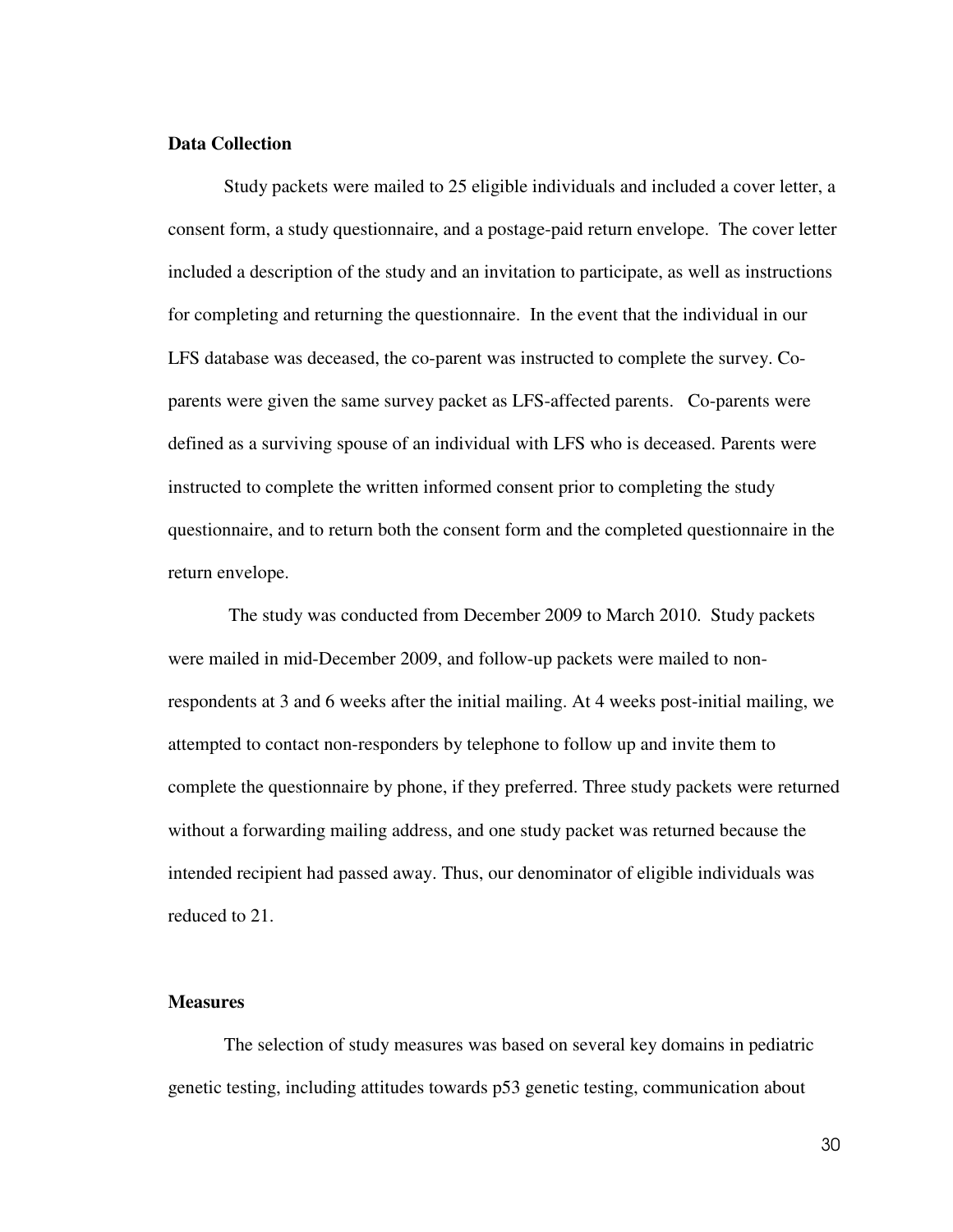**Data Collection**

Study packets were mailed to 25 eligible individuals and included a cover letter, a consent form, a study questionnaire, and a postage-paid return envelope. The cover letter included a description of the study and an invitation to participate, as well as instructions for completing and returning the questionnaire. In the event that the individual in our LFS database was deceased, the co-parent was instructed to complete the survey. Co-parents were given the same survey packet as LFS-affected parents. Co-parents were defined as a surviving spouse of an individual with LFS who is deceased. Parents were instructed to complete the written informed consent prior to completing the study questionnaire, and to return both the consent form and the completed questionnaire in the return envelope.

The study was conducted from December 2009 to March 2010. Study packets were mailed in mid-December 2009, and follow-up packets were mailed to non-respondents at 3 and 6 weeks after the initial mailing. At 4 weeks post-initial mailing, we attempted to contact non-responders by telephone to follow up and invite them to complete the questionnaire by phone, if they preferred. Three study packets were returned without a forwarding mailing address, and one study packet was returned because the intended recipient had passed away. Thus, our denominator of eligible individuals was reduced to 21.

**Measures**

The selection of study measures was based on several key domains in pediatric genetic testing, including attitudes towards p53 genetic testing, communication about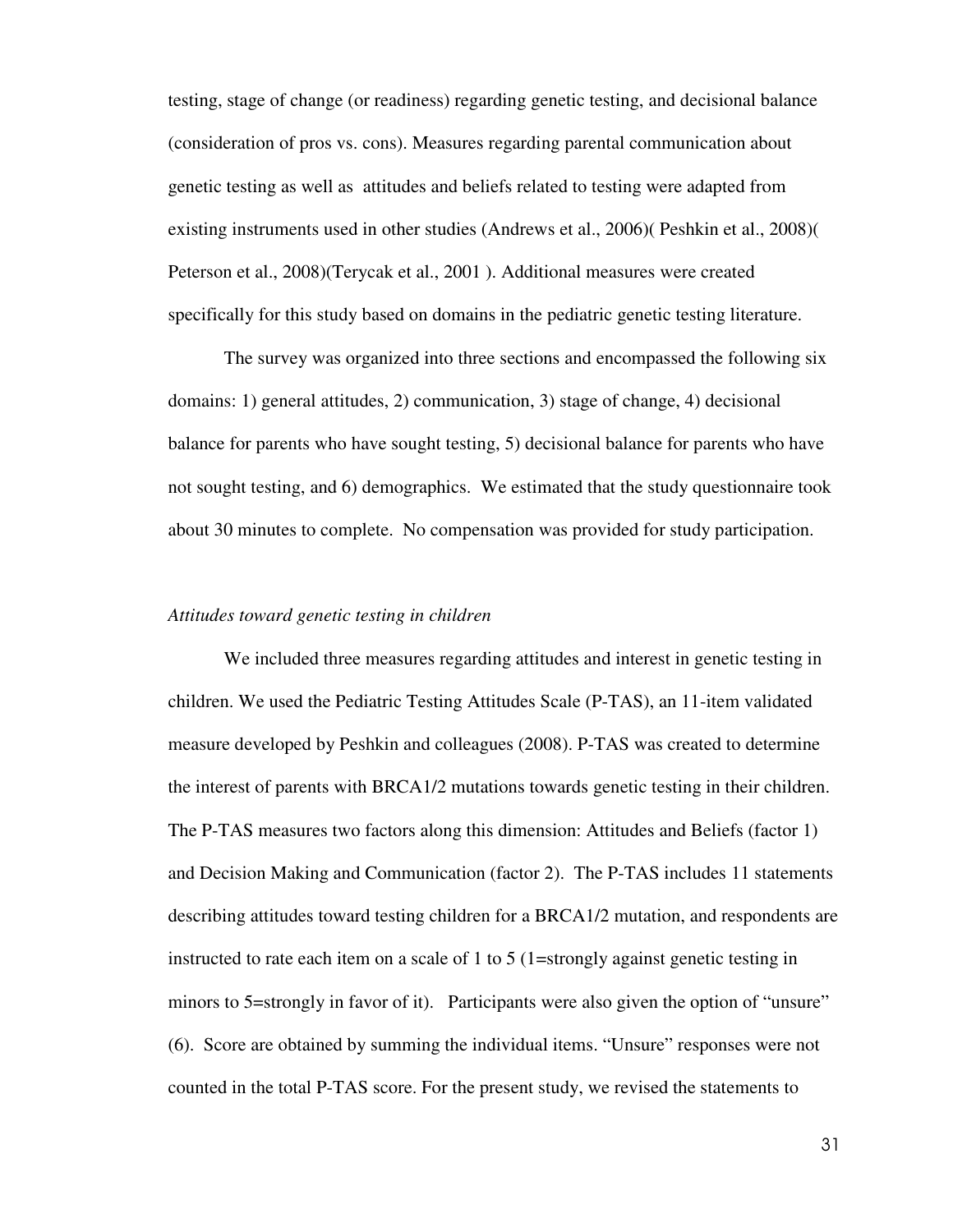testing, stage of change (or readiness) regarding genetic testing, and decisional balance (consideration of pros vs. cons). Measures regarding parental communication about genetic testing as well as attitudes and beliefs related to testing were adapted from existing instruments used in other studies (Andrews et al., 2006)( Peshkin et al., 2008)( Peterson et al., 2008)(Terycak et al., 2001 ). Additional measures were created specifically for this study based on domains in the pediatric genetic testing literature.

The survey was organized into three sections and encompassed the following six domains: 1) general attitudes, 2) communication, 3) stage of change, 4) decisional balance for parents who have sought testing, 5) decisional balance for parents who have not sought testing, and 6) demographics. We estimated that the study questionnaire took about 30 minutes to complete. No compensation was provided for study participation.

*Attitudes toward genetic testing in children*

We included three measures regarding attitudes and interest in genetic testing in children. We used the Pediatric Testing Attitudes Scale (P-TAS), an 11-item validated measure developed by Peshkin and colleagues (2008). P-TAS was created to determine the interest of parents with BRCA1/2 mutations towards genetic testing in their children. The P-TAS measures two factors along this dimension: Attitudes and Beliefs (factor 1) and Decision Making and Communication (factor 2). The P-TAS includes 11 statements describing attitudes toward testing children for a BRCA1/2 mutation, and respondents are instructed to rate each item on a scale of 1 to 5 (1=strongly against genetic testing in minors to 5=strongly in favor of it). Participants were also given the option of "unsure" (6). Score are obtained by summing the individual items. "Unsure" responses were not counted in the total P-TAS score. For the present study, we revised the statements to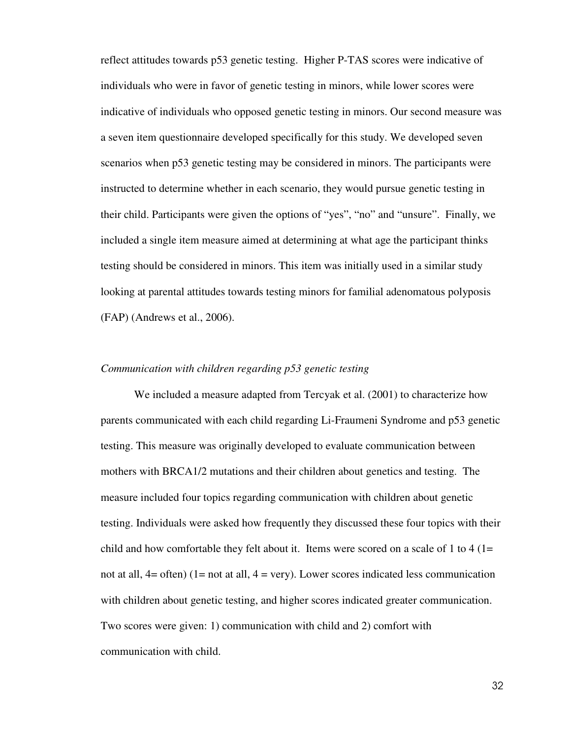reflect attitudes towards p53 genetic testing. Higher P-TAS scores were indicative of individuals who were in favor of genetic testing in minors, while lower scores were indicative of individuals who opposed genetic testing in minors. Our second measure was a seven item questionnaire developed specifically for this study. We developed seven scenarios when p53 genetic testing may be considered in minors. The participants were instructed to determine whether in each scenario, they would pursue genetic testing in their child. Participants were given the options of "yes", "no" and "unsure". Finally, we included a single item measure aimed at determining at what age the participant thinks testing should be considered in minors. This item was initially used in a similar study looking at parental attitudes towards testing minors for familial adenomatous polyposis (FAP) (Andrews et al., 2006).

*Communication with children regarding p53 genetic testing*

We included a measure adapted from Tercyak et al. (2001) to characterize how parents communicated with each child regarding Li-Fraumeni Syndrome and p53 genetic testing. This measure was originally developed to evaluate communication between mothers with BRCA1/2 mutations and their children about genetics and testing. The measure included four topics regarding communication with children about genetic testing. Individuals were asked how frequently they discussed these four topics with their child and how comfortable they felt about it. Items were scored on a scale of 1 to 4 (1= not at all, 4= often) (1= not at all, 4 = very). Lower scores indicated less communication with children about genetic testing, and higher scores indicated greater communication. Two scores were given: 1) communication with child and 2) comfort with communication with child.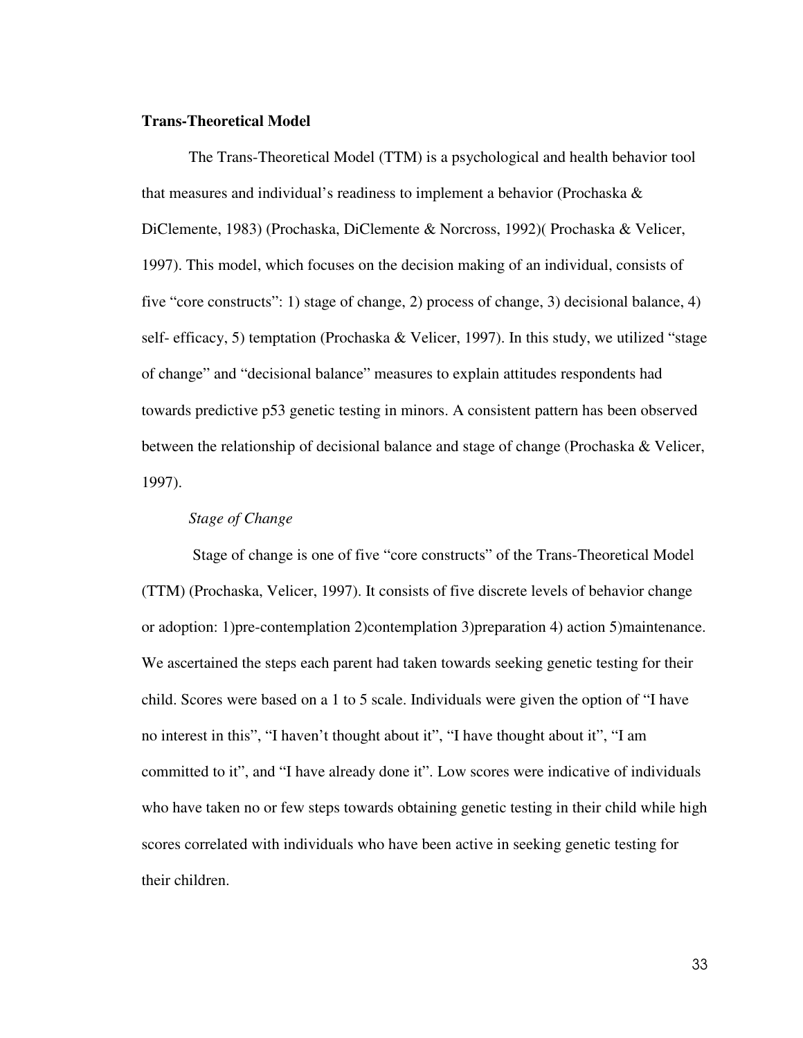**Trans-Theoretical Model**

The Trans-Theoretical Model (TTM) is a psychological and health behavior tool that measures and individual's readiness to implement a behavior (Prochaska & DiClemente, 1983) (Prochaska, DiClemente & Norcross, 1992)( Prochaska & Velicer, 1997). This model, which focuses on the decision making of an individual, consists of five "core constructs": 1) stage of change, 2) process of change, 3) decisional balance, 4) self- efficacy, 5) temptation (Prochaska & Velicer, 1997). In this study, we utilized "stage of change" and "decisional balance" measures to explain attitudes respondents had towards predictive p53 genetic testing in minors. A consistent pattern has been observed between the relationship of decisional balance and stage of change (Prochaska & Velicer, 1997).

*Stage of Change*

Stage of change is one of five "core constructs" of the Trans-Theoretical Model (TTM) (Prochaska, Velicer, 1997). It consists of five discrete levels of behavior change or adoption: 1)pre-contemplation 2)contemplation 3)preparation 4) action 5)maintenance. We ascertained the steps each parent had taken towards seeking genetic testing for their child. Scores were based on a 1 to 5 scale. Individuals were given the option of "I have no interest in this", "I haven't thought about it", "I have thought about it", "I am committed to it", and "I have already done it". Low scores were indicative of individuals who have taken no or few steps towards obtaining genetic testing in their child while high scores correlated with individuals who have been active in seeking genetic testing for their children.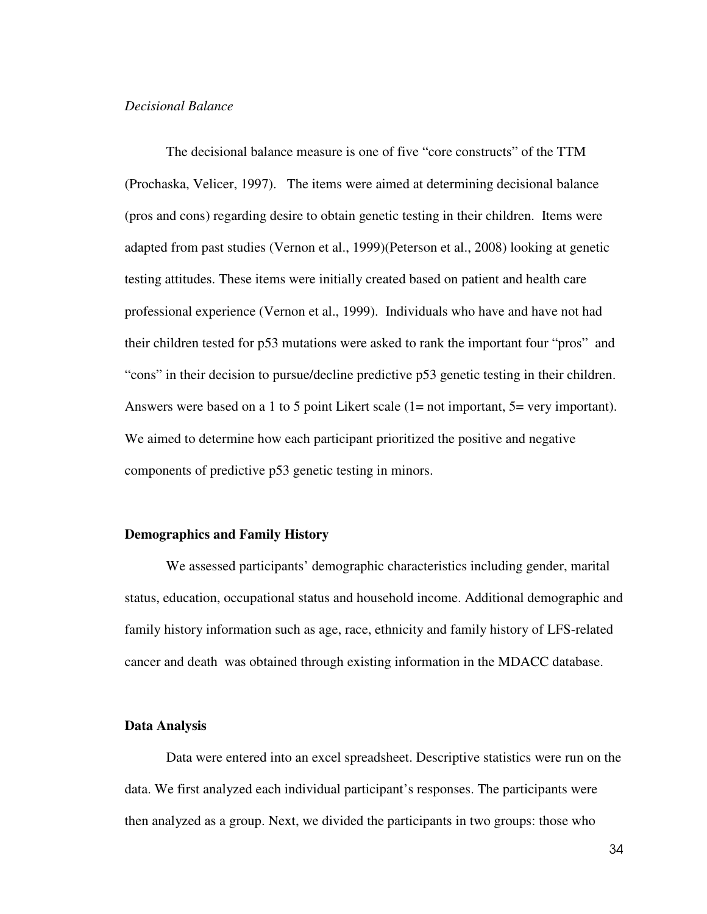*Decisional Balance*

The decisional balance measure is one of five "core constructs" of the TTM (Prochaska, Velicer, 1997). The items were aimed at determining decisional balance (pros and cons) regarding desire to obtain genetic testing in their children. Items were adapted from past studies (Vernon et al., 1999)(Peterson et al., 2008) looking at genetic testing attitudes. These items were initially created based on patient and health care professional experience (Vernon et al., 1999). Individuals who have and have not had their children tested for p53 mutations were asked to rank the important four "pros" and "cons" in their decision to pursue/decline predictive p53 genetic testing in their children. Answers were based on a 1 to 5 point Likert scale (1= not important, 5= very important). We aimed to determine how each participant prioritized the positive and negative components of predictive p53 genetic testing in minors.

**Demographics and Family History**

We assessed participants' demographic characteristics including gender, marital status, education, occupational status and household income. Additional demographic and family history information such as age, race, ethnicity and family history of LFS-related cancer and death was obtained through existing information in the MDACC database.

**Data Analysis**

Data were entered into an excel spreadsheet. Descriptive statistics were run on the data. We first analyzed each individual participant's responses. The participants were then analyzed as a group. Next, we divided the participants in two groups: those who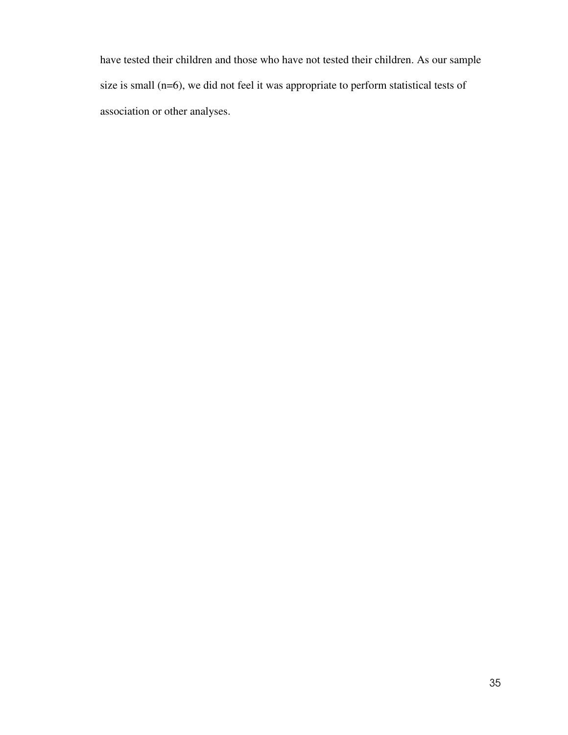have tested their children and those who have not tested their children. As our sample size is small (n=6), we did not feel it was appropriate to perform statistical tests of association or other analyses.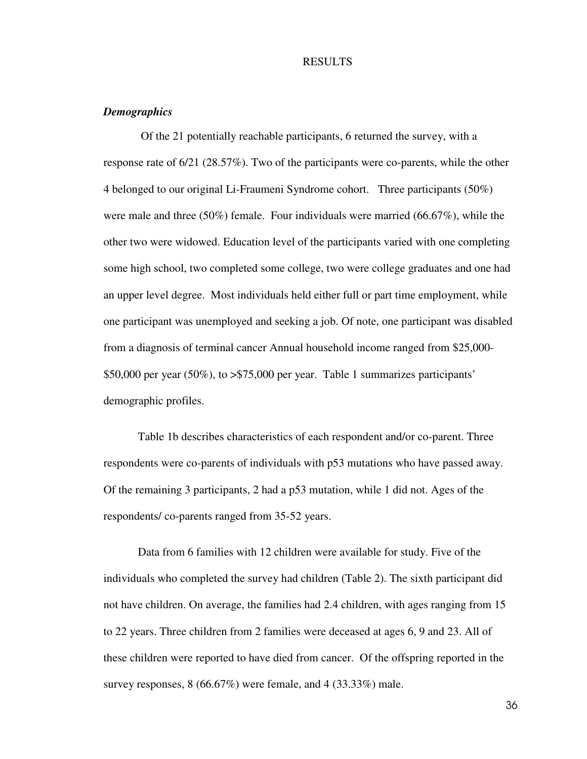# RESULTS

### *Demographics*

Of the 21 potentially reachable participants, 6 returned the survey, with a response rate of 6/21 (28.57%). Two of the participants were co-parents, while the other 4 belonged to our original Li-Fraumeni Syndrome cohort. Three participants (50%) were male and three (50%) female. Four individuals were married (66.67%), while the other two were widowed. Education level of the participants varied with one completing some high school, two completed some college, two were college graduates and one had an upper level degree. Most individuals held either full or part time employment, while one participant was unemployed and seeking a job. Of note, one participant was disabled from a diagnosis of terminal cancer Annual household income ranged from $25,000-$50,000 per year (50%), to >$75,000 per year. Table 1 summarizes participants' demographic profiles.

Table 1b describes characteristics of each respondent and/or co-parent. Three respondents were co-parents of individuals with p53 mutations who have passed away. Of the remaining 3 participants, 2 had a p53 mutation, while 1 did not. Ages of the respondents/ co-parents ranged from 35-52 years.

Data from 6 families with 12 children were available for study. Five of the individuals who completed the survey had children (Table 2). The sixth participant did not have children. On average, the families had 2.4 children, with ages ranging from 15 to 22 years. Three children from 2 families were deceased at ages 6, 9 and 23. All of these children were reported to have died from cancer. Of the offspring reported in the survey responses, 8 (66.67%) were female, and 4 (33.33%) male.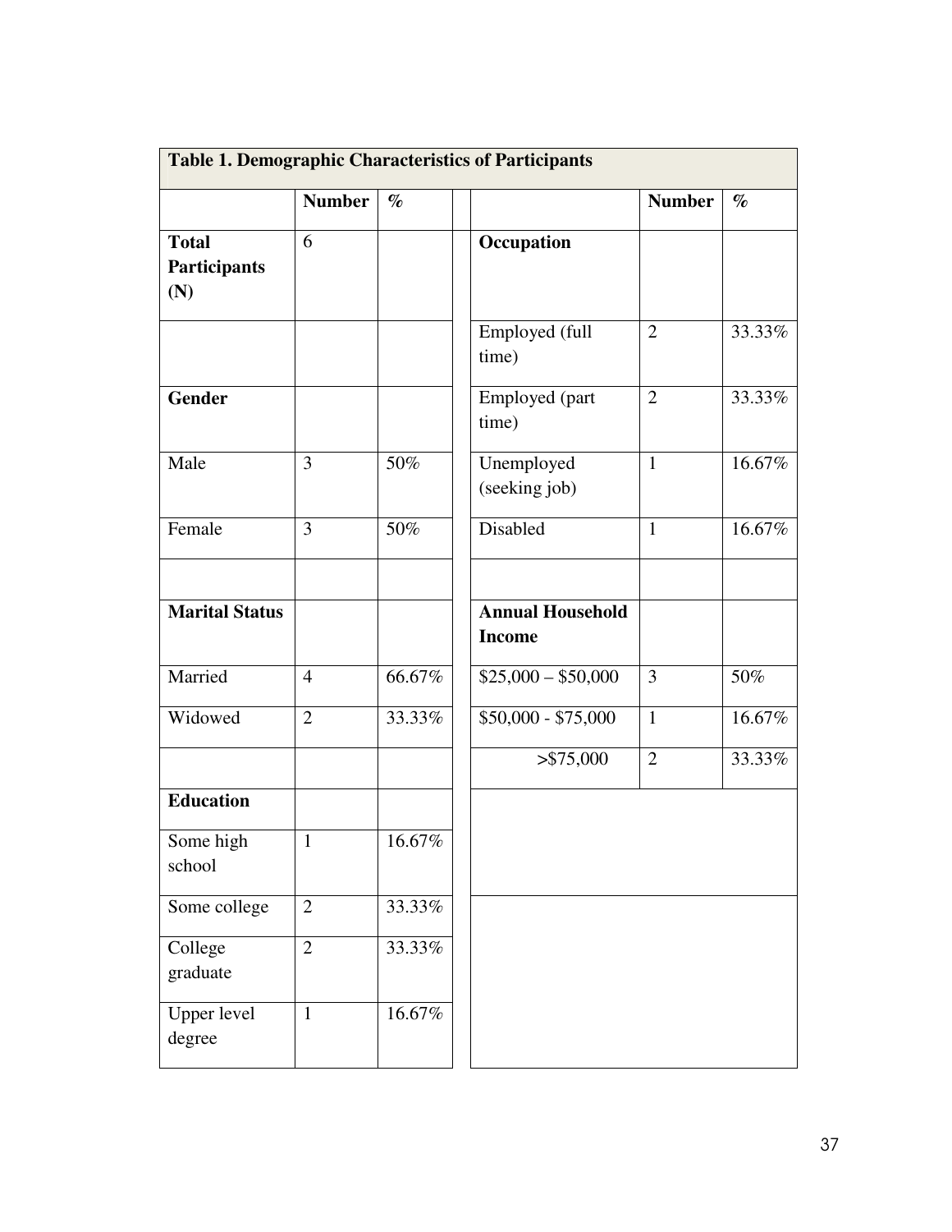**Table 1. Demographic Characteristics of Participants**

| | Number | % | | | Number | % |
|---|---|---|---|---|---|---|
| **Total Participants (N)** | 6 | | | **Occupation** | | |
| | | | | Employed (full time) | 2 | 33.33% |
| **Gender** | | | | Employed (part time) | 2 | 33.33% |
| Male | 3 | 50% | | Unemployed (seeking job) | 1 | 16.67% |
| Female | 3 | 50% | | Disabled | 1 | 16.67% |
| | | | | | | |
| **Marital Status** | | | | **Annual Household Income** | | |
| Married | 4 | 66.67% | | $25,000 – $50,000 | 3 | 50% |
| Widowed | 2 | 33.33% | | $50,000 - $75,000 | 1 | 16.67% |
| | | | | >$75,000 | 2 | 33.33% |
| **Education** | | | | | | |
| Some high school | 1 | 16.67% | | | | |
| Some college | 2 | 33.33% | | | | |
| College graduate | 2 | 33.33% | | | | |
| Upper level degree | 1 | 16.67% | | | | |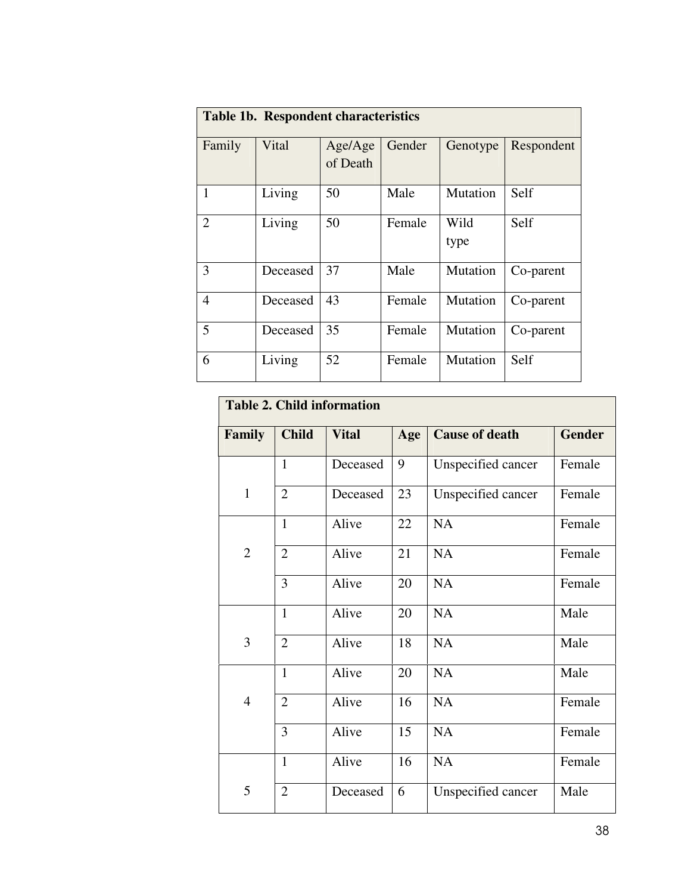**Table 1b. Respondent characteristics**

| Family | Vital | Age/Age of Death | Gender | Genotype | Respondent |
|---|---|---|---|---|---|
| 1 | Living | 50 | Male | Mutation | Self |
| 2 | Living | 50 | Female | Wild type | Self |
| 3 | Deceased | 37 | Male | Mutation | Co-parent |
| 4 | Deceased | 43 | Female | Mutation | Co-parent |
| 5 | Deceased | 35 | Female | Mutation | Co-parent |
| 6 | Living | 52 | Female | Mutation | Self |

**Table 2. Child information**

| **Family** | **Child** | **Vital** | **Age** | **Cause of death** | **Gender** |
|---|---|---|---|---|---|
| 1 | 1 | Deceased | 9 | Unspecified cancer | Female |
| | 2 | Deceased | 23 | Unspecified cancer | Female |
| 2 | 1 | Alive | 22 | NA | Female |
| | 2 | Alive | 21 | NA | Female |
| | 3 | Alive | 20 | NA | Female |
| 3 | 1 | Alive | 20 | NA | Male |
| | 2 | Alive | 18 | NA | Male |
| 4 | 1 | Alive | 20 | NA | Male |
| | 2 | Alive | 16 | NA | Female |
| | 3 | Alive | 15 | NA | Female |
| 5 | 1 | Alive | 16 | NA | Female |
| | 2 | Deceased | 6 | Unspecified cancer | Male |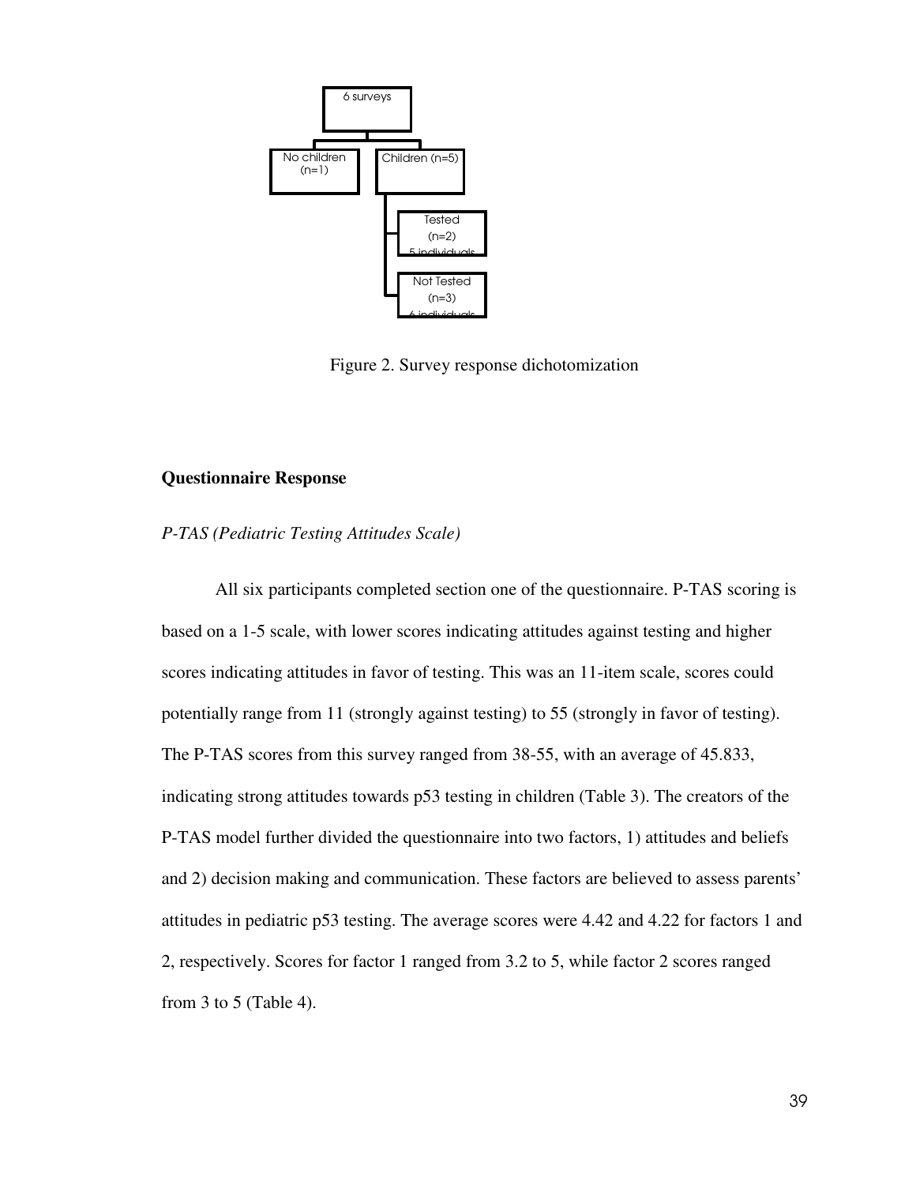6 surveys

No children (n=1)

Children (n=5)

Tested (n=2) 5 individuals

Not Tested (n=3) 6 individuals

Figure 2. Survey response dichotomization

## Questionnaire Response

### *P-TAS (Pediatric Testing Attitudes Scale)*

All six participants completed section one of the questionnaire. P-TAS scoring is based on a 1-5 scale, with lower scores indicating attitudes against testing and higher scores indicating attitudes in favor of testing. This was an 11-item scale, scores could potentially range from 11 (strongly against testing) to 55 (strongly in favor of testing). The P-TAS scores from this survey ranged from 38-55, with an average of 45.833, indicating strong attitudes towards p53 testing in children (Table 3). The creators of the P-TAS model further divided the questionnaire into two factors, 1) attitudes and beliefs and 2) decision making and communication. These factors are believed to assess parents' attitudes in pediatric p53 testing. The average scores were 4.42 and 4.22 for factors 1 and 2, respectively. Scores for factor 1 ranged from 3.2 to 5, while factor 2 scores ranged from 3 to 5 (Table 4).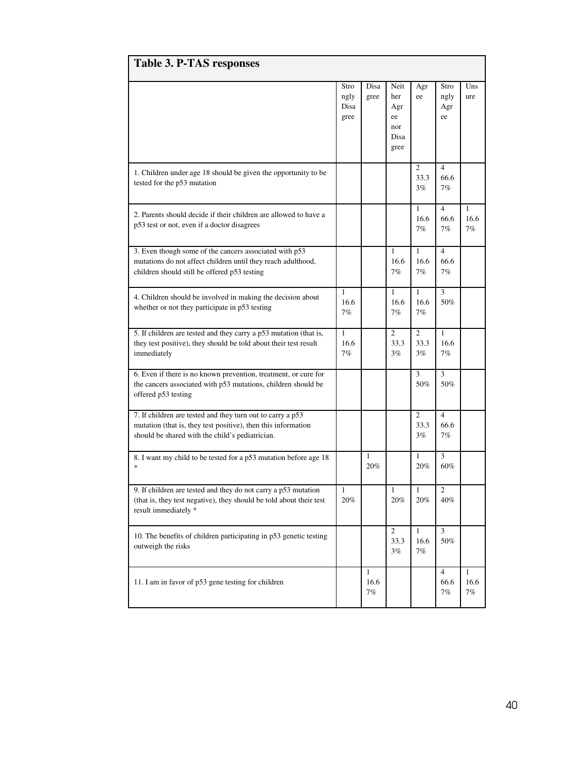**Table 3. P-TAS responses**

| | Strongly Disagree | Disagree | Neither Agree nor Disagree | Agree | Strongly Agree | Unsure |
|---|---|---|---|---|---|---|
| 1. Children under age 18 should be given the opportunity to be tested for the p53 mutation | | | | 2 33.33% | 4 66.67% | |
| 2. Parents should decide if their children are allowed to have a p53 test or not, even if a doctor disagrees | | | | 1 16.67% | 4 66.67% | 1 16.67% |
| 3. Even though some of the cancers associated with p53 mutations do not affect children until they reach adulthood, children should still be offered p53 testing | | | 1 16.67% | 1 16.67% | 4 66.67% | |
| 4. Children should be involved in making the decision about whether or not they participate in p53 testing | 1 16.67% | | 1 16.67% | 1 16.67% | 3 50% | |
| 5. If children are tested and they carry a p53 mutation (that is, they test positive), they should be told about their test result immediately | 1 16.67% | | 2 33.33% | 2 33.33% | 1 16.67% | |
| 6. Even if there is no known prevention, treatment, or cure for the cancers associated with p53 mutations, children should be offered p53 testing | | | | 3 50% | 3 50% | |
| 7. If children are tested and they turn out to carry a p53 mutation (that is, they test positive), then this information should be shared with the child's pediatrician. | | | | 2 33.33% | 4 66.67% | |
| 8. I want my child to be tested for a p53 mutation before age 18 * | | 1 20% | | 1 20% | 3 60% | |
| 9. If children are tested and they do not carry a p53 mutation (that is, they test negative), they should be told about their test result immediately * | 1 20% | | 1 20% | 1 20% | 2 40% | |
| 10. The benefits of children participating in p53 genetic testing outweigh the risks | | | 2 33.33% | 1 16.67% | 3 50% | |
| 11. I am in favor of p53 gene testing for children | | 1 16.67% | | | 4 66.67% | 1 16.67% |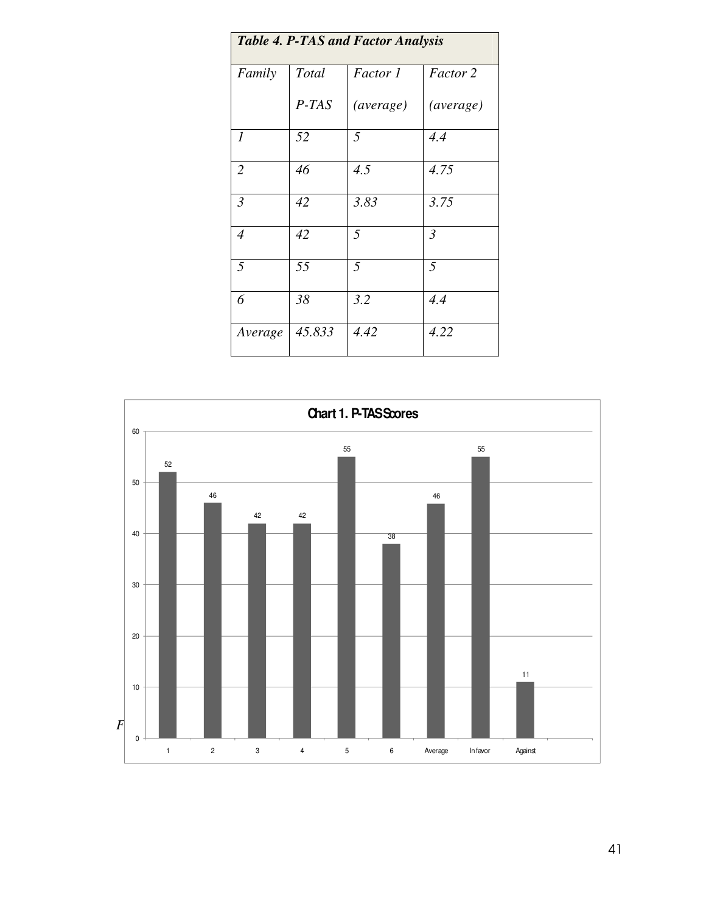| *Table 4. P-TAS and Factor Analysis* | | | |
|---|---|---|---|
| *Family* | *Total P-TAS* | *Factor 1 (average)* | *Factor 2 (average)* |
| *1* | *52* | *5* | *4.4* |
| *2* | *46* | *4.5* | *4.75* |
| *3* | *42* | *3.83* | *3.75* |
| *4* | *42* | *5* | *3* |
| *5* | *55* | *5* | *5* |
| *6* | *38* | *3.2* | *4.4* |
| *Average* | *45.833* | *4.42* | *4.22* |

**Chart 1. P-TAS Scores**

| Category | Score |
|---|---|
| 1 | 52 |
| 2 | 46 |
| 3 | 42 |
| 4 | 42 |
| 5 | 55 |
| 6 | 38 |
| Average | 46 |
| In favor | 55 |
| Against | 11 |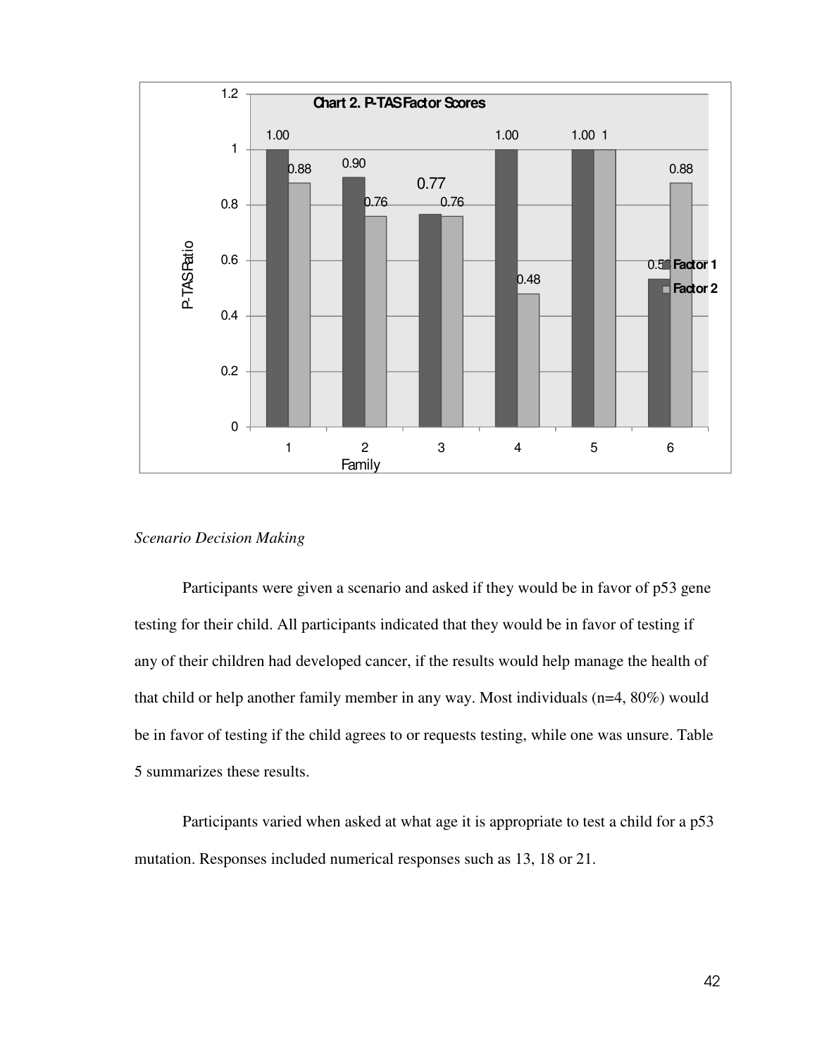**Chart 2. P-TAS Factor Scores**

| Family | Factor 1 | Factor 2 |
|---|---|---|
| 1 | 1.00 | 0.88 |
| 2 | 0.90 | 0.76 |
| 3 | 0.77 | 0.76 |
| 4 | 1.00 | 0.48 |
| 5 | 1.00 | 1 |
| 6 | 0.53 | 0.88 |

*Scenario Decision Making*

Participants were given a scenario and asked if they would be in favor of p53 gene testing for their child. All participants indicated that they would be in favor of testing if any of their children had developed cancer, if the results would help manage the health of that child or help another family member in any way. Most individuals (n=4, 80%) would be in favor of testing if the child agrees to or requests testing, while one was unsure. Table 5 summarizes these results.

Participants varied when asked at what age it is appropriate to test a child for a p53 mutation. Responses included numerical responses such as 13, 18 or 21.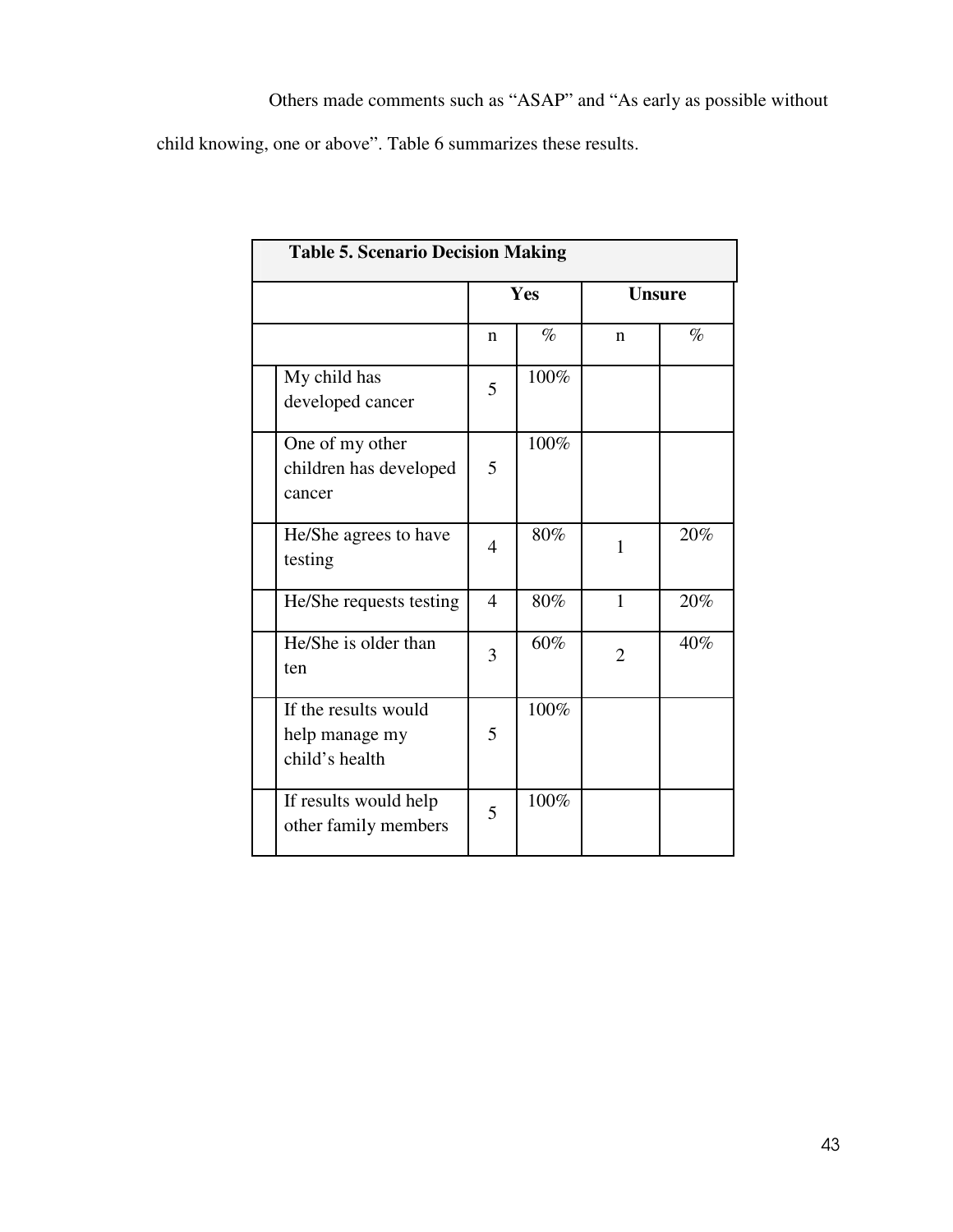Others made comments such as "ASAP" and "As early as possible without child knowing, one or above". Table 6 summarizes these results.

**Table 5. Scenario Decision Making**

| | Yes | | Unsure | |
|---|---|---|---|---|
| | n | % | n | % |
| My child has developed cancer | 5 | 100% | | |
| One of my other children has developed cancer | 5 | 100% | | |
| He/She agrees to have testing | 4 | 80% | 1 | 20% |
| He/She requests testing | 4 | 80% | 1 | 20% |
| He/She is older than ten | 3 | 60% | 2 | 40% |
| If the results would help manage my child's health | 5 | 100% | | |
| If results would help other family members | 5 | 100% | | |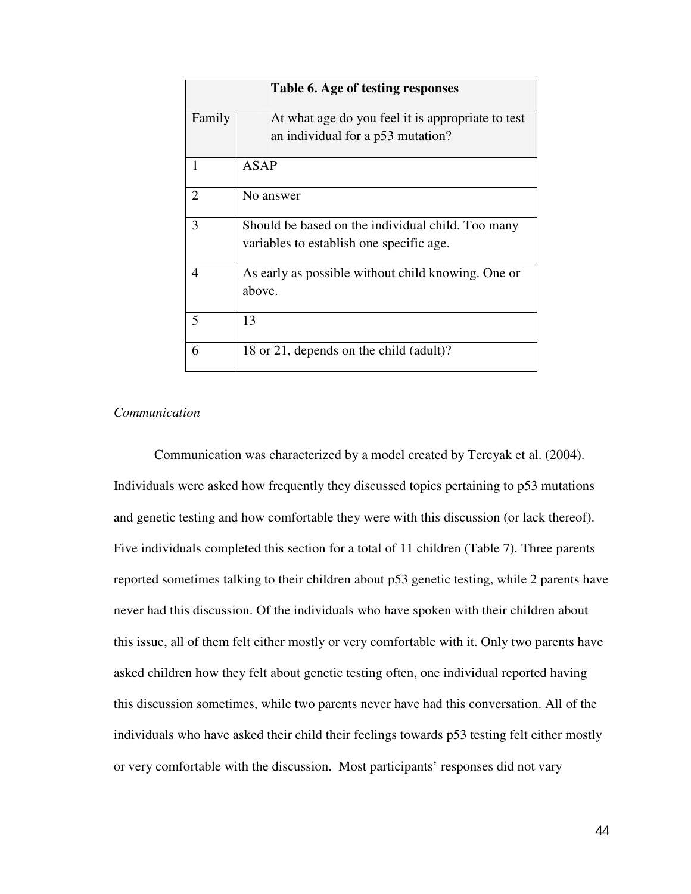| Table 6. Age of testing responses | |
|---|---|
| Family | At what age do you feel it is appropriate to test an individual for a p53 mutation? |
| 1 | ASAP |
| 2 | No answer |
| 3 | Should be based on the individual child. Too many variables to establish one specific age. |
| 4 | As early as possible without child knowing. One or above. |
| 5 | 13 |
| 6 | 18 or 21, depends on the child (adult)? |

*Communication*

Communication was characterized by a model created by Tercyak et al. (2004). Individuals were asked how frequently they discussed topics pertaining to p53 mutations and genetic testing and how comfortable they were with this discussion (or lack thereof). Five individuals completed this section for a total of 11 children (Table 7). Three parents reported sometimes talking to their children about p53 genetic testing, while 2 parents have never had this discussion. Of the individuals who have spoken with their children about this issue, all of them felt either mostly or very comfortable with it. Only two parents have asked children how they felt about genetic testing often, one individual reported having this discussion sometimes, while two parents never have had this conversation. All of the individuals who have asked their child their feelings towards p53 testing felt either mostly or very comfortable with the discussion. Most participants' responses did not vary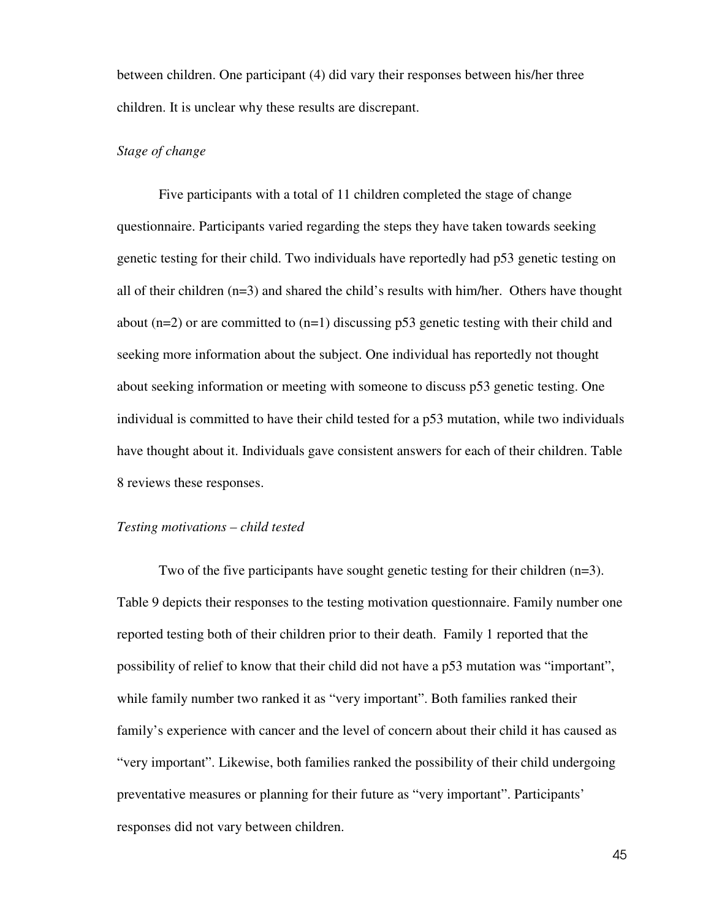between children. One participant (4) did vary their responses between his/her three children. It is unclear why these results are discrepant.

*Stage of change*

Five participants with a total of 11 children completed the stage of change questionnaire. Participants varied regarding the steps they have taken towards seeking genetic testing for their child. Two individuals have reportedly had p53 genetic testing on all of their children (n=3) and shared the child's results with him/her. Others have thought about (n=2) or are committed to (n=1) discussing p53 genetic testing with their child and seeking more information about the subject. One individual has reportedly not thought about seeking information or meeting with someone to discuss p53 genetic testing. One individual is committed to have their child tested for a p53 mutation, while two individuals have thought about it. Individuals gave consistent answers for each of their children. Table 8 reviews these responses.

*Testing motivations – child tested*

Two of the five participants have sought genetic testing for their children (n=3). Table 9 depicts their responses to the testing motivation questionnaire. Family number one reported testing both of their children prior to their death. Family 1 reported that the possibility of relief to know that their child did not have a p53 mutation was "important", while family number two ranked it as "very important". Both families ranked their family's experience with cancer and the level of concern about their child it has caused as "very important". Likewise, both families ranked the possibility of their child undergoing preventative measures or planning for their future as "very important". Participants' responses did not vary between children.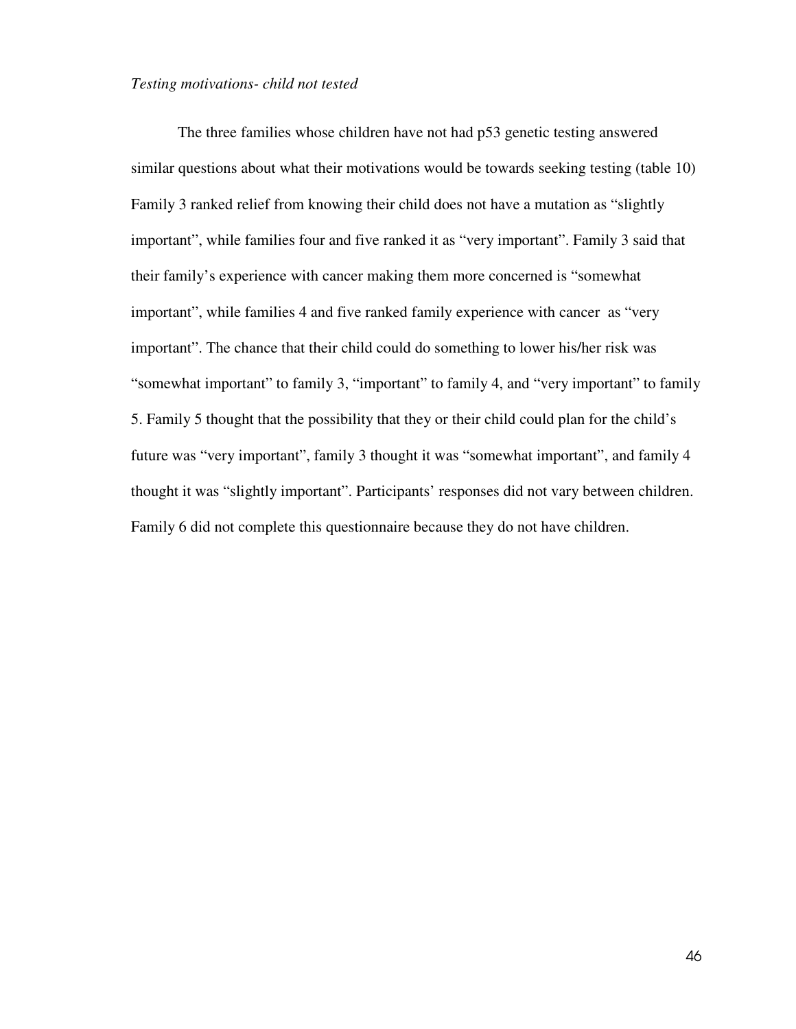*Testing motivations- child not tested*

The three families whose children have not had p53 genetic testing answered similar questions about what their motivations would be towards seeking testing (table 10) Family 3 ranked relief from knowing their child does not have a mutation as "slightly important", while families four and five ranked it as "very important". Family 3 said that their family's experience with cancer making them more concerned is "somewhat important", while families 4 and five ranked family experience with cancer as "very important". The chance that their child could do something to lower his/her risk was "somewhat important" to family 3, "important" to family 4, and "very important" to family 5. Family 5 thought that the possibility that they or their child could plan for the child's future was "very important", family 3 thought it was "somewhat important", and family 4 thought it was "slightly important". Participants' responses did not vary between children. Family 6 did not complete this questionnaire because they do not have children.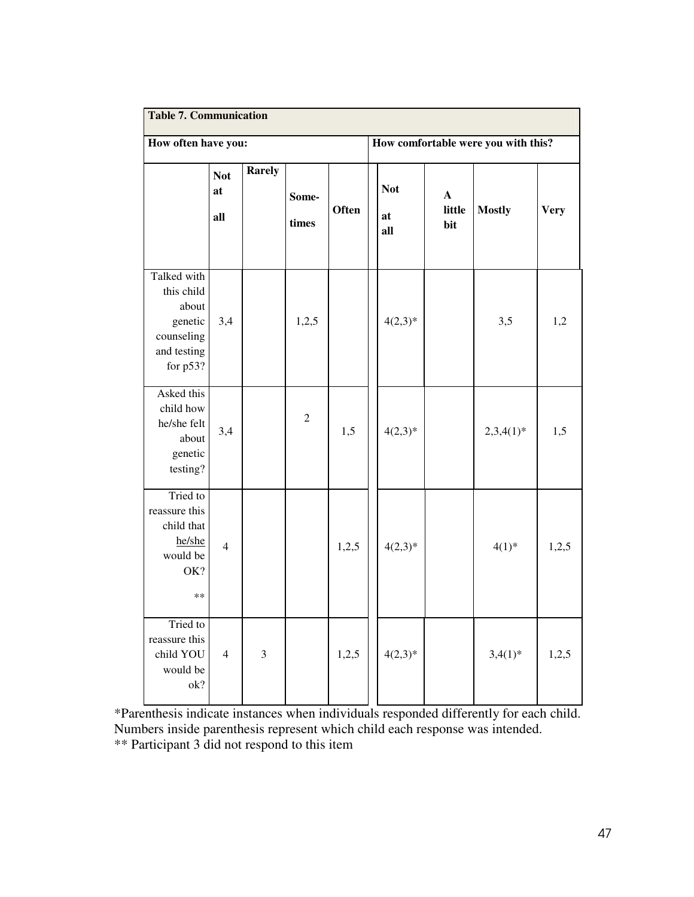**Table 7. Communication**

| How often have you: | | | | | How comfortable were you with this? | | | |
|---|---|---|---|---|---|---|---|---|
| | Not at all | Rarely | Some-times | Often | Not at all | A little bit | Mostly | Very |
| Talked with this child about genetic counseling and testing for p53? | 3,4 | | 1,2,5 | | 4(2,3)* | | 3,5 | 1,2 |
| Asked this child how he/she felt about genetic testing? | 3,4 | | 2 | 1,5 | 4(2,3)* | | 2,3,4(1)* | 1,5 |
| Tried to reassure this child that he/she would be OK? ** | 4 | | | 1,2,5 | 4(2,3)* | | 4(1)* | 1,2,5 |
| Tried to reassure this child YOU would be ok? | 4 | 3 | | 1,2,5 | 4(2,3)* | | 3,4(1)* | 1,2,5 |

*Parenthesis indicate instances when individuals responded differently for each child. Numbers inside parenthesis represent which child each response was intended.
** Participant 3 did not respond to this item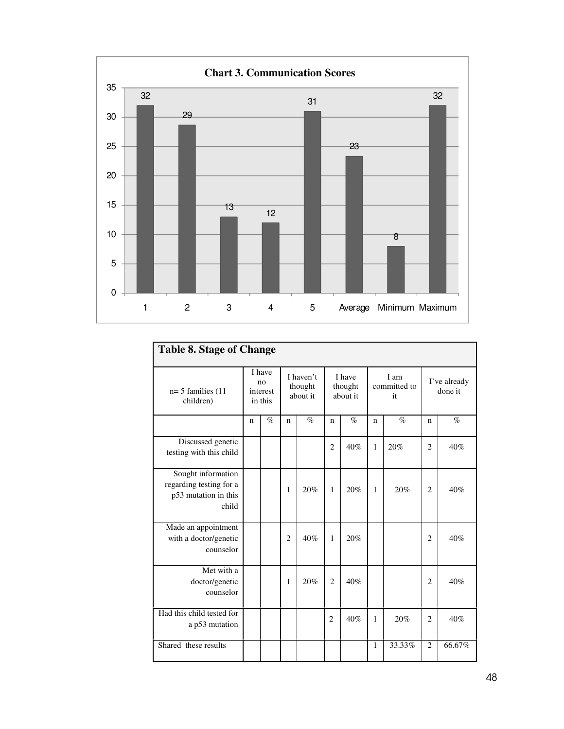**Chart 3. Communication Scores**

| | 1 | 2 | 3 | 4 | 5 | Average | Minimum | Maximum |
|---|---|---|---|---|---|---|---|---|
| Score | 32 | 29 | 13 | 12 | 31 | 23 | 8 | 32 |

| Table 8. Stage of Change | | | | | | | | | | |
|---|---|---|---|---|---|---|---|---|---|---|
| n= 5 families (11 children) | I have no interest in this | | I haven't thought about it | | I have thought about it | | I am committed to it | | I've already done it | |
| | n | % | n | % | n | % | n | % | n | % |
| Discussed genetic testing with this child | | | | | 2 | 40% | 1 | 20% | 2 | 40% |
| Sought information regarding testing for a p53 mutation in this child | | | 1 | 20% | 1 | 20% | 1 | 20% | 2 | 40% |
| Made an appointment with a doctor/genetic counselor | | | 2 | 40% | 1 | 20% | | | 2 | 40% |
| Met with a doctor/genetic counselor | | | 1 | 20% | 2 | 40% | | | 2 | 40% |
| Had this child tested for a p53 mutation | | | | | 2 | 40% | 1 | 20% | 2 | 40% |
| Shared these results | | | | | | | 1 | 33.33% | 2 | 66.67% |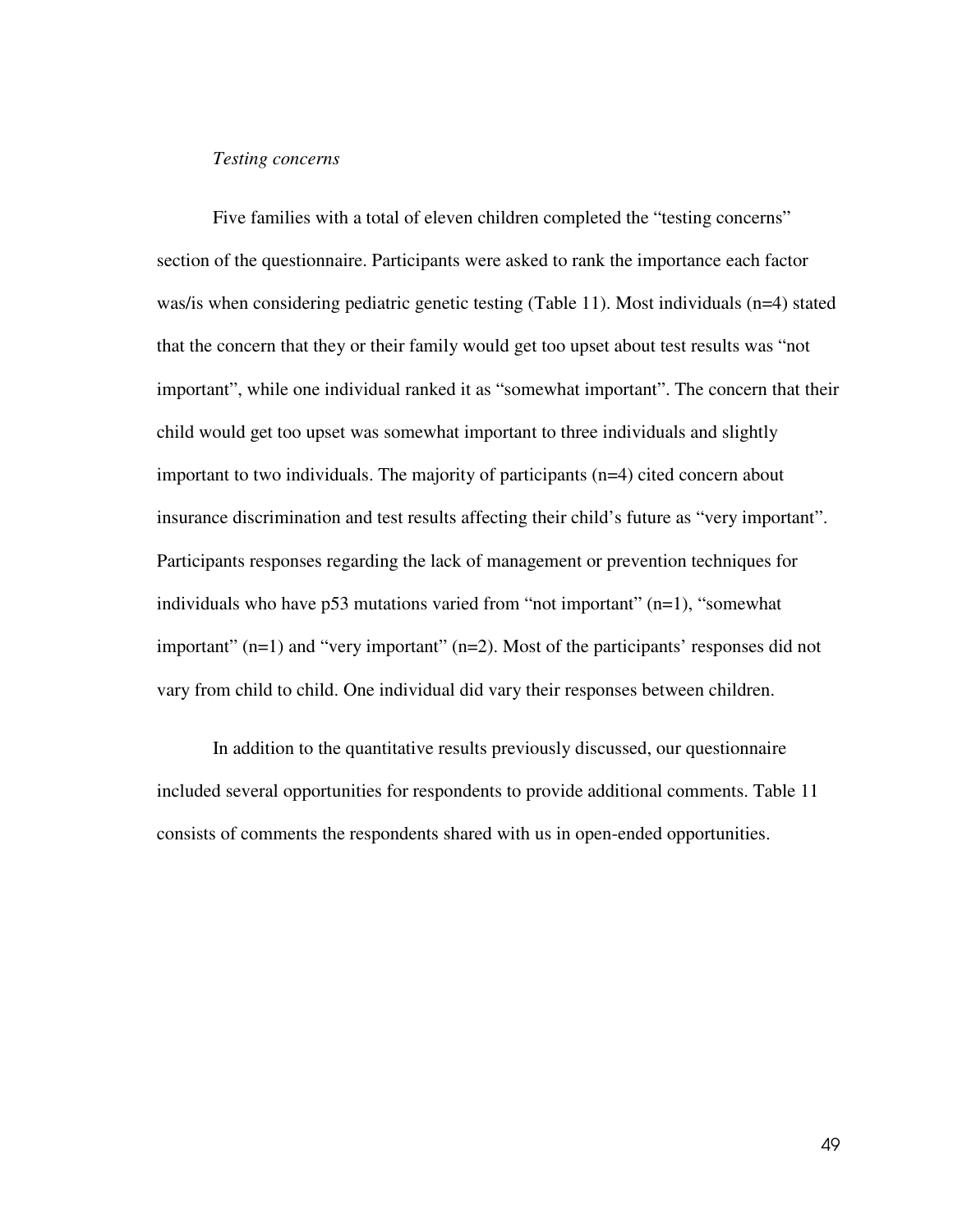*Testing concerns*

Five families with a total of eleven children completed the “testing concerns” section of the questionnaire. Participants were asked to rank the importance each factor was/is when considering pediatric genetic testing (Table 11). Most individuals (n=4) stated that the concern that they or their family would get too upset about test results was “not important”, while one individual ranked it as “somewhat important”. The concern that their child would get too upset was somewhat important to three individuals and slightly important to two individuals. The majority of participants (n=4) cited concern about insurance discrimination and test results affecting their child’s future as “very important”. Participants responses regarding the lack of management or prevention techniques for individuals who have p53 mutations varied from “not important” (n=1), “somewhat important” (n=1) and “very important” (n=2). Most of the participants’ responses did not vary from child to child. One individual did vary their responses between children.

In addition to the quantitative results previously discussed, our questionnaire included several opportunities for respondents to provide additional comments. Table 11 consists of comments the respondents shared with us in open-ended opportunities.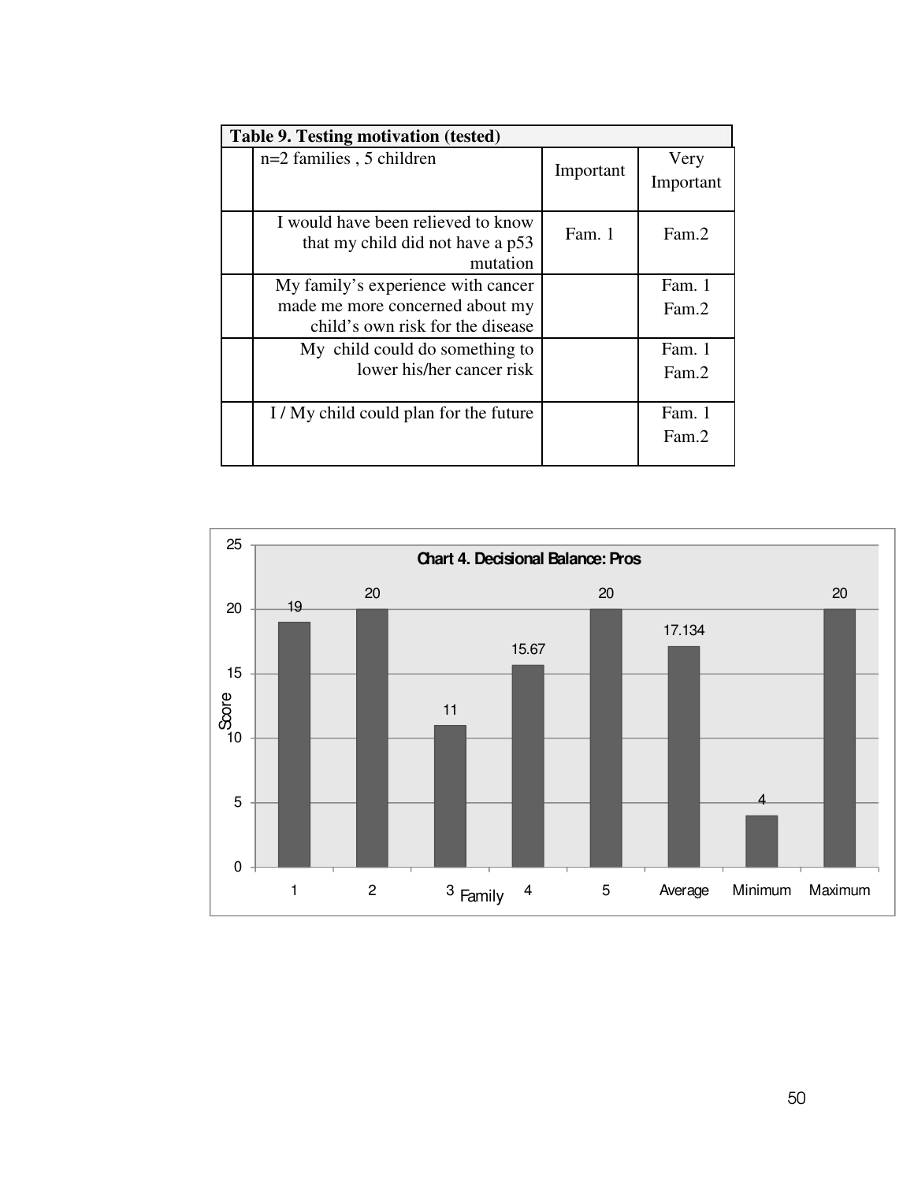| Table 9. Testing motivation (tested) | | | |
|---|---|---|---|
| | n=2 families , 5 children | Important | Very Important |
| | I would have been relieved to know that my child did not have a p53 mutation | Fam. 1 | Fam.2 |
| | My family's experience with cancer made me more concerned about my child's own risk for the disease | | Fam. 1 Fam.2 |
| | My child could do something to lower his/her cancer risk | | Fam. 1 Fam.2 |
| | I / My child could plan for the future | | Fam. 1 Fam.2 |

**Chart 4. Decisional Balance: Pros**

| Family | Score |
|---|---|
| 1 | 19 |
| 2 | 20 |
| 3 | 11 |
| 4 | 15.67 |
| 5 | 20 |
| Average | 17.134 |
| Minimum | 4 |
| Maximum | 20 |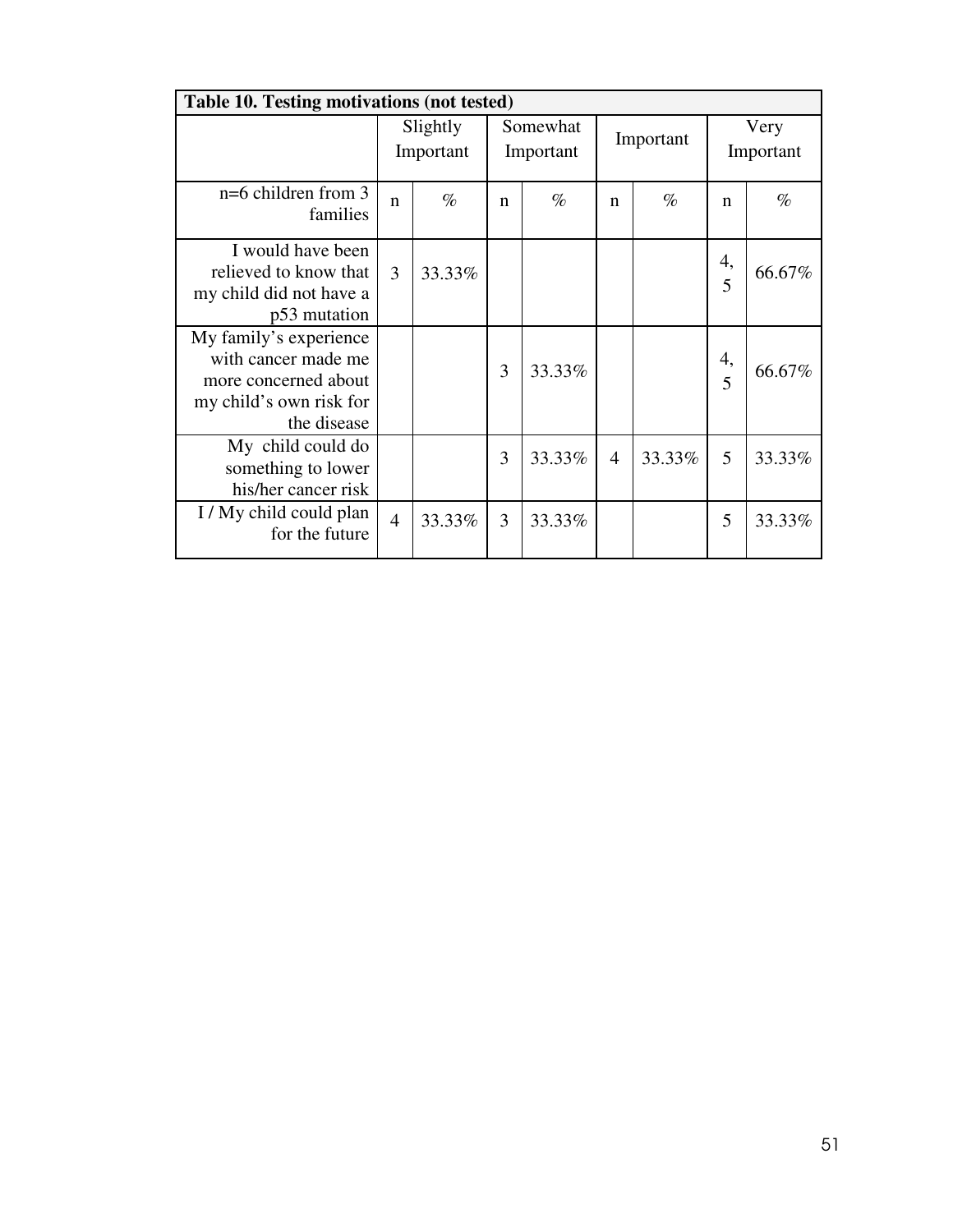| Table 10. Testing motivations (not tested) | | | | | | | | |
|---|---|---|---|---|---|---|---|---|
| | Slightly Important | | Somewhat Important | | Important | | Very Important | |
| n=6 children from 3 families | n | % | n | % | n | % | n | % |
| I would have been relieved to know that my child did not have a p53 mutation | 3 | 33.33% | | | | | 4, 5 | 66.67% |
| My family's experience with cancer made me more concerned about my child's own risk for the disease | | | 3 | 33.33% | | | 4, 5 | 66.67% |
| My child could do something to lower his/her cancer risk | | | 3 | 33.33% | 4 | 33.33% | 5 | 33.33% |
| I / My child could plan for the future | 4 | 33.33% | 3 | 33.33% | | | 5 | 33.33% |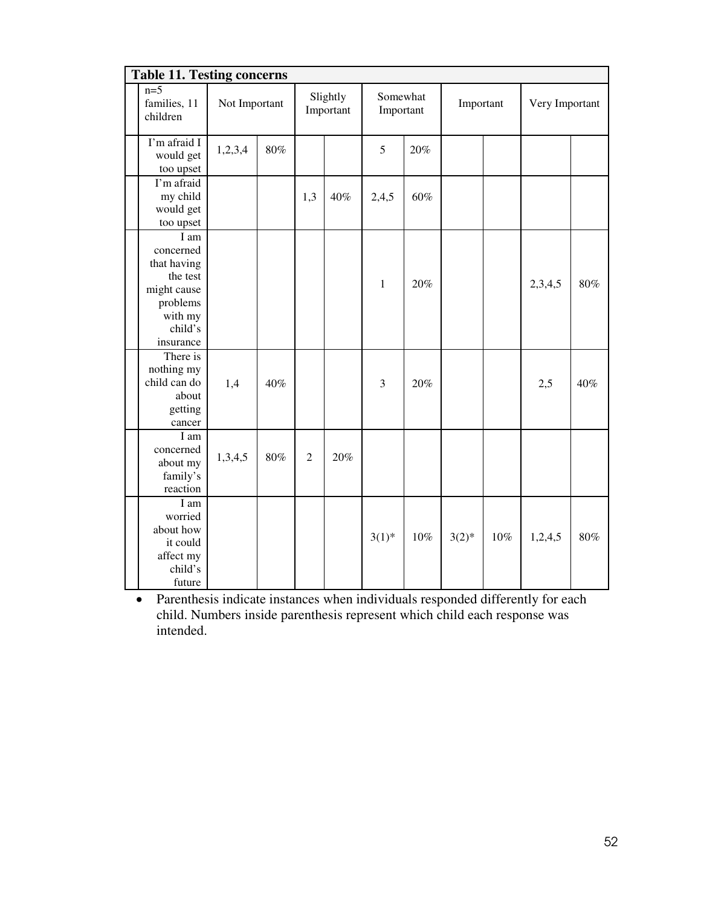**Table 11. Testing concerns**

| n=5 families, 11 children | Not Important | | Slightly Important | | Somewhat Important | | Important | | Very Important | |
|---|---|---|---|---|---|---|---|---|---|---|
| I'm afraid I would get too upset | 1,2,3,4 | 80% | | | 5 | 20% | | | | |
| I'm afraid my child would get too upset | | | 1,3 | 40% | 2,4,5 | 60% | | | | |
| I am concerned that having the test might cause problems with my child's insurance | | | | | 1 | 20% | | | 2,3,4,5 | 80% |
| There is nothing my child can do about getting cancer | 1,4 | 40% | | | 3 | 20% | | | 2,5 | 40% |
| I am concerned about my family's reaction | 1,3,4,5 | 80% | 2 | 20% | | | | | | |
| I am worried about how it could affect my child's future | | | | | 3(1)* | 10% | 3(2)* | 10% | 1,2,4,5 | 80% |

- Parenthesis indicate instances when individuals responded differently for each child. Numbers inside parenthesis represent which child each response was intended.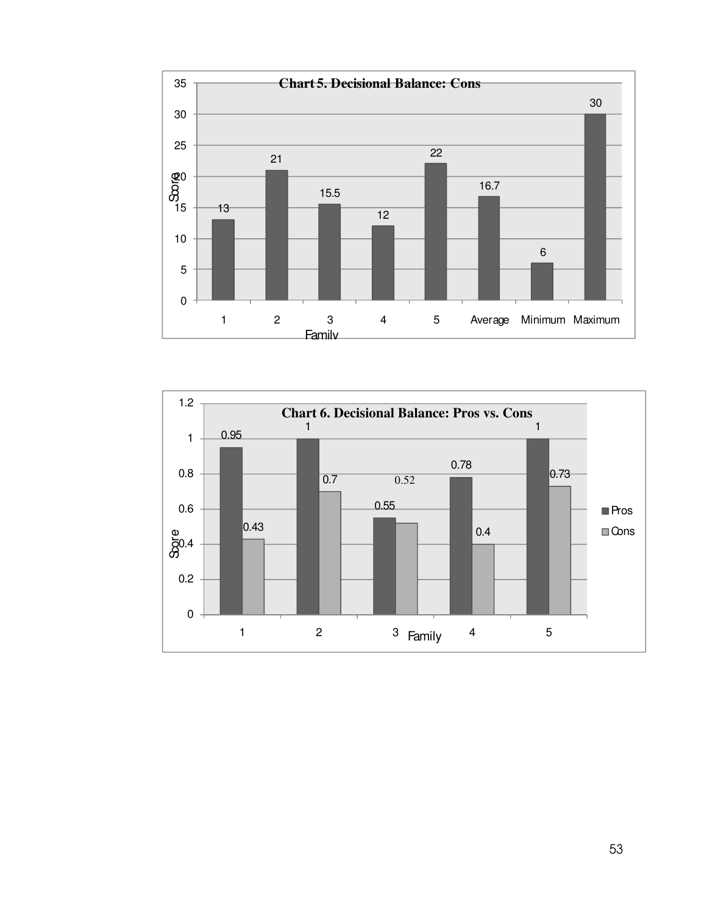**Chart 5. Decisional Balance: Cons**

| Family | Score |
|---|---|
| 1 | 13 |
| 2 | 21 |
| 3 | 15.5 |
| 4 | 12 |
| 5 | 22 |
| Average | 16.7 |
| Minimum | 6 |
| Maximum | 30 |

**Chart 6. Decisional Balance: Pros vs. Cons**

| Family | Pros | Cons |
|---|---|---|
| 1 | 0.95 | 0.43 |
| 2 | 1 | 0.7 |
| 3 | 0.55 | 0.52 |
| 4 | 0.78 | 0.4 |
| 5 | 1 | 0.73 |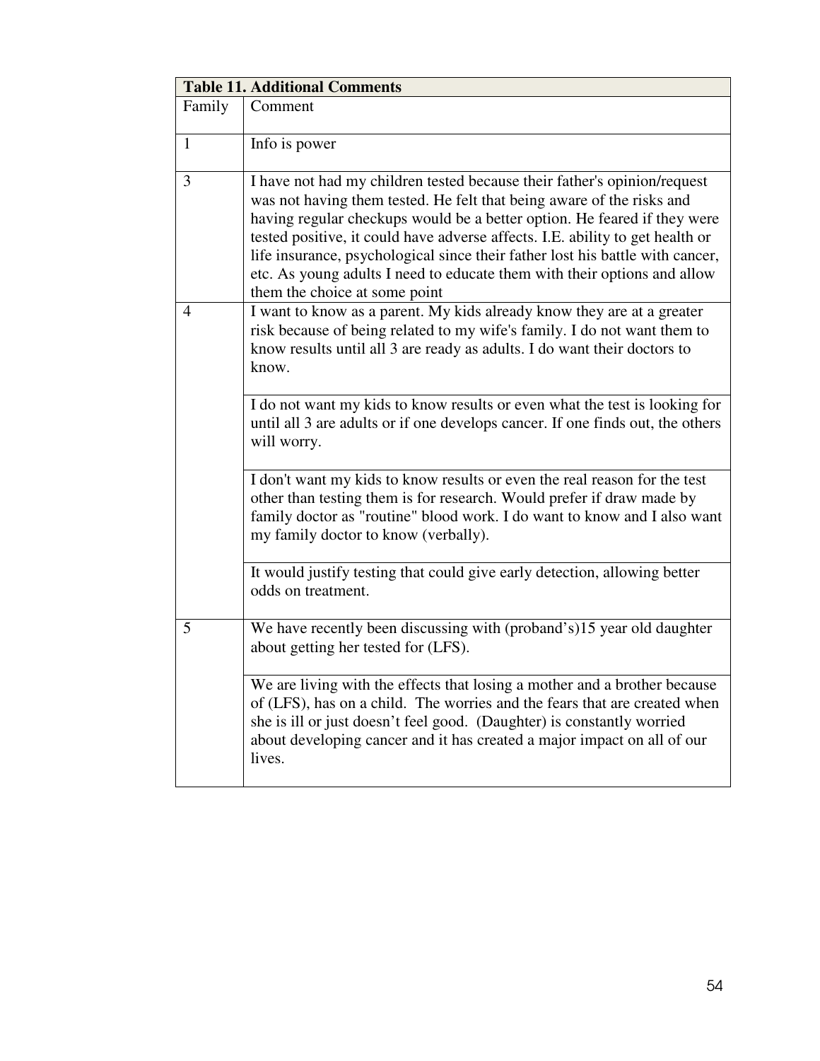**Table 11. Additional Comments**

| Family | Comment |
|---|---|
| 1 | Info is power |
| 3 | I have not had my children tested because their father's opinion/request was not having them tested. He felt that being aware of the risks and having regular checkups would be a better option. He feared if they were tested positive, it could have adverse affects. I.E. ability to get health or life insurance, psychological since their father lost his battle with cancer, etc. As young adults I need to educate them with their options and allow them the choice at some point |
| 4 | I want to know as a parent. My kids already know they are at a greater risk because of being related to my wife's family. I do not want them to know results until all 3 are ready as adults. I do want their doctors to know. |
| | I do not want my kids to know results or even what the test is looking for until all 3 are adults or if one develops cancer. If one finds out, the others will worry. |
| | I don't want my kids to know results or even the real reason for the test other than testing them is for research. Would prefer if draw made by family doctor as "routine" blood work. I do want to know and I also want my family doctor to know (verbally). |
| | It would justify testing that could give early detection, allowing better odds on treatment. |
| 5 | We have recently been discussing with (proband's)15 year old daughter about getting her tested for (LFS). |
| | We are living with the effects that losing a mother and a brother because of (LFS), has on a child. The worries and the fears that are created when she is ill or just doesn't feel good. (Daughter) is constantly worried about developing cancer and it has created a major impact on all of our lives. |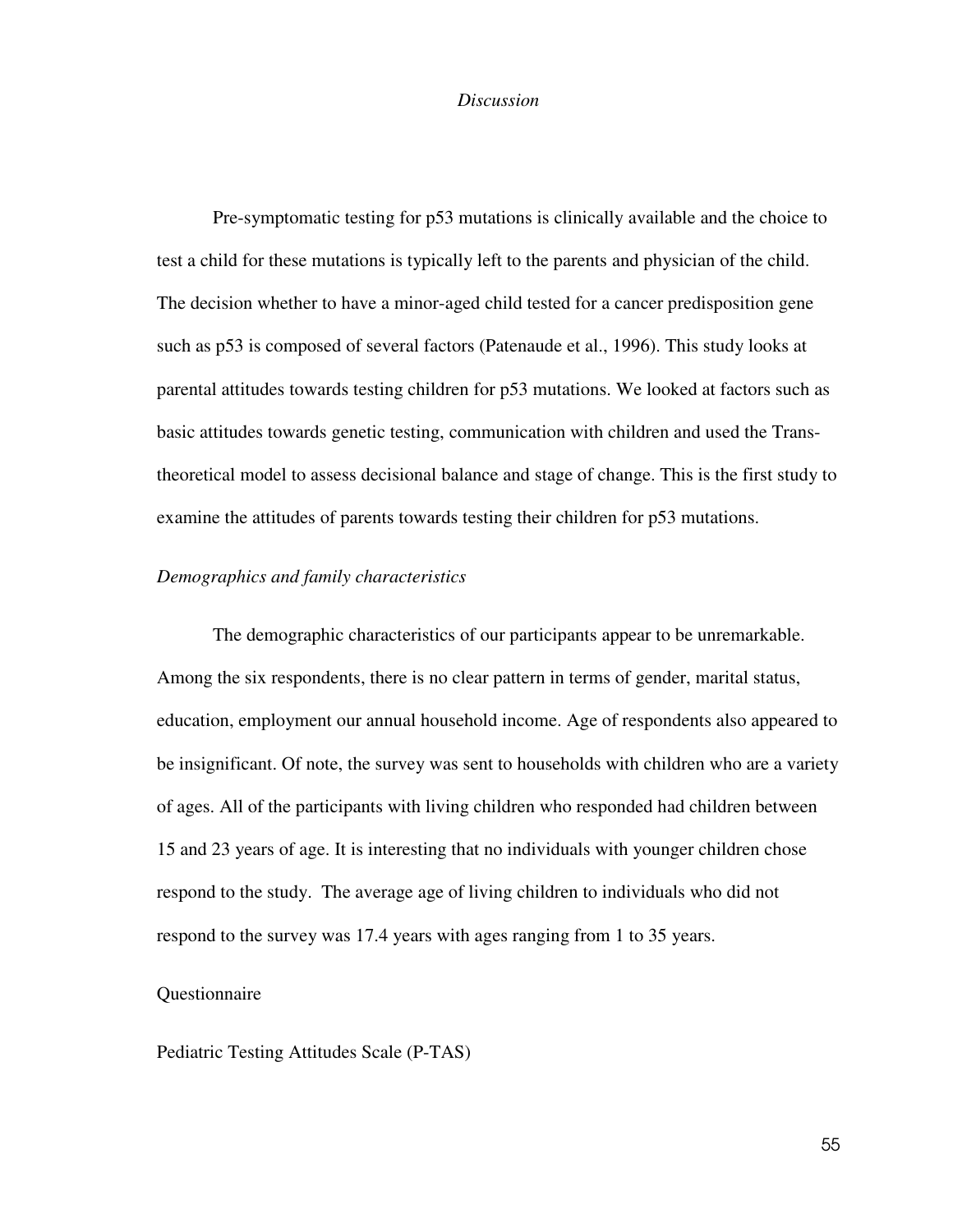*Discussion*

Pre-symptomatic testing for p53 mutations is clinically available and the choice to test a child for these mutations is typically left to the parents and physician of the child. The decision whether to have a minor-aged child tested for a cancer predisposition gene such as p53 is composed of several factors (Patenaude et al., 1996). This study looks at parental attitudes towards testing children for p53 mutations. We looked at factors such as basic attitudes towards genetic testing, communication with children and used the Trans-theoretical model to assess decisional balance and stage of change. This is the first study to examine the attitudes of parents towards testing their children for p53 mutations.

*Demographics and family characteristics*

The demographic characteristics of our participants appear to be unremarkable. Among the six respondents, there is no clear pattern in terms of gender, marital status, education, employment our annual household income. Age of respondents also appeared to be insignificant. Of note, the survey was sent to households with children who are a variety of ages. All of the participants with living children who responded had children between 15 and 23 years of age. It is interesting that no individuals with younger children chose respond to the study. The average age of living children to individuals who did not respond to the survey was 17.4 years with ages ranging from 1 to 35 years.

Questionnaire

Pediatric Testing Attitudes Scale (P-TAS)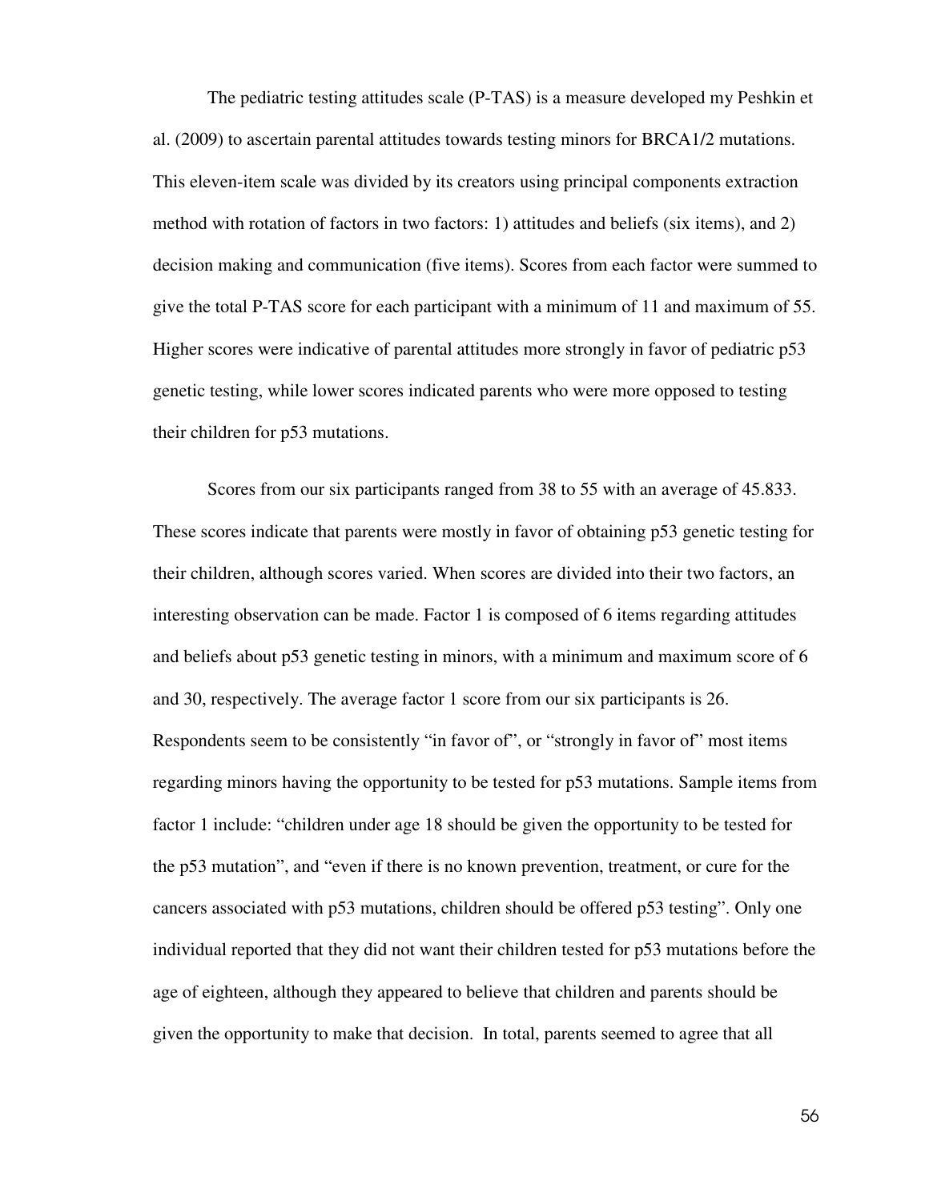The pediatric testing attitudes scale (P-TAS) is a measure developed my Peshkin et al. (2009) to ascertain parental attitudes towards testing minors for BRCA1/2 mutations. This eleven-item scale was divided by its creators using principal components extraction method with rotation of factors in two factors: 1) attitudes and beliefs (six items), and 2) decision making and communication (five items). Scores from each factor were summed to give the total P-TAS score for each participant with a minimum of 11 and maximum of 55. Higher scores were indicative of parental attitudes more strongly in favor of pediatric p53 genetic testing, while lower scores indicated parents who were more opposed to testing their children for p53 mutations.

Scores from our six participants ranged from 38 to 55 with an average of 45.833. These scores indicate that parents were mostly in favor of obtaining p53 genetic testing for their children, although scores varied. When scores are divided into their two factors, an interesting observation can be made. Factor 1 is composed of 6 items regarding attitudes and beliefs about p53 genetic testing in minors, with a minimum and maximum score of 6 and 30, respectively. The average factor 1 score from our six participants is 26. Respondents seem to be consistently "in favor of", or "strongly in favor of" most items regarding minors having the opportunity to be tested for p53 mutations. Sample items from factor 1 include: "children under age 18 should be given the opportunity to be tested for the p53 mutation", and "even if there is no known prevention, treatment, or cure for the cancers associated with p53 mutations, children should be offered p53 testing". Only one individual reported that they did not want their children tested for p53 mutations before the age of eighteen, although they appeared to believe that children and parents should be given the opportunity to make that decision. In total, parents seemed to agree that all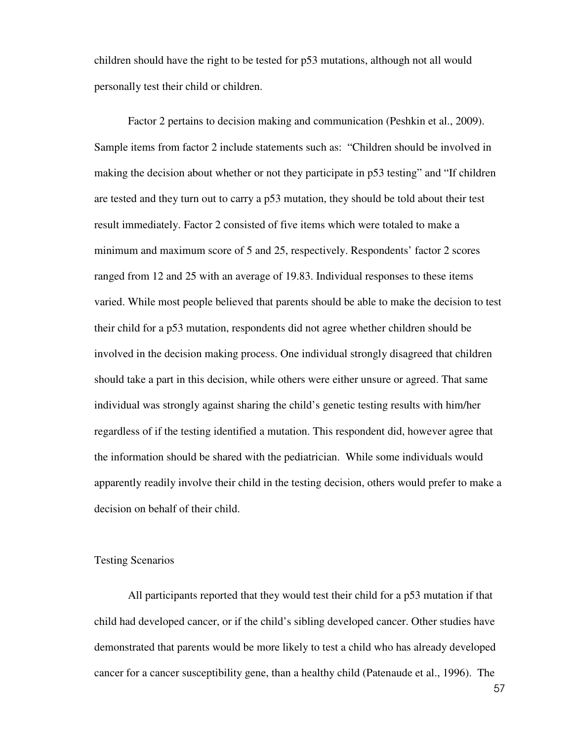children should have the right to be tested for p53 mutations, although not all would personally test their child or children.

Factor 2 pertains to decision making and communication (Peshkin et al., 2009). Sample items from factor 2 include statements such as: "Children should be involved in making the decision about whether or not they participate in p53 testing" and "If children are tested and they turn out to carry a p53 mutation, they should be told about their test result immediately. Factor 2 consisted of five items which were totaled to make a minimum and maximum score of 5 and 25, respectively. Respondents' factor 2 scores ranged from 12 and 25 with an average of 19.83. Individual responses to these items varied. While most people believed that parents should be able to make the decision to test their child for a p53 mutation, respondents did not agree whether children should be involved in the decision making process. One individual strongly disagreed that children should take a part in this decision, while others were either unsure or agreed. That same individual was strongly against sharing the child's genetic testing results with him/her regardless of if the testing identified a mutation. This respondent did, however agree that the information should be shared with the pediatrician. While some individuals would apparently readily involve their child in the testing decision, others would prefer to make a decision on behalf of their child.

## Testing Scenarios

All participants reported that they would test their child for a p53 mutation if that child had developed cancer, or if the child's sibling developed cancer. Other studies have demonstrated that parents would be more likely to test a child who has already developed cancer for a cancer susceptibility gene, than a healthy child (Patenaude et al., 1996). The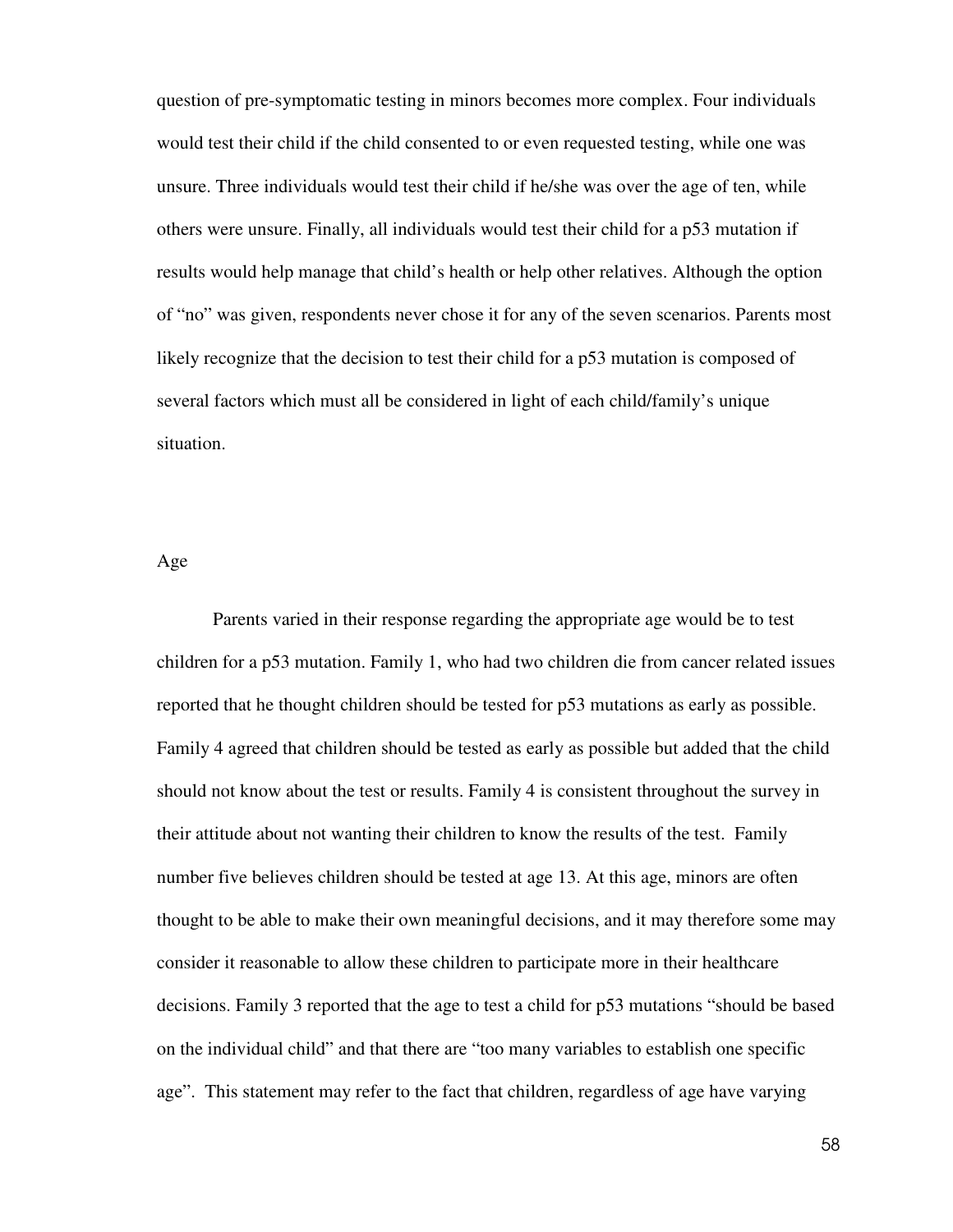question of pre-symptomatic testing in minors becomes more complex. Four individuals would test their child if the child consented to or even requested testing, while one was unsure. Three individuals would test their child if he/she was over the age of ten, while others were unsure. Finally, all individuals would test their child for a p53 mutation if results would help manage that child's health or help other relatives. Although the option of "no" was given, respondents never chose it for any of the seven scenarios. Parents most likely recognize that the decision to test their child for a p53 mutation is composed of several factors which must all be considered in light of each child/family's unique situation.

### Age

Parents varied in their response regarding the appropriate age would be to test children for a p53 mutation. Family 1, who had two children die from cancer related issues reported that he thought children should be tested for p53 mutations as early as possible. Family 4 agreed that children should be tested as early as possible but added that the child should not know about the test or results. Family 4 is consistent throughout the survey in their attitude about not wanting their children to know the results of the test. Family number five believes children should be tested at age 13. At this age, minors are often thought to be able to make their own meaningful decisions, and it may therefore some may consider it reasonable to allow these children to participate more in their healthcare decisions. Family 3 reported that the age to test a child for p53 mutations "should be based on the individual child" and that there are "too many variables to establish one specific age". This statement may refer to the fact that children, regardless of age have varying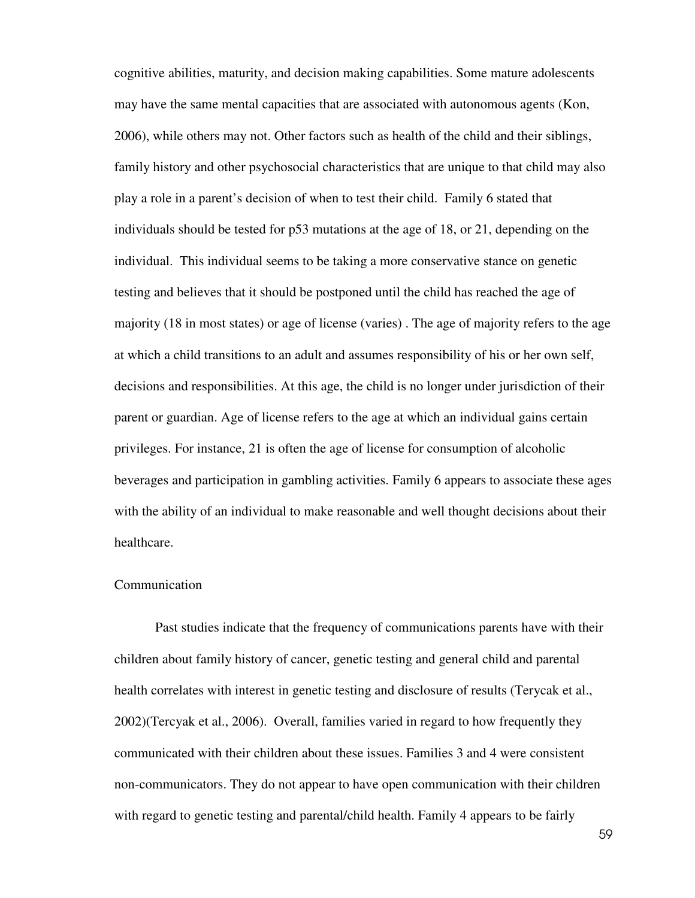cognitive abilities, maturity, and decision making capabilities. Some mature adolescents may have the same mental capacities that are associated with autonomous agents (Kon, 2006), while others may not. Other factors such as health of the child and their siblings, family history and other psychosocial characteristics that are unique to that child may also play a role in a parent's decision of when to test their child. Family 6 stated that individuals should be tested for p53 mutations at the age of 18, or 21, depending on the individual. This individual seems to be taking a more conservative stance on genetic testing and believes that it should be postponed until the child has reached the age of majority (18 in most states) or age of license (varies) . The age of majority refers to the age at which a child transitions to an adult and assumes responsibility of his or her own self, decisions and responsibilities. At this age, the child is no longer under jurisdiction of their parent or guardian. Age of license refers to the age at which an individual gains certain privileges. For instance, 21 is often the age of license for consumption of alcoholic beverages and participation in gambling activities. Family 6 appears to associate these ages with the ability of an individual to make reasonable and well thought decisions about their healthcare.

## Communication

Past studies indicate that the frequency of communications parents have with their children about family history of cancer, genetic testing and general child and parental health correlates with interest in genetic testing and disclosure of results (Terycak et al., 2002)(Tercyak et al., 2006). Overall, families varied in regard to how frequently they communicated with their children about these issues. Families 3 and 4 were consistent non-communicators. They do not appear to have open communication with their children with regard to genetic testing and parental/child health. Family 4 appears to be fairly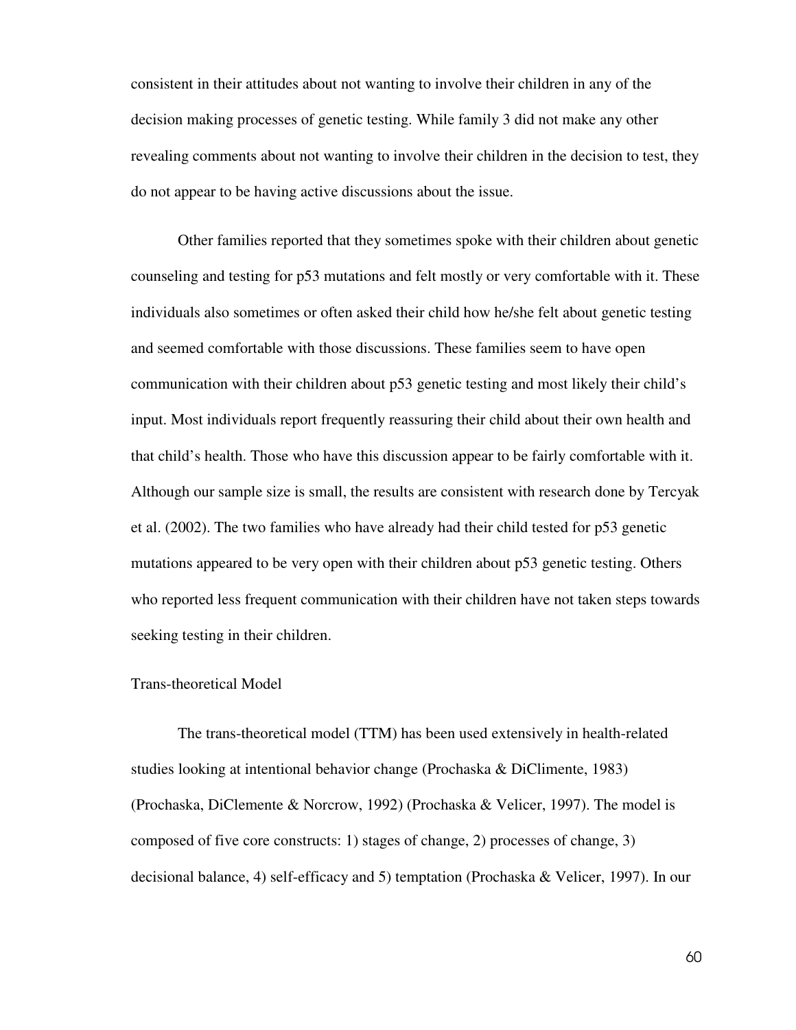consistent in their attitudes about not wanting to involve their children in any of the decision making processes of genetic testing. While family 3 did not make any other revealing comments about not wanting to involve their children in the decision to test, they do not appear to be having active discussions about the issue.

Other families reported that they sometimes spoke with their children about genetic counseling and testing for p53 mutations and felt mostly or very comfortable with it. These individuals also sometimes or often asked their child how he/she felt about genetic testing and seemed comfortable with those discussions. These families seem to have open communication with their children about p53 genetic testing and most likely their child's input. Most individuals report frequently reassuring their child about their own health and that child's health. Those who have this discussion appear to be fairly comfortable with it. Although our sample size is small, the results are consistent with research done by Tercyak et al. (2002). The two families who have already had their child tested for p53 genetic mutations appeared to be very open with their children about p53 genetic testing. Others who reported less frequent communication with their children have not taken steps towards seeking testing in their children.

Trans-theoretical Model

The trans-theoretical model (TTM) has been used extensively in health-related studies looking at intentional behavior change (Prochaska & DiClimente, 1983) (Prochaska, DiClemente & Norcrow, 1992) (Prochaska & Velicer, 1997). The model is composed of five core constructs: 1) stages of change, 2) processes of change, 3) decisional balance, 4) self-efficacy and 5) temptation (Prochaska & Velicer, 1997). In our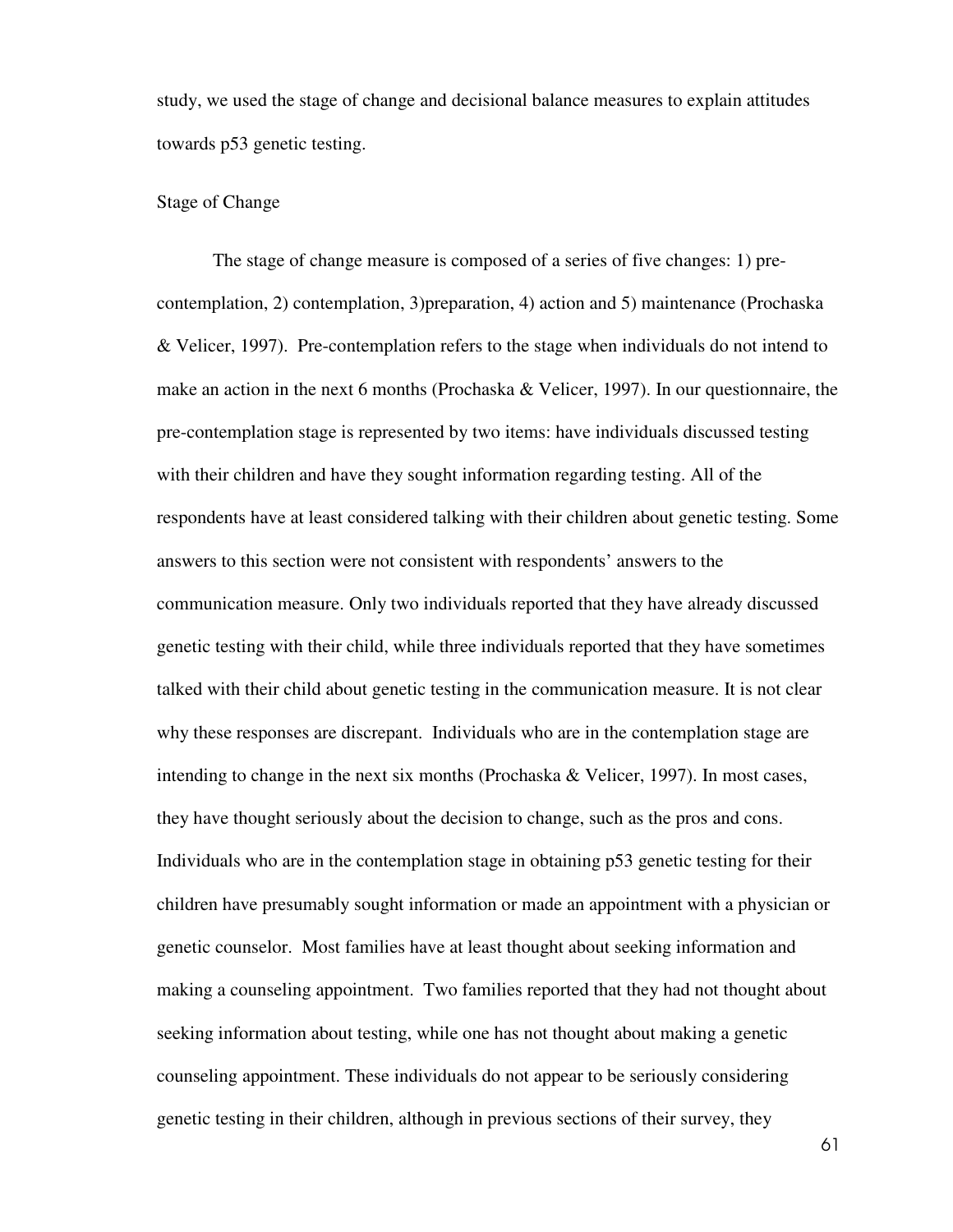study, we used the stage of change and decisional balance measures to explain attitudes towards p53 genetic testing.

Stage of Change

The stage of change measure is composed of a series of five changes: 1) pre-contemplation, 2) contemplation, 3)preparation, 4) action and 5) maintenance (Prochaska & Velicer, 1997). Pre-contemplation refers to the stage when individuals do not intend to make an action in the next 6 months (Prochaska & Velicer, 1997). In our questionnaire, the pre-contemplation stage is represented by two items: have individuals discussed testing with their children and have they sought information regarding testing. All of the respondents have at least considered talking with their children about genetic testing. Some answers to this section were not consistent with respondents' answers to the communication measure. Only two individuals reported that they have already discussed genetic testing with their child, while three individuals reported that they have sometimes talked with their child about genetic testing in the communication measure. It is not clear why these responses are discrepant. Individuals who are in the contemplation stage are intending to change in the next six months (Prochaska & Velicer, 1997). In most cases, they have thought seriously about the decision to change, such as the pros and cons. Individuals who are in the contemplation stage in obtaining p53 genetic testing for their children have presumably sought information or made an appointment with a physician or genetic counselor. Most families have at least thought about seeking information and making a counseling appointment. Two families reported that they had not thought about seeking information about testing, while one has not thought about making a genetic counseling appointment. These individuals do not appear to be seriously considering genetic testing in their children, although in previous sections of their survey, they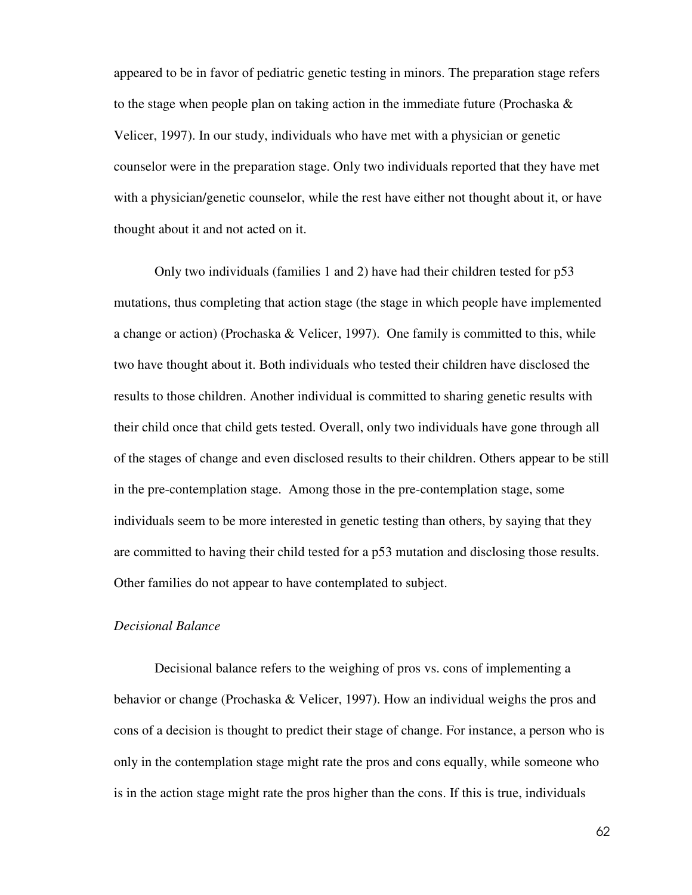appeared to be in favor of pediatric genetic testing in minors. The preparation stage refers to the stage when people plan on taking action in the immediate future (Prochaska & Velicer, 1997). In our study, individuals who have met with a physician or genetic counselor were in the preparation stage. Only two individuals reported that they have met with a physician/genetic counselor, while the rest have either not thought about it, or have thought about it and not acted on it.

Only two individuals (families 1 and 2) have had their children tested for p53 mutations, thus completing that action stage (the stage in which people have implemented a change or action) (Prochaska & Velicer, 1997). One family is committed to this, while two have thought about it. Both individuals who tested their children have disclosed the results to those children. Another individual is committed to sharing genetic results with their child once that child gets tested. Overall, only two individuals have gone through all of the stages of change and even disclosed results to their children. Others appear to be still in the pre-contemplation stage. Among those in the pre-contemplation stage, some individuals seem to be more interested in genetic testing than others, by saying that they are committed to having their child tested for a p53 mutation and disclosing those results. Other families do not appear to have contemplated to subject.

*Decisional Balance*

Decisional balance refers to the weighing of pros vs. cons of implementing a behavior or change (Prochaska & Velicer, 1997). How an individual weighs the pros and cons of a decision is thought to predict their stage of change. For instance, a person who is only in the contemplation stage might rate the pros and cons equally, while someone who is in the action stage might rate the pros higher than the cons. If this is true, individuals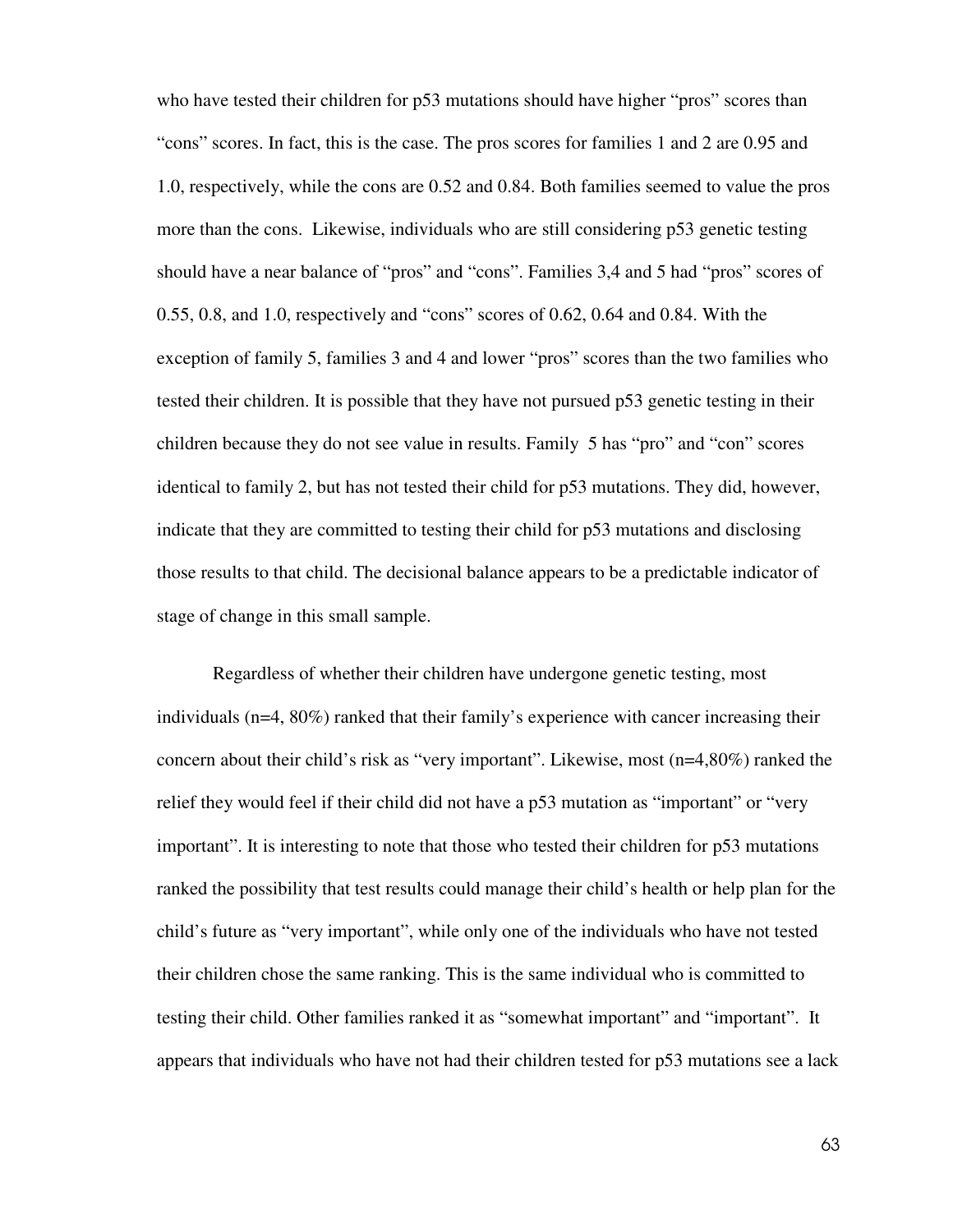who have tested their children for p53 mutations should have higher "pros" scores than "cons" scores. In fact, this is the case. The pros scores for families 1 and 2 are 0.95 and 1.0, respectively, while the cons are 0.52 and 0.84. Both families seemed to value the pros more than the cons. Likewise, individuals who are still considering p53 genetic testing should have a near balance of "pros" and "cons". Families 3,4 and 5 had "pros" scores of 0.55, 0.8, and 1.0, respectively and "cons" scores of 0.62, 0.64 and 0.84. With the exception of family 5, families 3 and 4 and lower "pros" scores than the two families who tested their children. It is possible that they have not pursued p53 genetic testing in their children because they do not see value in results. Family 5 has "pro" and "con" scores identical to family 2, but has not tested their child for p53 mutations. They did, however, indicate that they are committed to testing their child for p53 mutations and disclosing those results to that child. The decisional balance appears to be a predictable indicator of stage of change in this small sample.

Regardless of whether their children have undergone genetic testing, most individuals (n=4, 80%) ranked that their family's experience with cancer increasing their concern about their child's risk as "very important". Likewise, most (n=4,80%) ranked the relief they would feel if their child did not have a p53 mutation as "important" or "very important". It is interesting to note that those who tested their children for p53 mutations ranked the possibility that test results could manage their child's health or help plan for the child's future as "very important", while only one of the individuals who have not tested their children chose the same ranking. This is the same individual who is committed to testing their child. Other families ranked it as "somewhat important" and "important". It appears that individuals who have not had their children tested for p53 mutations see a lack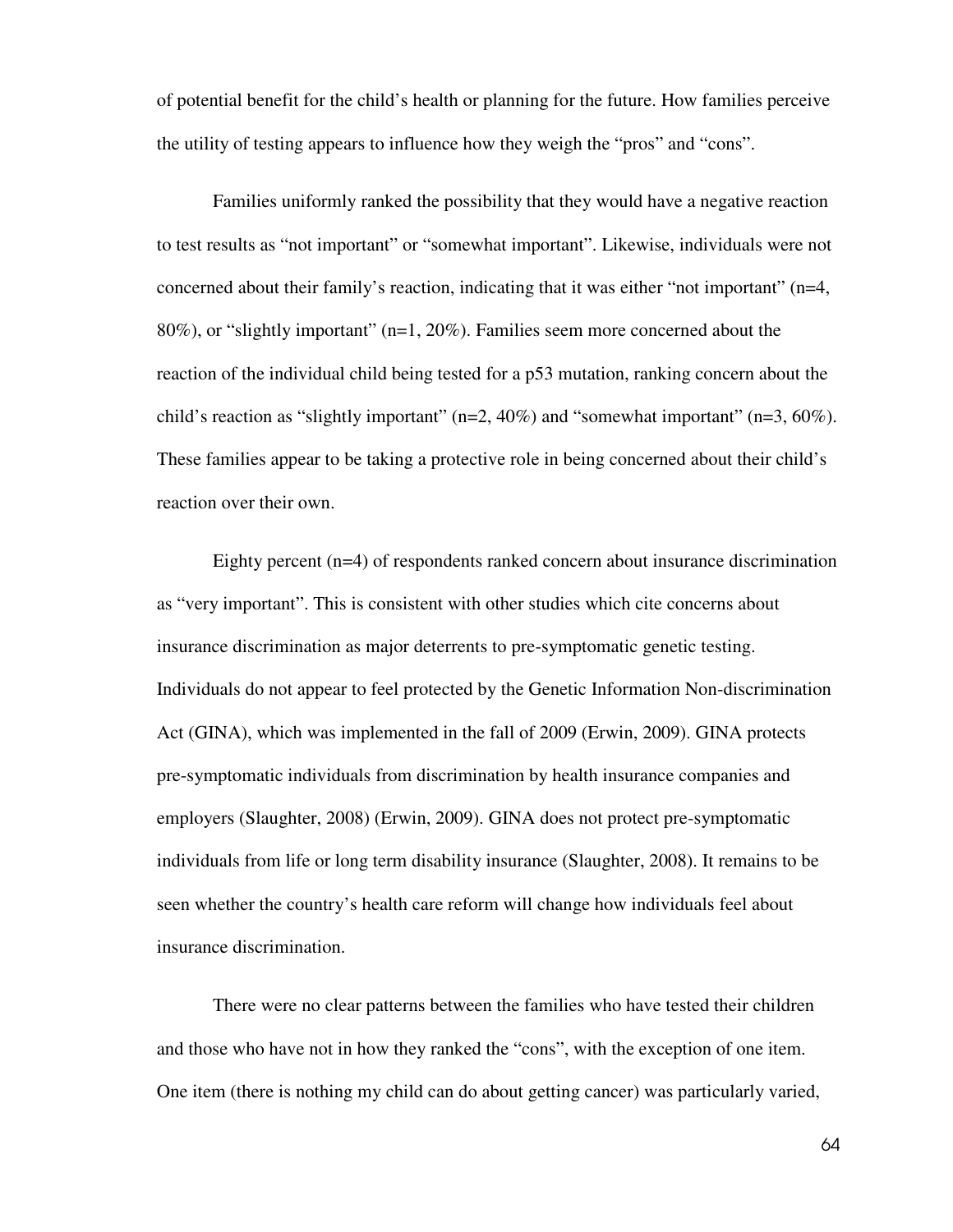of potential benefit for the child's health or planning for the future. How families perceive the utility of testing appears to influence how they weigh the "pros" and "cons".

Families uniformly ranked the possibility that they would have a negative reaction to test results as "not important" or "somewhat important". Likewise, individuals were not concerned about their family's reaction, indicating that it was either "not important" (n=4, 80%), or "slightly important" (n=1, 20%). Families seem more concerned about the reaction of the individual child being tested for a p53 mutation, ranking concern about the child's reaction as "slightly important" (n=2, 40%) and "somewhat important" (n=3, 60%). These families appear to be taking a protective role in being concerned about their child's reaction over their own.

Eighty percent (n=4) of respondents ranked concern about insurance discrimination as "very important". This is consistent with other studies which cite concerns about insurance discrimination as major deterrents to pre-symptomatic genetic testing. Individuals do not appear to feel protected by the Genetic Information Non-discrimination Act (GINA), which was implemented in the fall of 2009 (Erwin, 2009). GINA protects pre-symptomatic individuals from discrimination by health insurance companies and employers (Slaughter, 2008) (Erwin, 2009). GINA does not protect pre-symptomatic individuals from life or long term disability insurance (Slaughter, 2008). It remains to be seen whether the country's health care reform will change how individuals feel about insurance discrimination.

There were no clear patterns between the families who have tested their children and those who have not in how they ranked the "cons", with the exception of one item. One item (there is nothing my child can do about getting cancer) was particularly varied,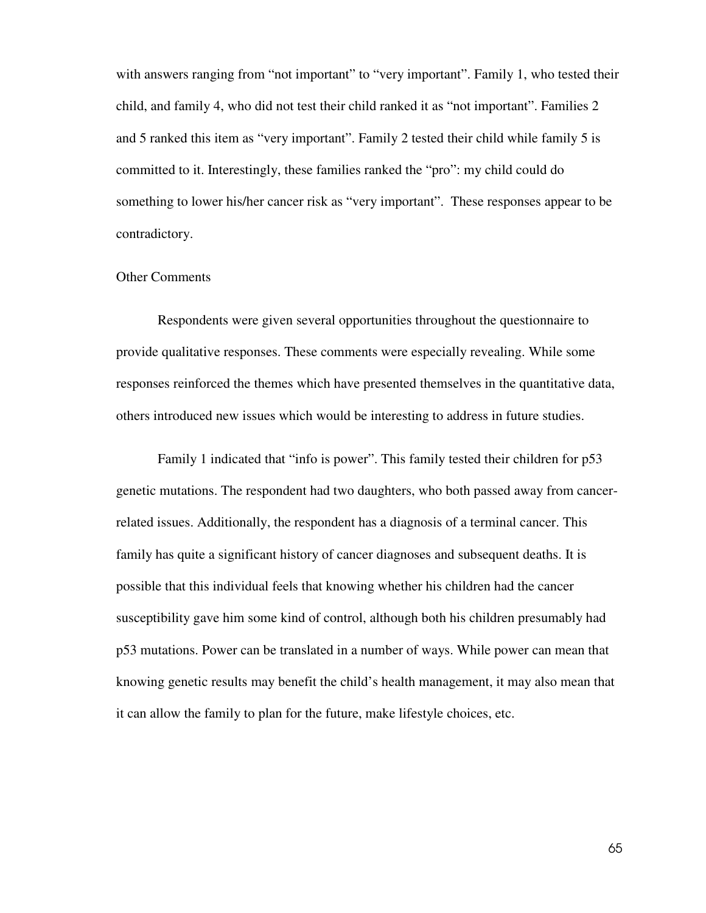with answers ranging from "not important" to "very important". Family 1, who tested their child, and family 4, who did not test their child ranked it as "not important". Families 2 and 5 ranked this item as "very important". Family 2 tested their child while family 5 is committed to it. Interestingly, these families ranked the "pro": my child could do something to lower his/her cancer risk as "very important". These responses appear to be contradictory.

### Other Comments

Respondents were given several opportunities throughout the questionnaire to provide qualitative responses. These comments were especially revealing. While some responses reinforced the themes which have presented themselves in the quantitative data, others introduced new issues which would be interesting to address in future studies.

Family 1 indicated that "info is power". This family tested their children for p53 genetic mutations. The respondent had two daughters, who both passed away from cancer-related issues. Additionally, the respondent has a diagnosis of a terminal cancer. This family has quite a significant history of cancer diagnoses and subsequent deaths. It is possible that this individual feels that knowing whether his children had the cancer susceptibility gave him some kind of control, although both his children presumably had p53 mutations. Power can be translated in a number of ways. While power can mean that knowing genetic results may benefit the child's health management, it may also mean that it can allow the family to plan for the future, make lifestyle choices, etc.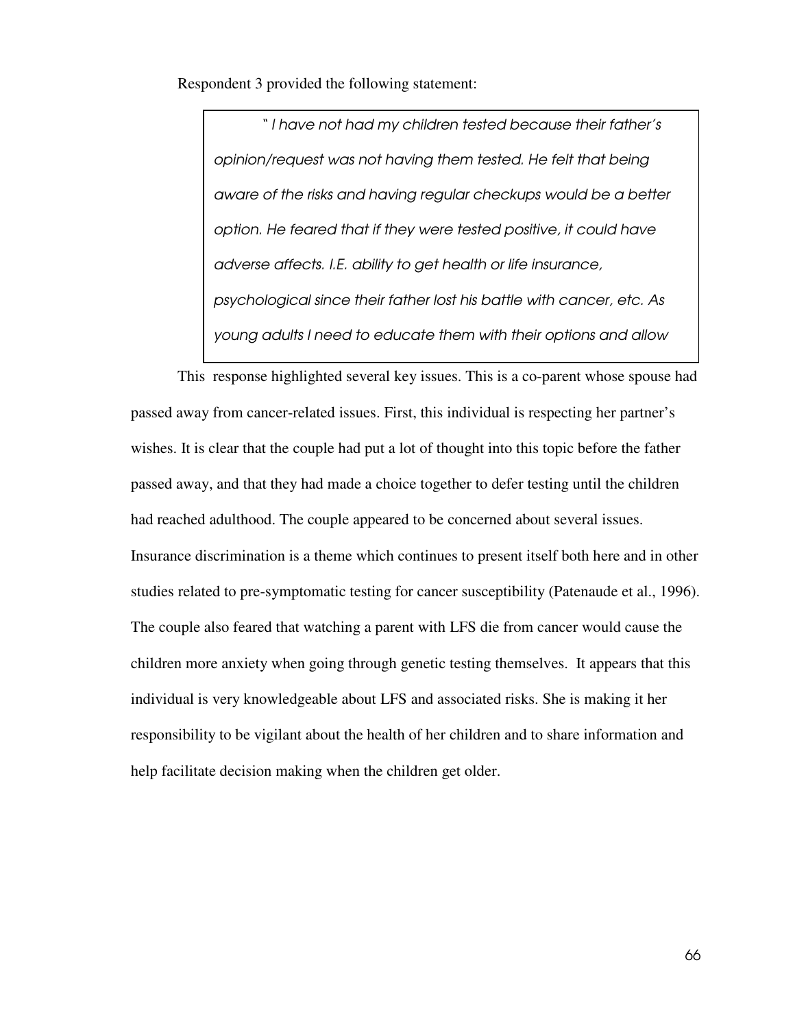Respondent 3 provided the following statement:

> " *I have not had my children tested because their father's opinion/request was not having them tested. He felt that being aware of the risks and having regular checkups would be a better option. He feared that if they were tested positive, it could have adverse affects. I.E. ability to get health or life insurance, psychological since their father lost his battle with cancer, etc. As young adults I need to educate them with their options and allow*

This response highlighted several key issues. This is a co-parent whose spouse had passed away from cancer-related issues. First, this individual is respecting her partner's wishes. It is clear that the couple had put a lot of thought into this topic before the father passed away, and that they had made a choice together to defer testing until the children had reached adulthood. The couple appeared to be concerned about several issues. Insurance discrimination is a theme which continues to present itself both here and in other studies related to pre-symptomatic testing for cancer susceptibility (Patenaude et al., 1996). The couple also feared that watching a parent with LFS die from cancer would cause the children more anxiety when going through genetic testing themselves. It appears that this individual is very knowledgeable about LFS and associated risks. She is making it her responsibility to be vigilant about the health of her children and to share information and help facilitate decision making when the children get older.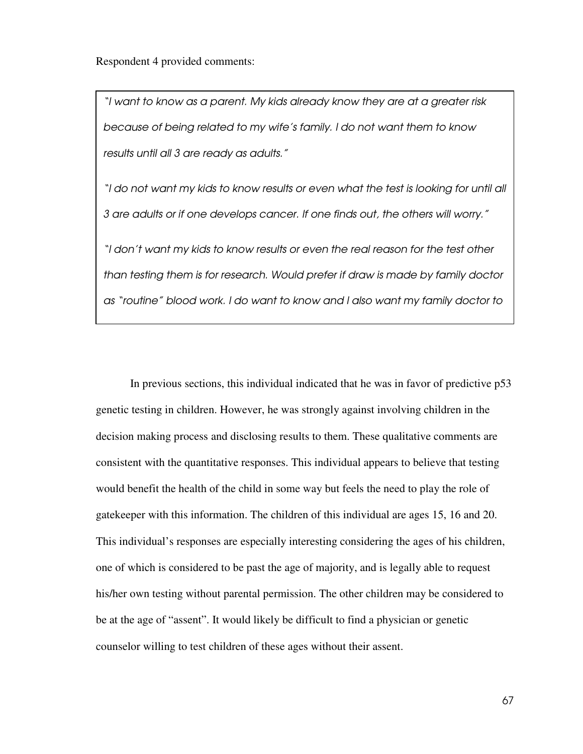Respondent 4 provided comments:

> *"I want to know as a parent. My kids already know they are at a greater risk because of being related to my wife's family. I do not want them to know results until all 3 are ready as adults."*
>
> *"I do not want my kids to know results or even what the test is looking for until all 3 are adults or if one develops cancer. If one finds out, the others will worry."*
>
> *"I don't want my kids to know results or even the real reason for the test other than testing them is for research. Would prefer if draw is made by family doctor as "routine" blood work. I do want to know and I also want my family doctor to*

In previous sections, this individual indicated that he was in favor of predictive p53 genetic testing in children. However, he was strongly against involving children in the decision making process and disclosing results to them. These qualitative comments are consistent with the quantitative responses. This individual appears to believe that testing would benefit the health of the child in some way but feels the need to play the role of gatekeeper with this information. The children of this individual are ages 15, 16 and 20. This individual's responses are especially interesting considering the ages of his children, one of which is considered to be past the age of majority, and is legally able to request his/her own testing without parental permission. The other children may be considered to be at the age of "assent". It would likely be difficult to find a physician or genetic counselor willing to test children of these ages without their assent.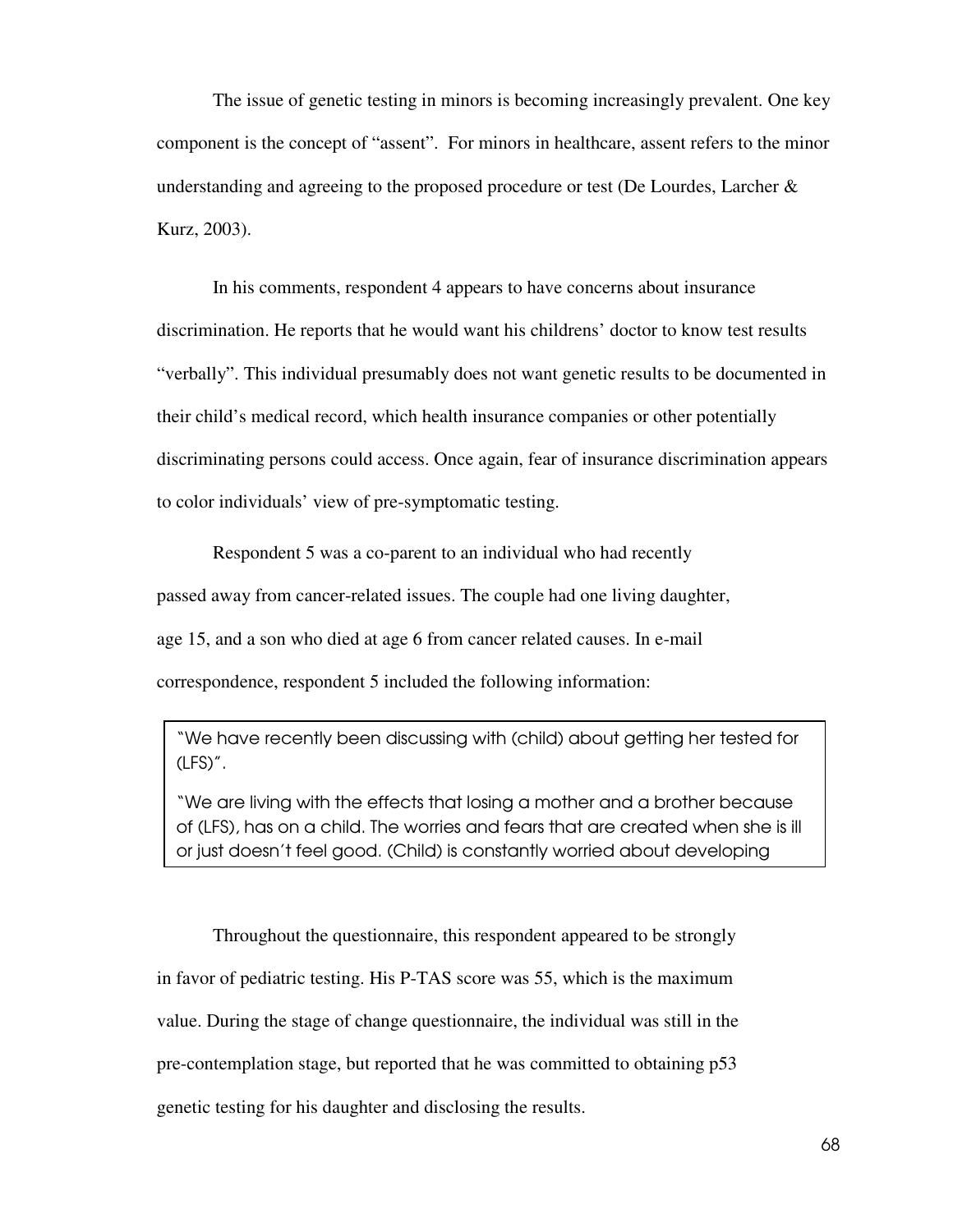The issue of genetic testing in minors is becoming increasingly prevalent. One key component is the concept of "assent". For minors in healthcare, assent refers to the minor understanding and agreeing to the proposed procedure or test (De Lourdes, Larcher & Kurz, 2003).

In his comments, respondent 4 appears to have concerns about insurance discrimination. He reports that he would want his childrens' doctor to know test results "verbally". This individual presumably does not want genetic results to be documented in their child's medical record, which health insurance companies or other potentially discriminating persons could access. Once again, fear of insurance discrimination appears to color individuals' view of pre-symptomatic testing.

Respondent 5 was a co-parent to an individual who had recently passed away from cancer-related issues. The couple had one living daughter, age 15, and a son who died at age 6 from cancer related causes. In e-mail correspondence, respondent 5 included the following information:

> "We have recently been discussing with (child) about getting her tested for (LFS)".
>
> "We are living with the effects that losing a mother and a brother because of (LFS), has on a child. The worries and fears that are created when she is ill or just doesn't feel good. (Child) is constantly worried about developing

Throughout the questionnaire, this respondent appeared to be strongly in favor of pediatric testing. His P-TAS score was 55, which is the maximum value. During the stage of change questionnaire, the individual was still in the pre-contemplation stage, but reported that he was committed to obtaining p53 genetic testing for his daughter and disclosing the results.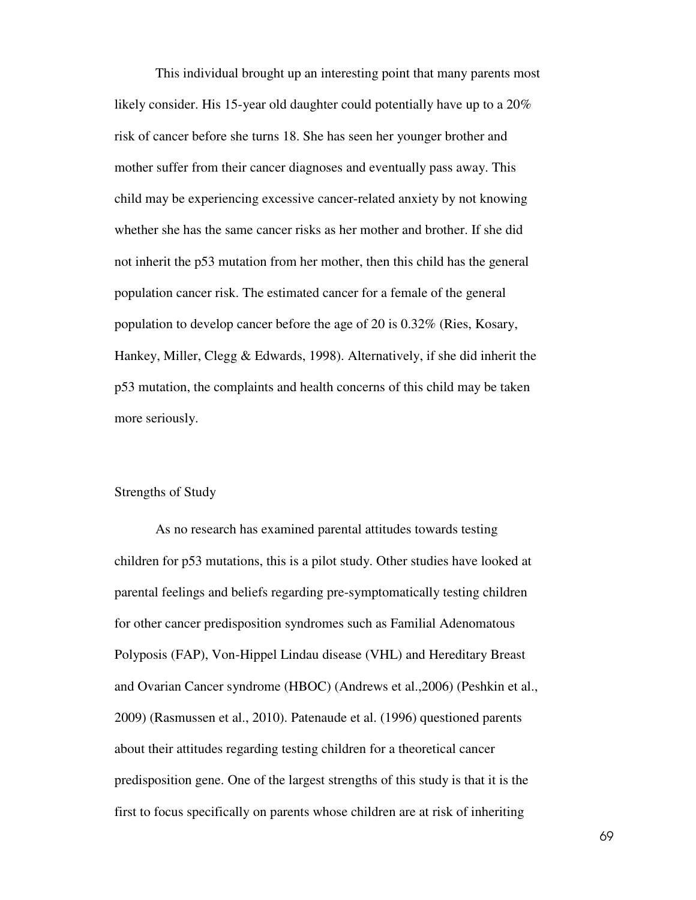This individual brought up an interesting point that many parents most likely consider. His 15-year old daughter could potentially have up to a 20% risk of cancer before she turns 18. She has seen her younger brother and mother suffer from their cancer diagnoses and eventually pass away. This child may be experiencing excessive cancer-related anxiety by not knowing whether she has the same cancer risks as her mother and brother. If she did not inherit the p53 mutation from her mother, then this child has the general population cancer risk. The estimated cancer for a female of the general population to develop cancer before the age of 20 is 0.32% (Ries, Kosary, Hankey, Miller, Clegg & Edwards, 1998). Alternatively, if she did inherit the p53 mutation, the complaints and health concerns of this child may be taken more seriously.

## Strengths of Study

As no research has examined parental attitudes towards testing children for p53 mutations, this is a pilot study. Other studies have looked at parental feelings and beliefs regarding pre-symptomatically testing children for other cancer predisposition syndromes such as Familial Adenomatous Polyposis (FAP), Von-Hippel Lindau disease (VHL) and Hereditary Breast and Ovarian Cancer syndrome (HBOC) (Andrews et al.,2006) (Peshkin et al., 2009) (Rasmussen et al., 2010). Patenaude et al. (1996) questioned parents about their attitudes regarding testing children for a theoretical cancer predisposition gene. One of the largest strengths of this study is that it is the first to focus specifically on parents whose children are at risk of inheriting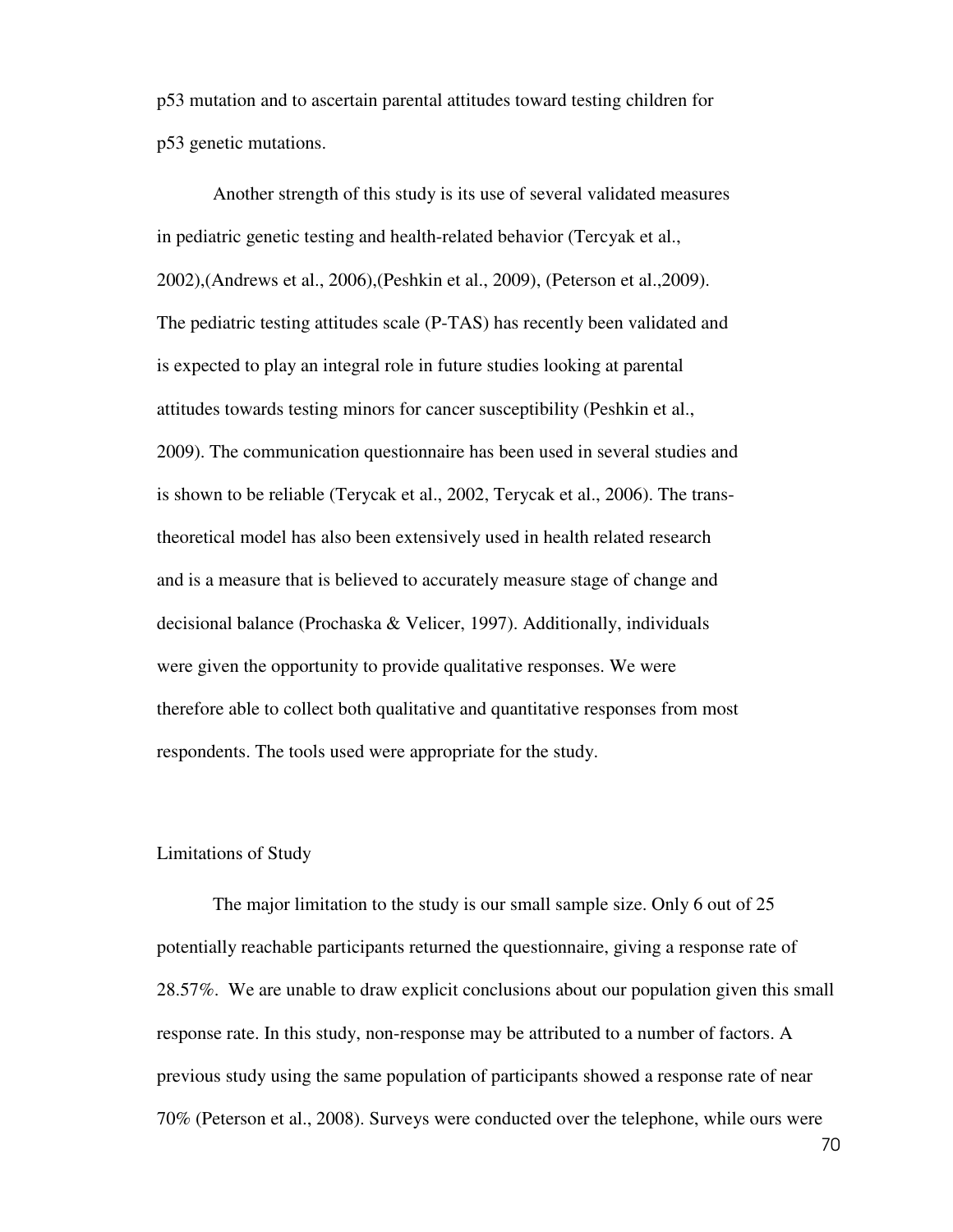p53 mutation and to ascertain parental attitudes toward testing children for p53 genetic mutations.

Another strength of this study is its use of several validated measures in pediatric genetic testing and health-related behavior (Tercyak et al., 2002),(Andrews et al., 2006),(Peshkin et al., 2009), (Peterson et al.,2009). The pediatric testing attitudes scale (P-TAS) has recently been validated and is expected to play an integral role in future studies looking at parental attitudes towards testing minors for cancer susceptibility (Peshkin et al., 2009). The communication questionnaire has been used in several studies and is shown to be reliable (Terycak et al., 2002, Terycak et al., 2006). The trans-theoretical model has also been extensively used in health related research and is a measure that is believed to accurately measure stage of change and decisional balance (Prochaska & Velicer, 1997). Additionally, individuals were given the opportunity to provide qualitative responses. We were therefore able to collect both qualitative and quantitative responses from most respondents. The tools used were appropriate for the study.

## Limitations of Study

The major limitation to the study is our small sample size. Only 6 out of 25 potentially reachable participants returned the questionnaire, giving a response rate of 28.57%. We are unable to draw explicit conclusions about our population given this small response rate. In this study, non-response may be attributed to a number of factors. A previous study using the same population of participants showed a response rate of near 70% (Peterson et al., 2008). Surveys were conducted over the telephone, while ours were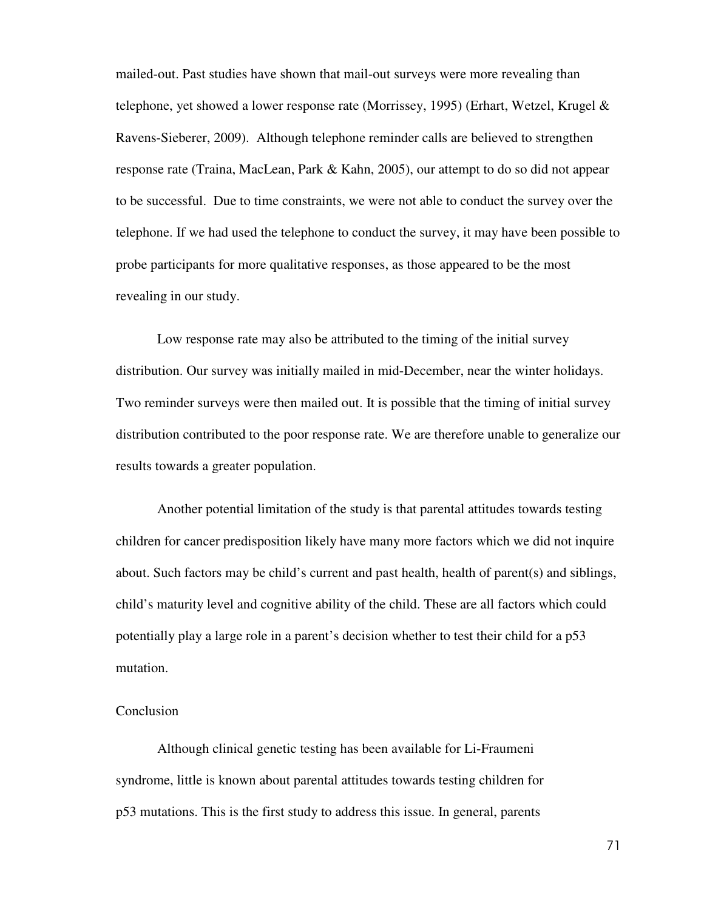mailed-out. Past studies have shown that mail-out surveys were more revealing than telephone, yet showed a lower response rate (Morrissey, 1995) (Erhart, Wetzel, Krugel & Ravens-Sieberer, 2009). Although telephone reminder calls are believed to strengthen response rate (Traina, MacLean, Park & Kahn, 2005), our attempt to do so did not appear to be successful. Due to time constraints, we were not able to conduct the survey over the telephone. If we had used the telephone to conduct the survey, it may have been possible to probe participants for more qualitative responses, as those appeared to be the most revealing in our study.

Low response rate may also be attributed to the timing of the initial survey distribution. Our survey was initially mailed in mid-December, near the winter holidays. Two reminder surveys were then mailed out. It is possible that the timing of initial survey distribution contributed to the poor response rate. We are therefore unable to generalize our results towards a greater population.

Another potential limitation of the study is that parental attitudes towards testing children for cancer predisposition likely have many more factors which we did not inquire about. Such factors may be child's current and past health, health of parent(s) and siblings, child's maturity level and cognitive ability of the child. These are all factors which could potentially play a large role in a parent's decision whether to test their child for a p53 mutation.

## Conclusion

Although clinical genetic testing has been available for Li-Fraumeni syndrome, little is known about parental attitudes towards testing children for p53 mutations. This is the first study to address this issue. In general, parents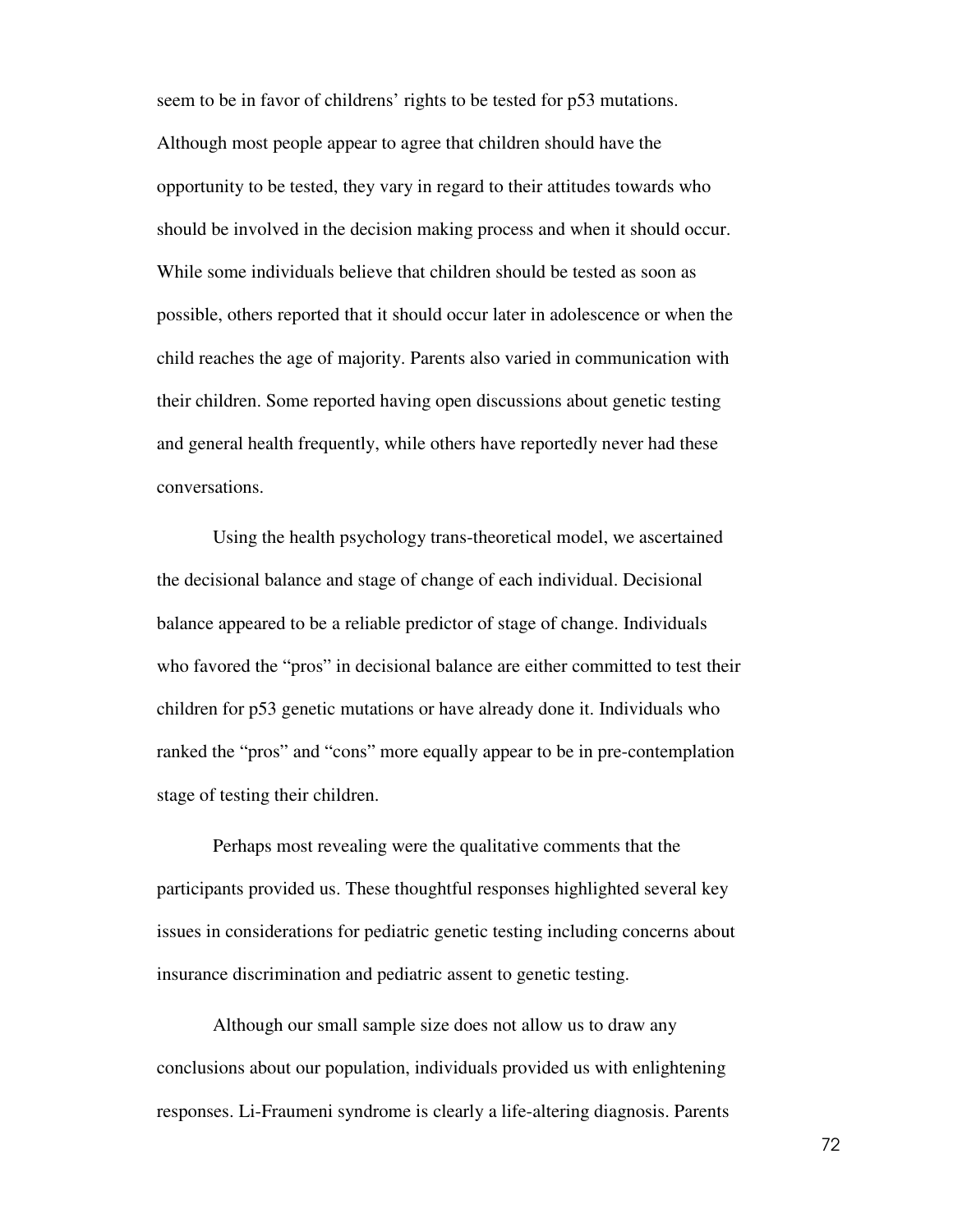seem to be in favor of childrens' rights to be tested for p53 mutations. Although most people appear to agree that children should have the opportunity to be tested, they vary in regard to their attitudes towards who should be involved in the decision making process and when it should occur. While some individuals believe that children should be tested as soon as possible, others reported that it should occur later in adolescence or when the child reaches the age of majority. Parents also varied in communication with their children. Some reported having open discussions about genetic testing and general health frequently, while others have reportedly never had these conversations.

Using the health psychology trans-theoretical model, we ascertained the decisional balance and stage of change of each individual. Decisional balance appeared to be a reliable predictor of stage of change. Individuals who favored the "pros" in decisional balance are either committed to test their children for p53 genetic mutations or have already done it. Individuals who ranked the "pros" and "cons" more equally appear to be in pre-contemplation stage of testing their children.

Perhaps most revealing were the qualitative comments that the participants provided us. These thoughtful responses highlighted several key issues in considerations for pediatric genetic testing including concerns about insurance discrimination and pediatric assent to genetic testing.

Although our small sample size does not allow us to draw any conclusions about our population, individuals provided us with enlightening responses. Li-Fraumeni syndrome is clearly a life-altering diagnosis. Parents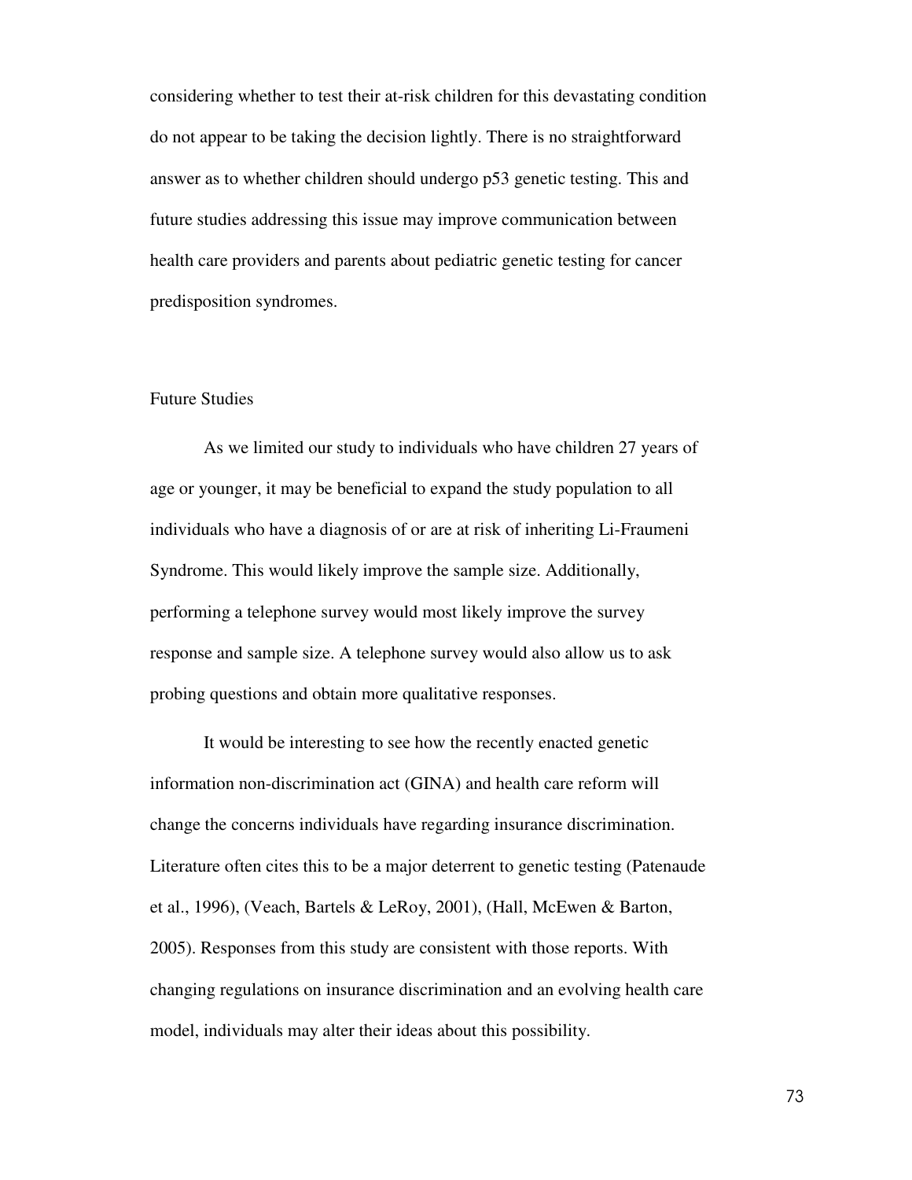considering whether to test their at-risk children for this devastating condition do not appear to be taking the decision lightly. There is no straightforward answer as to whether children should undergo p53 genetic testing. This and future studies addressing this issue may improve communication between health care providers and parents about pediatric genetic testing for cancer predisposition syndromes.

## Future Studies

As we limited our study to individuals who have children 27 years of age or younger, it may be beneficial to expand the study population to all individuals who have a diagnosis of or are at risk of inheriting Li-Fraumeni Syndrome. This would likely improve the sample size. Additionally, performing a telephone survey would most likely improve the survey response and sample size. A telephone survey would also allow us to ask probing questions and obtain more qualitative responses.

It would be interesting to see how the recently enacted genetic information non-discrimination act (GINA) and health care reform will change the concerns individuals have regarding insurance discrimination. Literature often cites this to be a major deterrent to genetic testing (Patenaude et al., 1996), (Veach, Bartels & LeRoy, 2001), (Hall, McEwen & Barton, 2005). Responses from this study are consistent with those reports. With changing regulations on insurance discrimination and an evolving health care model, individuals may alter their ideas about this possibility.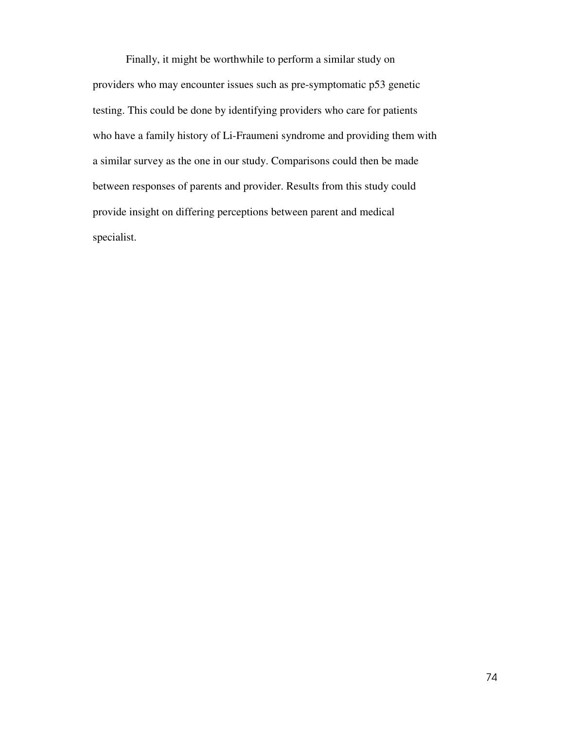Finally, it might be worthwhile to perform a similar study on providers who may encounter issues such as pre-symptomatic p53 genetic testing. This could be done by identifying providers who care for patients who have a family history of Li-Fraumeni syndrome and providing them with a similar survey as the one in our study. Comparisons could then be made between responses of parents and provider. Results from this study could provide insight on differing perceptions between parent and medical specialist.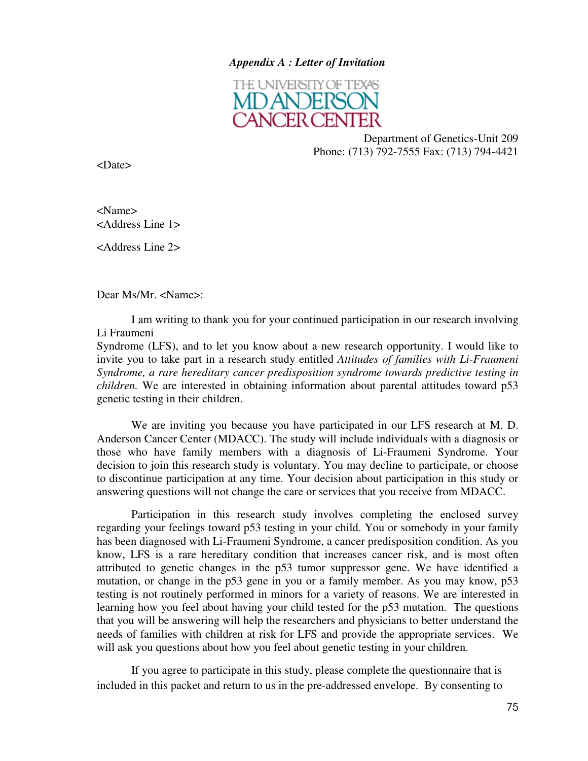***Appendix A : Letter of Invitation***

THE UNIVERSITY OF TEXAS
MD ANDERSON
CANCER CENTER

Department of Genetics-Unit 209
Phone: (713) 792-7555 Fax: (713) 794-4421

<Date>

<Name>
<Address Line 1>

<Address Line 2>

Dear Ms/Mr. <Name>:

I am writing to thank you for your continued participation in our research involving Li Fraumeni
Syndrome (LFS), and to let you know about a new research opportunity. I would like to invite you to take part in a research study entitled *Attitudes of families with Li-Fraumeni Syndrome, a rare hereditary cancer predisposition syndrome towards predictive testing in children.* We are interested in obtaining information about parental attitudes toward p53 genetic testing in their children.

We are inviting you because you have participated in our LFS research at M. D. Anderson Cancer Center (MDACC). The study will include individuals with a diagnosis or those who have family members with a diagnosis of Li-Fraumeni Syndrome. Your decision to join this research study is voluntary. You may decline to participate, or choose to discontinue participation at any time. Your decision about participation in this study or answering questions will not change the care or services that you receive from MDACC.

Participation in this research study involves completing the enclosed survey regarding your feelings toward p53 testing in your child. You or somebody in your family has been diagnosed with Li-Fraumeni Syndrome, a cancer predisposition condition. As you know, LFS is a rare hereditary condition that increases cancer risk, and is most often attributed to genetic changes in the p53 tumor suppressor gene. We have identified a mutation, or change in the p53 gene in you or a family member. As you may know, p53 testing is not routinely performed in minors for a variety of reasons. We are interested in learning how you feel about having your child tested for the p53 mutation. The questions that you will be answering will help the researchers and physicians to better understand the needs of families with children at risk for LFS and provide the appropriate services. We will ask you questions about how you feel about genetic testing in your children.

If you agree to participate in this study, please complete the questionnaire that is included in this packet and return to us in the pre-addressed envelope. By consenting to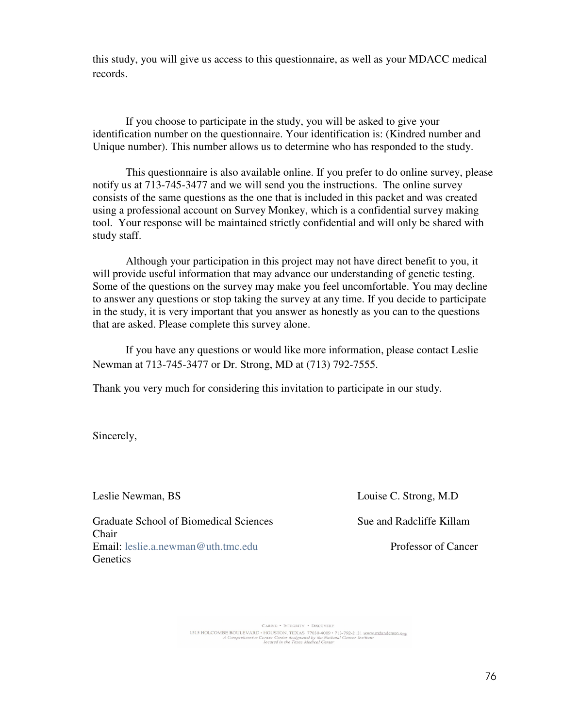this study, you will give us access to this questionnaire, as well as your MDACC medical records.

If you choose to participate in the study, you will be asked to give your identification number on the questionnaire. Your identification is: (Kindred number and Unique number). This number allows us to determine who has responded to the study.

This questionnaire is also available online. If you prefer to do online survey, please notify us at 713-745-3477 and we will send you the instructions. The online survey consists of the same questions as the one that is included in this packet and was created using a professional account on Survey Monkey, which is a confidential survey making tool. Your response will be maintained strictly confidential and will only be shared with study staff.

Although your participation in this project may not have direct benefit to you, it will provide useful information that may advance our understanding of genetic testing. Some of the questions on the survey may make you feel uncomfortable. You may decline to answer any questions or stop taking the survey at any time. If you decide to participate in the study, it is very important that you answer as honestly as you can to the questions that are asked. Please complete this survey alone.

If you have any questions or would like more information, please contact Leslie Newman at 713-745-3477 or Dr. Strong, MD at (713) 792-7555.

Thank you very much for considering this invitation to participate in our study.

Sincerely,

Leslie Newman, BS
Graduate School of Biomedical Sciences
Email: leslie.a.newman@uth.tmc.edu

Louise C. Strong, M.D
Sue and Radcliffe Killam Chair
Professor of Cancer Genetics

CARING • INTEGRITY • DISCOVERY
1515 HOLCOMBE BOULEVARD • HOUSTON, TEXAS 77030-4009 • 713-792-2121 www.mdanderson.org
A Comprehensive Cancer Center designated by the National Cancer Institute
located in the Texas Medical Center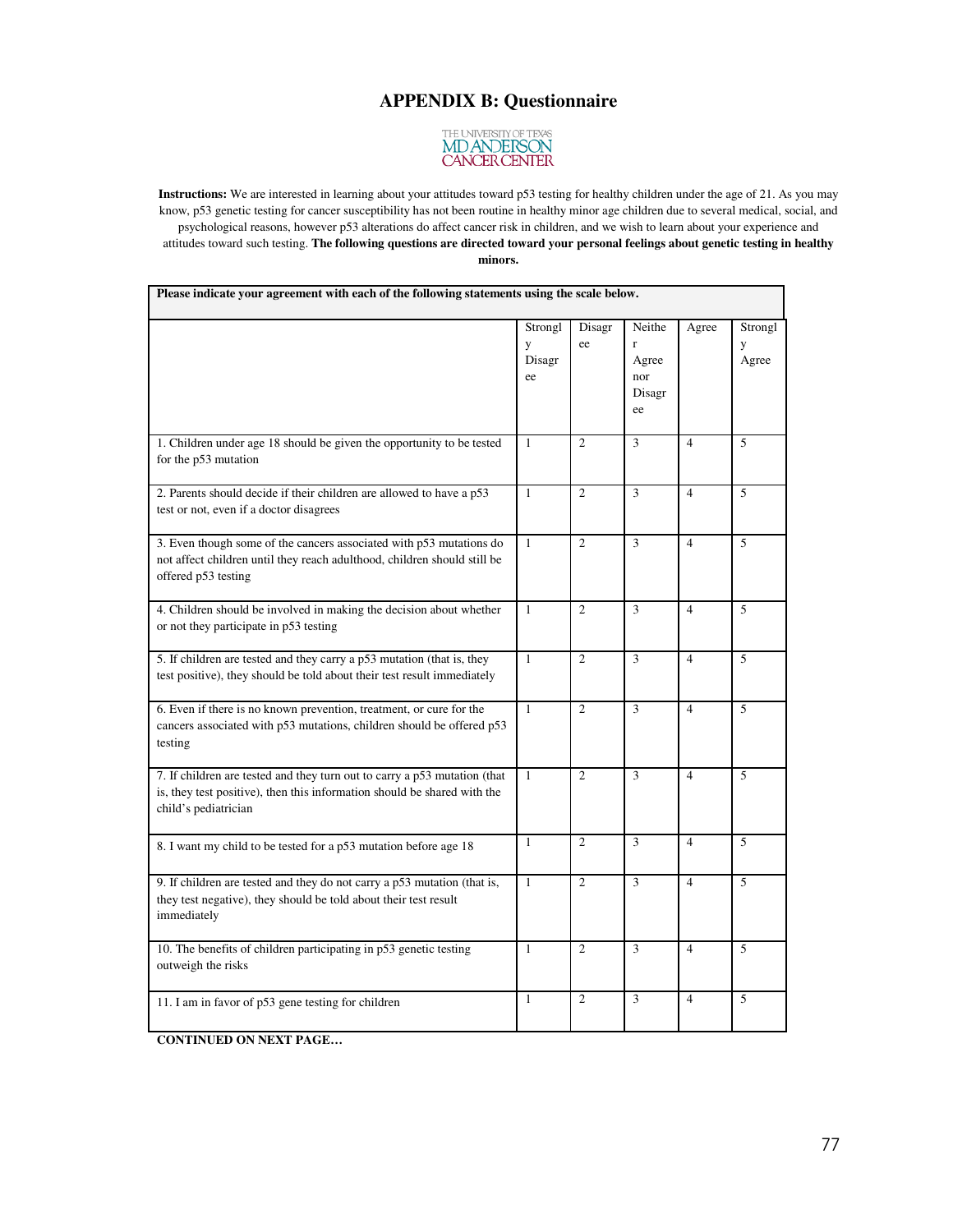## APPENDIX B: Questionnaire

THE UNIVERSITY OF TEXAS
MD ANDERSON
CANCER CENTER

**Instructions:** We are interested in learning about your attitudes toward p53 testing for healthy children under the age of 21. As you may know, p53 genetic testing for cancer susceptibility has not been routine in healthy minor age children due to several medical, social, and psychological reasons, however p53 alterations do affect cancer risk in children, and we wish to learn about your experience and attitudes toward such testing. **The following questions are directed toward your personal feelings about genetic testing in healthy minors.**

**Please indicate your agreement with each of the following statements using the scale below.**

| | Strongly Disagree | Disagree | Neither Agree nor Disagree | Agree | Strongly Agree |
|---|---|---|---|---|---|
| 1. Children under age 18 should be given the opportunity to be tested for the p53 mutation | 1 | 2 | 3 | 4 | 5 |
| 2. Parents should decide if their children are allowed to have a p53 test or not, even if a doctor disagrees | 1 | 2 | 3 | 4 | 5 |
| 3. Even though some of the cancers associated with p53 mutations do not affect children until they reach adulthood, children should still be offered p53 testing | 1 | 2 | 3 | 4 | 5 |
| 4. Children should be involved in making the decision about whether or not they participate in p53 testing | 1 | 2 | 3 | 4 | 5 |
| 5. If children are tested and they carry a p53 mutation (that is, they test positive), they should be told about their test result immediately | 1 | 2 | 3 | 4 | 5 |
| 6. Even if there is no known prevention, treatment, or cure for the cancers associated with p53 mutations, children should be offered p53 testing | 1 | 2 | 3 | 4 | 5 |
| 7. If children are tested and they turn out to carry a p53 mutation (that is, they test positive), then this information should be shared with the child's pediatrician | 1 | 2 | 3 | 4 | 5 |
| 8. I want my child to be tested for a p53 mutation before age 18 | 1 | 2 | 3 | 4 | 5 |
| 9. If children are tested and they do not carry a p53 mutation (that is, they test negative), they should be told about their test result immediately | 1 | 2 | 3 | 4 | 5 |
| 10. The benefits of children participating in p53 genetic testing outweigh the risks | 1 | 2 | 3 | 4 | 5 |
| 11. I am in favor of p53 gene testing for children | 1 | 2 | 3 | 4 | 5 |

**CONTINUED ON NEXT PAGE…**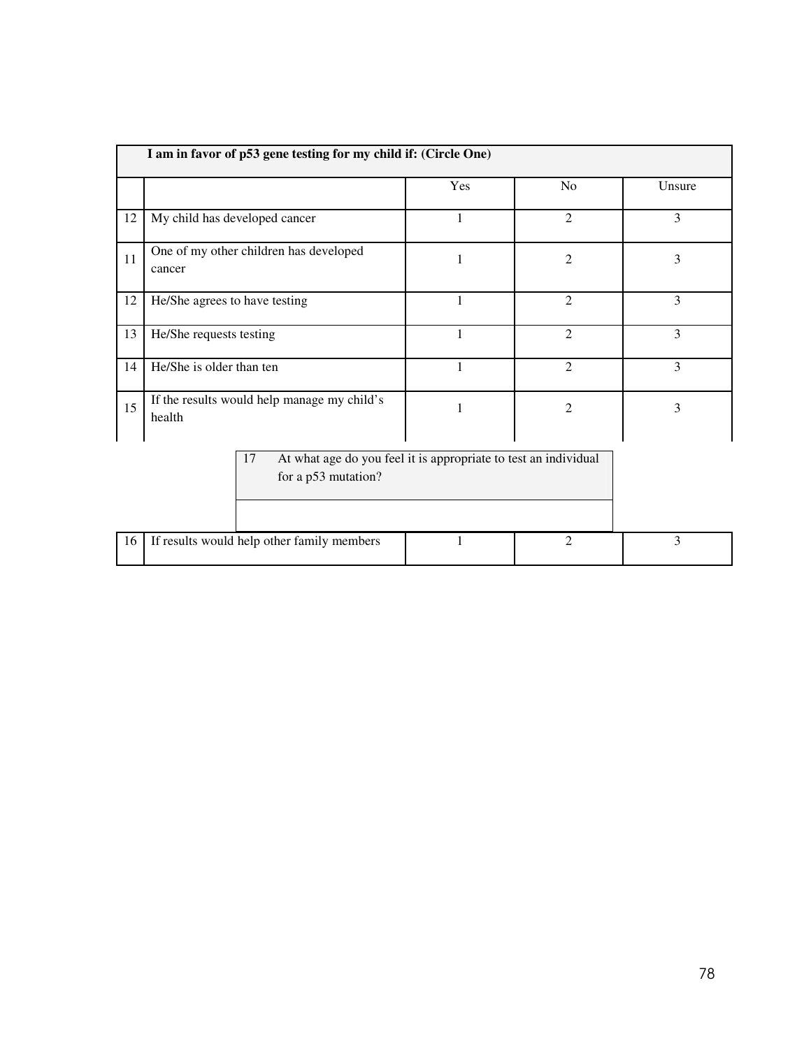| I am in favor of p53 gene testing for my child if: (Circle One) | | | | |
|---|---|---|---|---|
| | | Yes | No | Unsure |
| 12 | My child has developed cancer | 1 | 2 | 3 |
| 11 | One of my other children has developed cancer | 1 | 2 | 3 |
| 12 | He/She agrees to have testing | 1 | 2 | 3 |
| 13 | He/She requests testing | 1 | 2 | 3 |
| 14 | He/She is older than ten | 1 | 2 | 3 |
| 15 | If the results would help manage my child's health | 1 | 2 | 3 |
| 16 | If results would help other family members | 1 | 2 | 3 |

| 17 | At what age do you feel it is appropriate to test an individual for a p53 mutation? |
|---|---|
| | |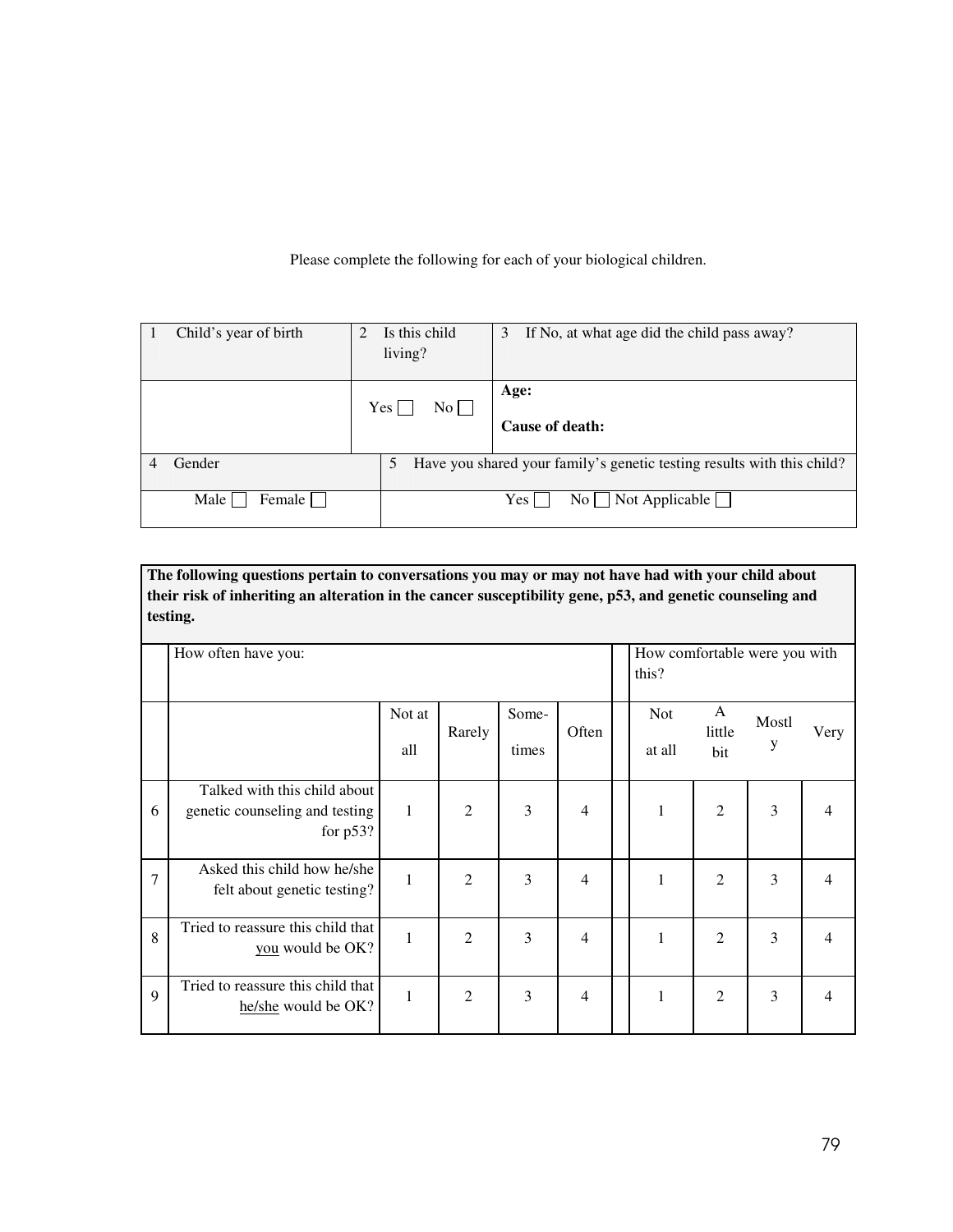Please complete the following for each of your biological children.

| 1 Child's year of birth | 2 Is this child living? | 3 If No, at what age did the child pass away? |
|---|---|---|
| | Yes ☐ No ☐ | **Age:**<br>**Cause of death:** |

| 4 Gender | 5 Have you shared your family's genetic testing results with this child? |
|---|---|
| Male ☐ Female ☐ | Yes ☐ No ☐ Not Applicable ☐ |

**The following questions pertain to conversations you may or may not have had with your child about their risk of inheriting an alteration in the cancer susceptibility gene, p53, and genetic counseling and testing.**

| | How often have you: | | | | | How comfortable were you with this? | | | |
|---|---|---|---|---|---|---|---|---|---|
| | | Not at all | Rarely | Some-times | Often | Not at all | A little bit | Mostly | Very |
| 6 | Talked with this child about genetic counseling and testing for p53? | 1 | 2 | 3 | 4 | 1 | 2 | 3 | 4 |
| 7 | Asked this child how he/she felt about genetic testing? | 1 | 2 | 3 | 4 | 1 | 2 | 3 | 4 |
| 8 | Tried to reassure this child that <u>you</u> would be OK? | 1 | 2 | 3 | 4 | 1 | 2 | 3 | 4 |
| 9 | Tried to reassure this child that <u>he/she</u> would be OK? | 1 | 2 | 3 | 4 | 1 | 2 | 3 | 4 |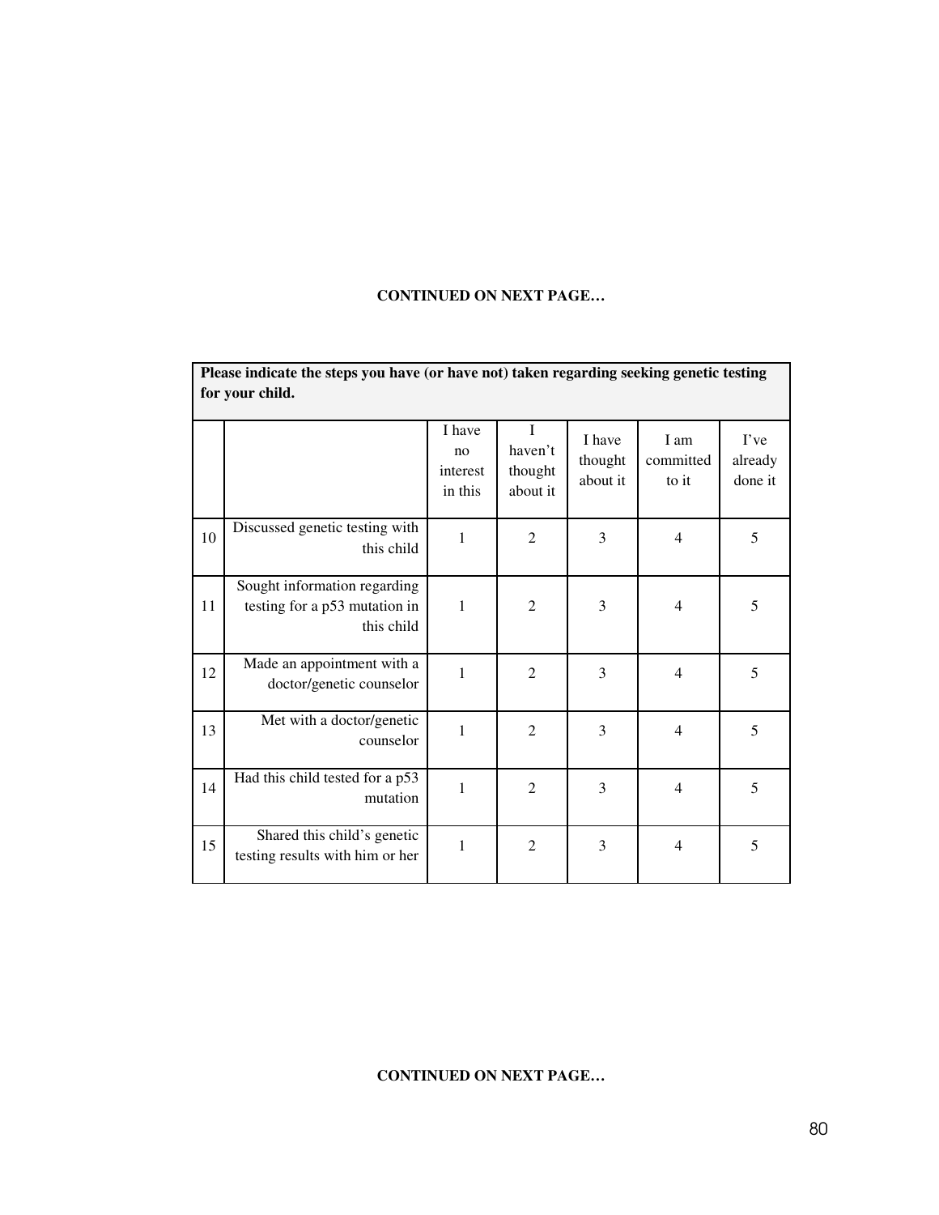**CONTINUED ON NEXT PAGE…**

| Please indicate the steps you have (or have not) taken regarding seeking genetic testing for your child. | | | | | | |
|---|---|---|---|---|---|---|
| | | I have no interest in this | I haven't thought about it | I have thought about it | I am committed to it | I've already done it |
| 10 | Discussed genetic testing with this child | 1 | 2 | 3 | 4 | 5 |
| 11 | Sought information regarding testing for a p53 mutation in this child | 1 | 2 | 3 | 4 | 5 |
| 12 | Made an appointment with a doctor/genetic counselor | 1 | 2 | 3 | 4 | 5 |
| 13 | Met with a doctor/genetic counselor | 1 | 2 | 3 | 4 | 5 |
| 14 | Had this child tested for a p53 mutation | 1 | 2 | 3 | 4 | 5 |
| 15 | Shared this child's genetic testing results with him or her | 1 | 2 | 3 | 4 | 5 |

**CONTINUED ON NEXT PAGE…**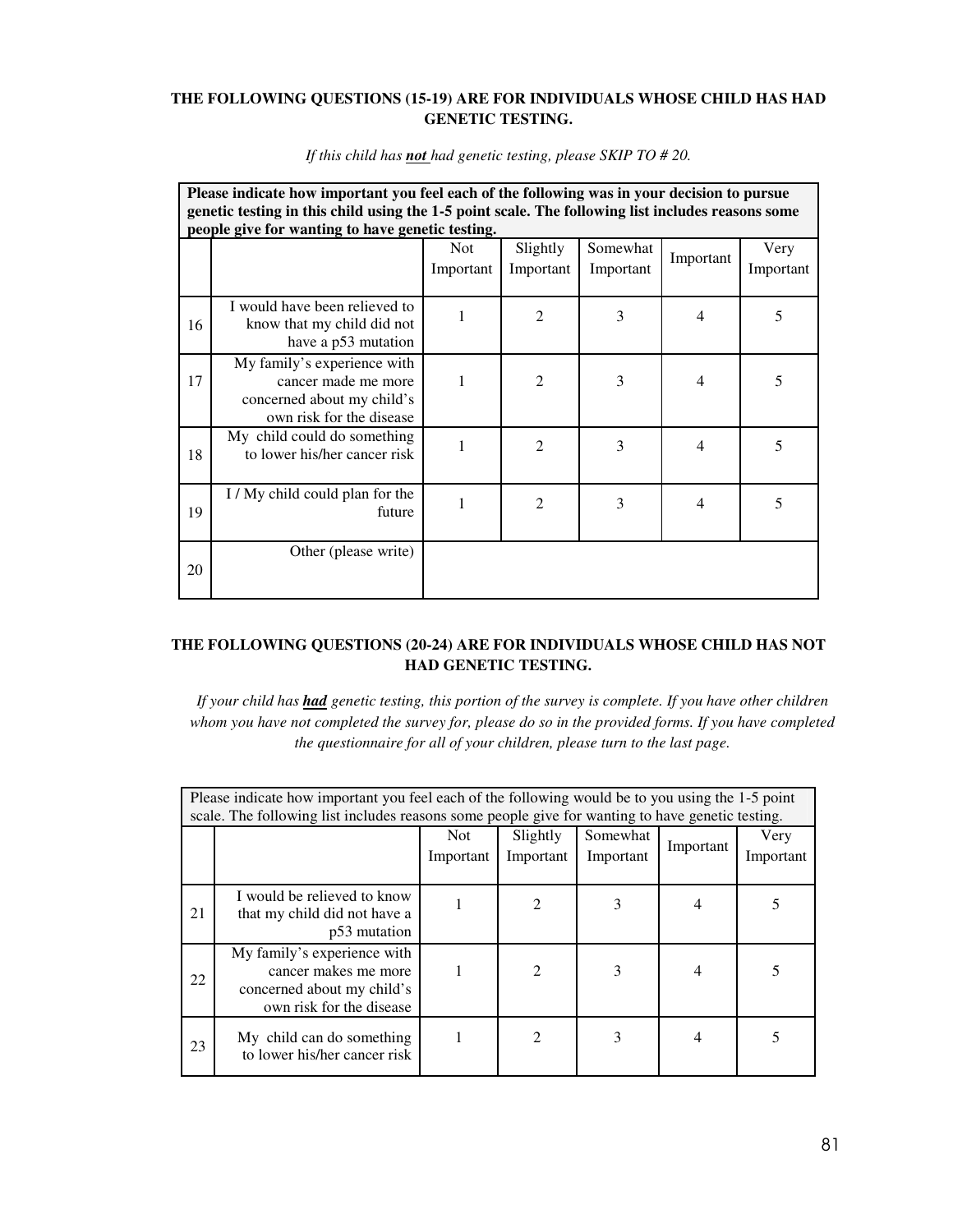**THE FOLLOWING QUESTIONS (15-19) ARE FOR INDIVIDUALS WHOSE CHILD HAS HAD GENETIC TESTING.**

*If this child has **not** had genetic testing, please SKIP TO # 20.*

| **Please indicate how important you feel each of the following was in your decision to pursue genetic testing in this child using the 1-5 point scale. The following list includes reasons some people give for wanting to have genetic testing.** | | | | | | |
|---|---|---|---|---|---|---|
| | | Not Important | Slightly Important | Somewhat Important | Important | Very Important |
| 16 | I would have been relieved to know that my child did not have a p53 mutation | 1 | 2 | 3 | 4 | 5 |
| 17 | My family's experience with cancer made me more concerned about my child's own risk for the disease | 1 | 2 | 3 | 4 | 5 |
| 18 | My child could do something to lower his/her cancer risk | 1 | 2 | 3 | 4 | 5 |
| 19 | I / My child could plan for the future | 1 | 2 | 3 | 4 | 5 |
| 20 | Other (please write) | | | | | |

**THE FOLLOWING QUESTIONS (20-24) ARE FOR INDIVIDUALS WHOSE CHILD HAS NOT HAD GENETIC TESTING.**

*If your child has **had** genetic testing, this portion of the survey is complete. If you have other children whom you have not completed the survey for, please do so in the provided forms. If you have completed the questionnaire for all of your children, please turn to the last page.*

| Please indicate how important you feel each of the following would be to you using the 1-5 point scale. The following list includes reasons some people give for wanting to have genetic testing. | | | | | | |
|---|---|---|---|---|---|---|
| | | Not Important | Slightly Important | Somewhat Important | Important | Very Important |
| 21 | I would be relieved to know that my child did not have a p53 mutation | 1 | 2 | 3 | 4 | 5 |
| 22 | My family's experience with cancer makes me more concerned about my child's own risk for the disease | 1 | 2 | 3 | 4 | 5 |
| 23 | My child can do something to lower his/her cancer risk | 1 | 2 | 3 | 4 | 5 |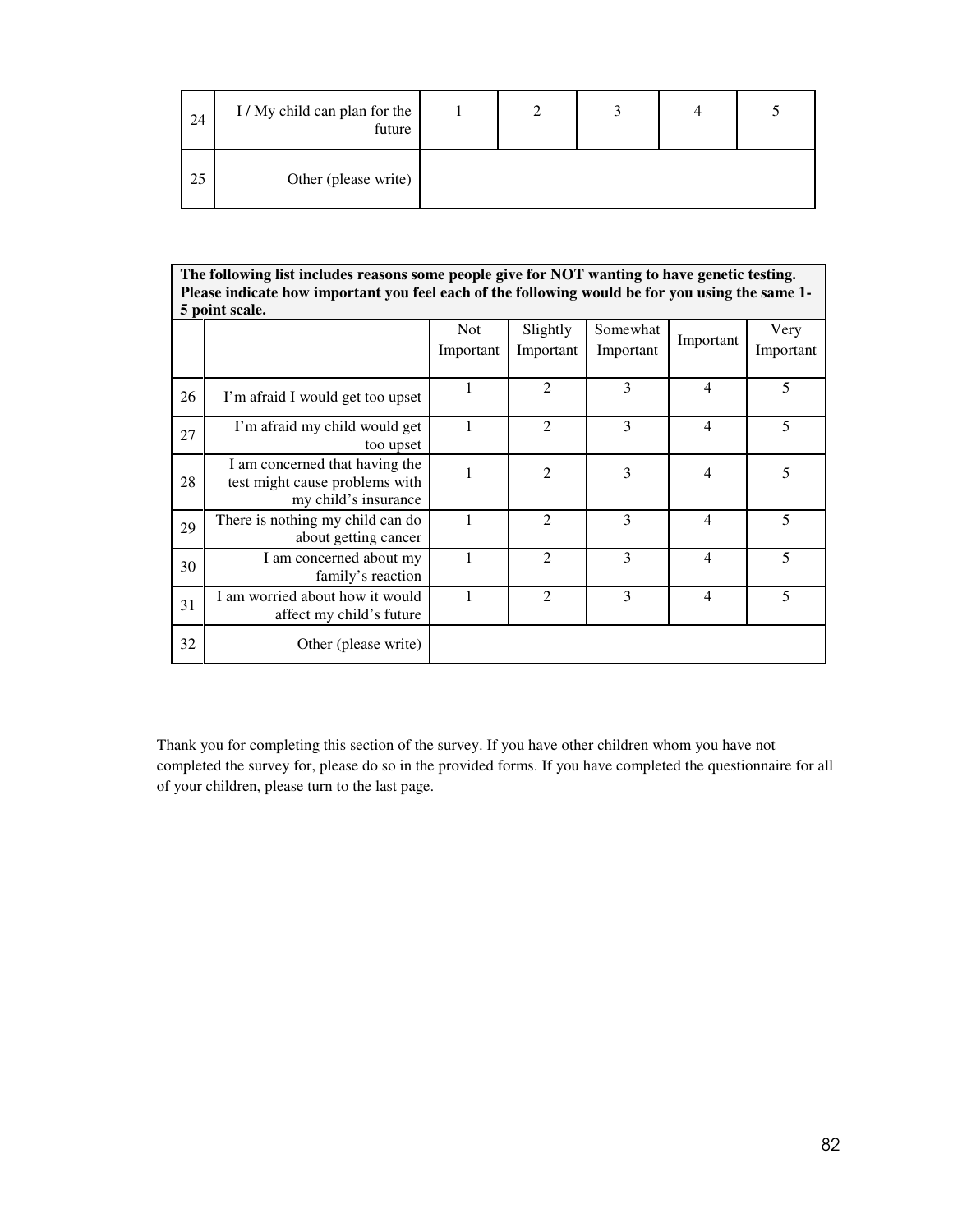| | | | | | | |
|---|---|---|---|---|---|---|
| 24 | I / My child can plan for the future | 1 | 2 | 3 | 4 | 5 |
| 25 | Other (please write) | | | | | |

**The following list includes reasons some people give for NOT wanting to have genetic testing. Please indicate how important you feel each of the following would be for you using the same 1-5 point scale.**

| | | Not Important | Slightly Important | Somewhat Important | Important | Very Important |
|---|---|---|---|---|---|---|
| 26 | I'm afraid I would get too upset | 1 | 2 | 3 | 4 | 5 |
| 27 | I'm afraid my child would get too upset | 1 | 2 | 3 | 4 | 5 |
| 28 | I am concerned that having the test might cause problems with my child's insurance | 1 | 2 | 3 | 4 | 5 |
| 29 | There is nothing my child can do about getting cancer | 1 | 2 | 3 | 4 | 5 |
| 30 | I am concerned about my family's reaction | 1 | 2 | 3 | 4 | 5 |
| 31 | I am worried about how it would affect my child's future | 1 | 2 | 3 | 4 | 5 |
| 32 | Other (please write) | | | | | |

Thank you for completing this section of the survey. If you have other children whom you have not completed the survey for, please do so in the provided forms. If you have completed the questionnaire for all of your children, please turn to the last page.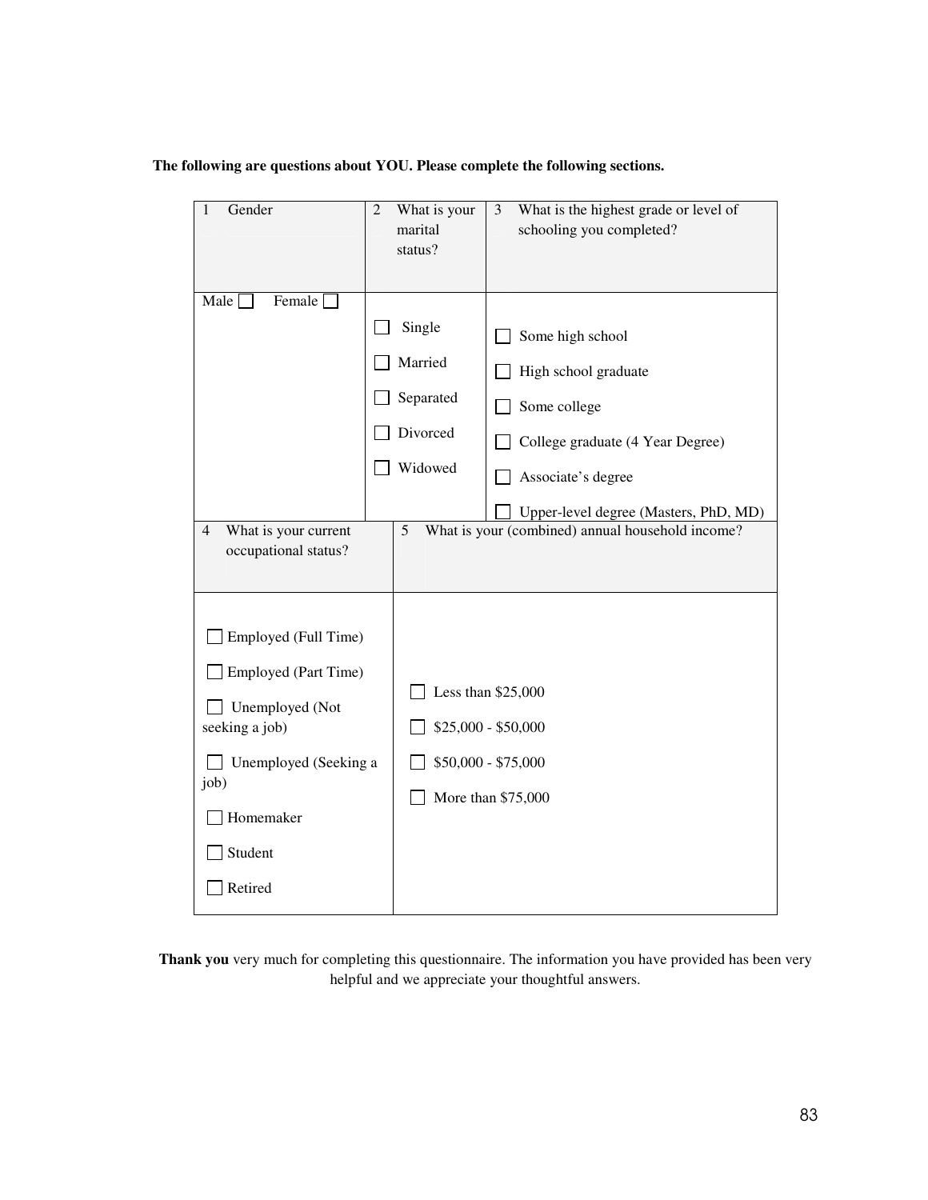**The following are questions about YOU. Please complete the following sections.**

| 1 Gender | 2 What is your marital status? | 3 What is the highest grade or level of schooling you completed? |
|---|---|---|
| ☐ Male ☐ Female | ☐ Single<br>☐ Married<br>☐ Separated<br>☐ Divorced<br>☐ Widowed | ☐ Some high school<br>☐ High school graduate<br>☐ Some college<br>☐ College graduate (4 Year Degree)<br>☐ Associate's degree<br>☐ Upper-level degree (Masters, PhD, MD) |

| 4 What is your current occupational status? | 5 What is your (combined) annual household income? |
|---|---|
| ☐ Employed (Full Time)<br>☐ Employed (Part Time)<br>☐ Unemployed (Not seeking a job)<br>☐ Unemployed (Seeking a job)<br>☐ Homemaker<br>☐ Student<br>☐ Retired | ☐ Less than $25,000<br>☐ $25,000 - $50,000<br>☐ $50,000 - $75,000<br>☐ More than $75,000 |

**Thank you** very much for completing this questionnaire. The information you have provided has been very helpful and we appreciate your thoughtful answers.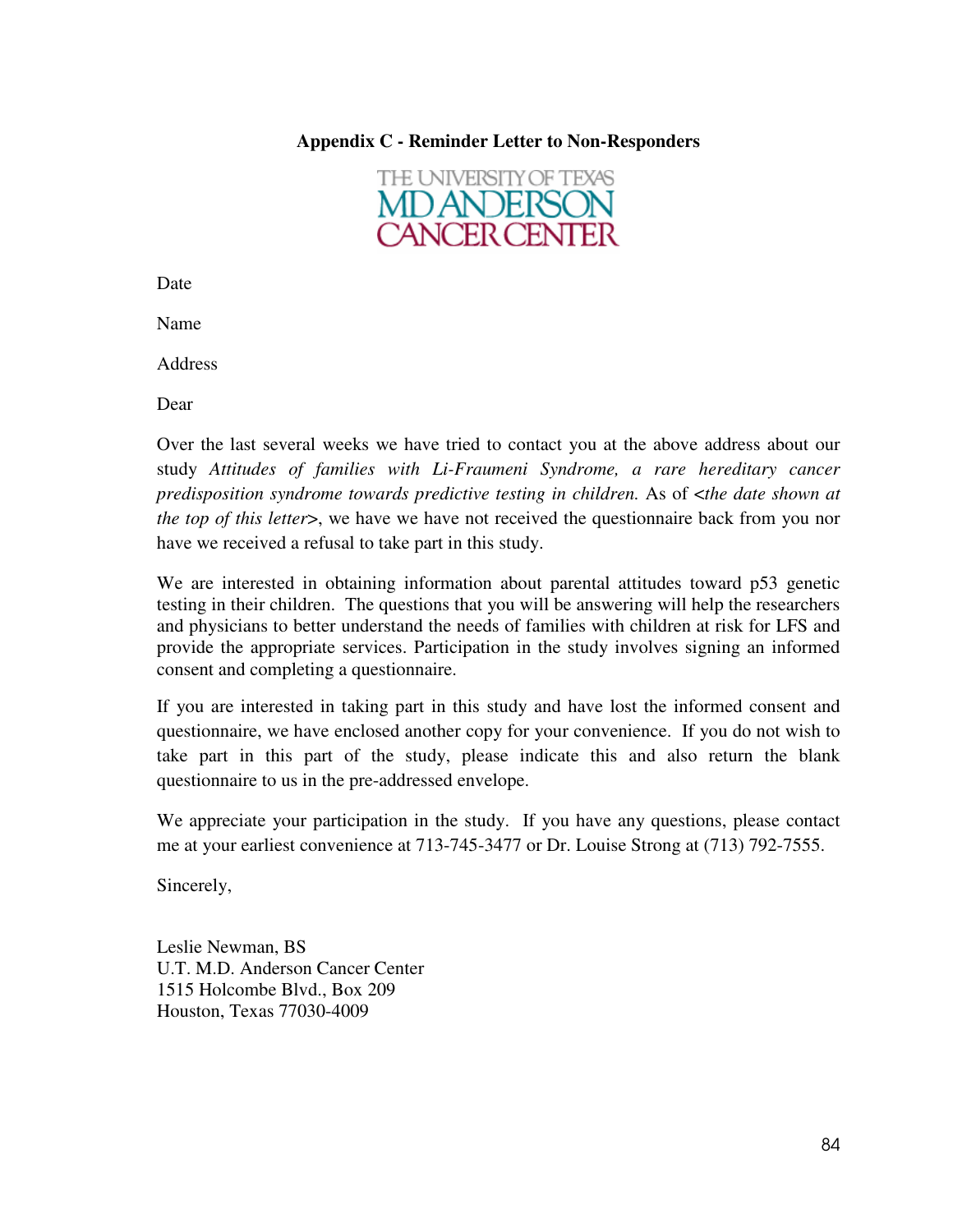**Appendix C - Reminder Letter to Non-Responders**

THE UNIVERSITY OF TEXAS
MD ANDERSON
CANCER CENTER

Date

Name

Address

Dear

Over the last several weeks we have tried to contact you at the above address about our study *Attitudes of families with Li-Fraumeni Syndrome, a rare hereditary cancer predisposition syndrome towards predictive testing in children.* As of <*the date shown at the top of this letter*>, we have we have not received the questionnaire back from you nor have we received a refusal to take part in this study.

We are interested in obtaining information about parental attitudes toward p53 genetic testing in their children. The questions that you will be answering will help the researchers and physicians to better understand the needs of families with children at risk for LFS and provide the appropriate services. Participation in the study involves signing an informed consent and completing a questionnaire.

If you are interested in taking part in this study and have lost the informed consent and questionnaire, we have enclosed another copy for your convenience. If you do not wish to take part in this part of the study, please indicate this and also return the blank questionnaire to us in the pre-addressed envelope.

We appreciate your participation in the study. If you have any questions, please contact me at your earliest convenience at 713-745-3477 or Dr. Louise Strong at (713) 792-7555.

Sincerely,

Leslie Newman, BS
U.T. M.D. Anderson Cancer Center
1515 Holcombe Blvd., Box 209
Houston, Texas 77030-4009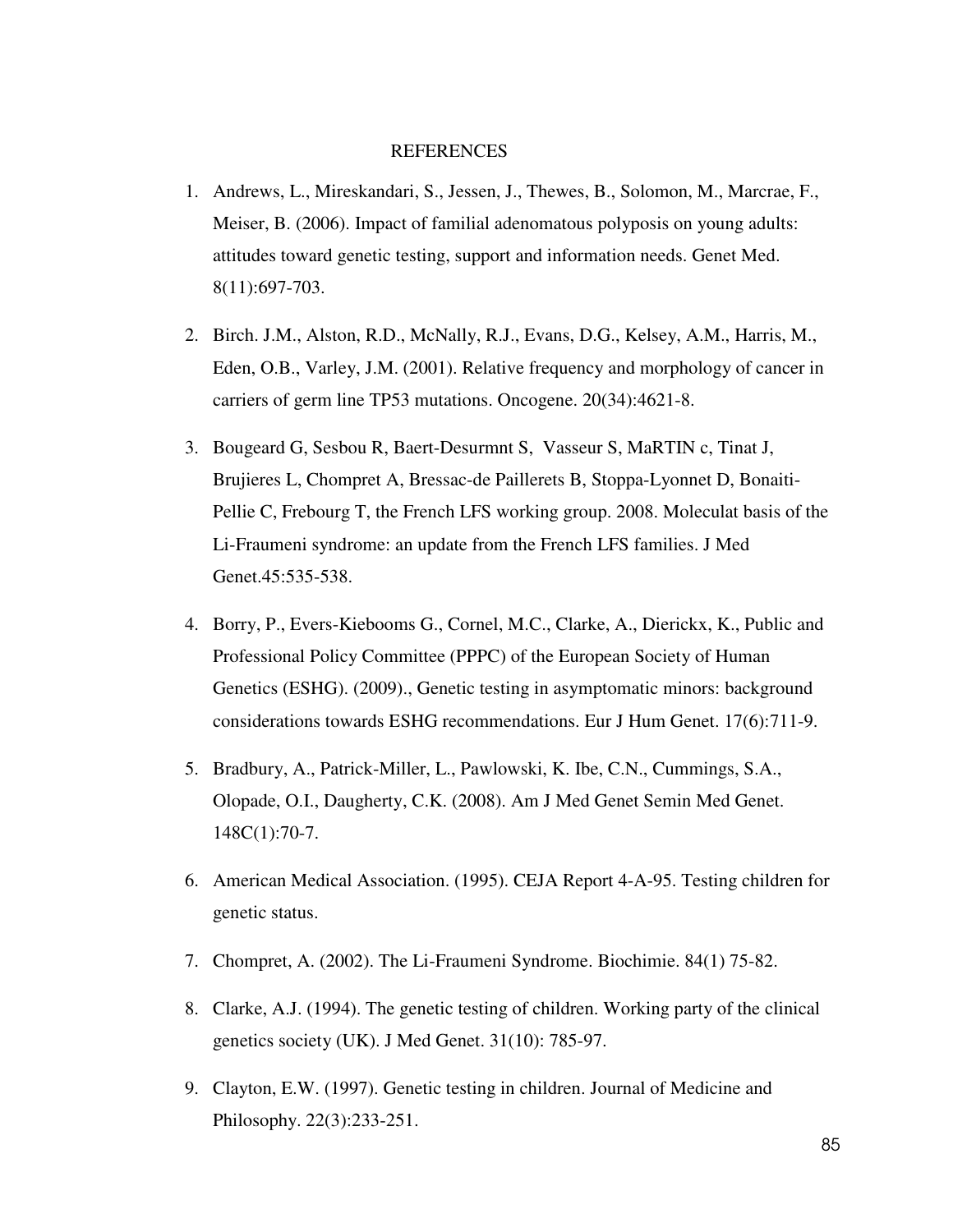# REFERENCES

1. Andrews, L., Mireskandari, S., Jessen, J., Thewes, B., Solomon, M., Marcrae, F., Meiser, B. (2006). Impact of familial adenomatous polyposis on young adults: attitudes toward genetic testing, support and information needs. Genet Med. 8(11):697-703.

2. Birch. J.M., Alston, R.D., McNally, R.J., Evans, D.G., Kelsey, A.M., Harris, M., Eden, O.B., Varley, J.M. (2001). Relative frequency and morphology of cancer in carriers of germ line TP53 mutations. Oncogene. 20(34):4621-8.

3. Bougeard G, Sesbou R, Baert-Desurmnt S, Vasseur S, MaRTIN c, Tinat J, Brujieres L, Chompret A, Bressac-de Paillerets B, Stoppa-Lyonnet D, Bonaiti-Pellie C, Frebourg T, the French LFS working group. 2008. Moleculat basis of the Li-Fraumeni syndrome: an update from the French LFS families. J Med Genet.45:535-538.

4. Borry, P., Evers-Kiebooms G., Cornel, M.C., Clarke, A., Dierickx, K., Public and Professional Policy Committee (PPPC) of the European Society of Human Genetics (ESHG). (2009)., Genetic testing in asymptomatic minors: background considerations towards ESHG recommendations. Eur J Hum Genet. 17(6):711-9.

5. Bradbury, A., Patrick-Miller, L., Pawlowski, K. Ibe, C.N., Cummings, S.A., Olopade, O.I., Daugherty, C.K. (2008). Am J Med Genet Semin Med Genet. 148C(1):70-7.

6. American Medical Association. (1995). CEJA Report 4-A-95. Testing children for genetic status.

7. Chompret, A. (2002). The Li-Fraumeni Syndrome. Biochimie. 84(1) 75-82.

8. Clarke, A.J. (1994). The genetic testing of children. Working party of the clinical genetics society (UK). J Med Genet. 31(10): 785-97.

9. Clayton, E.W. (1997). Genetic testing in children. Journal of Medicine and Philosophy. 22(3):233-251.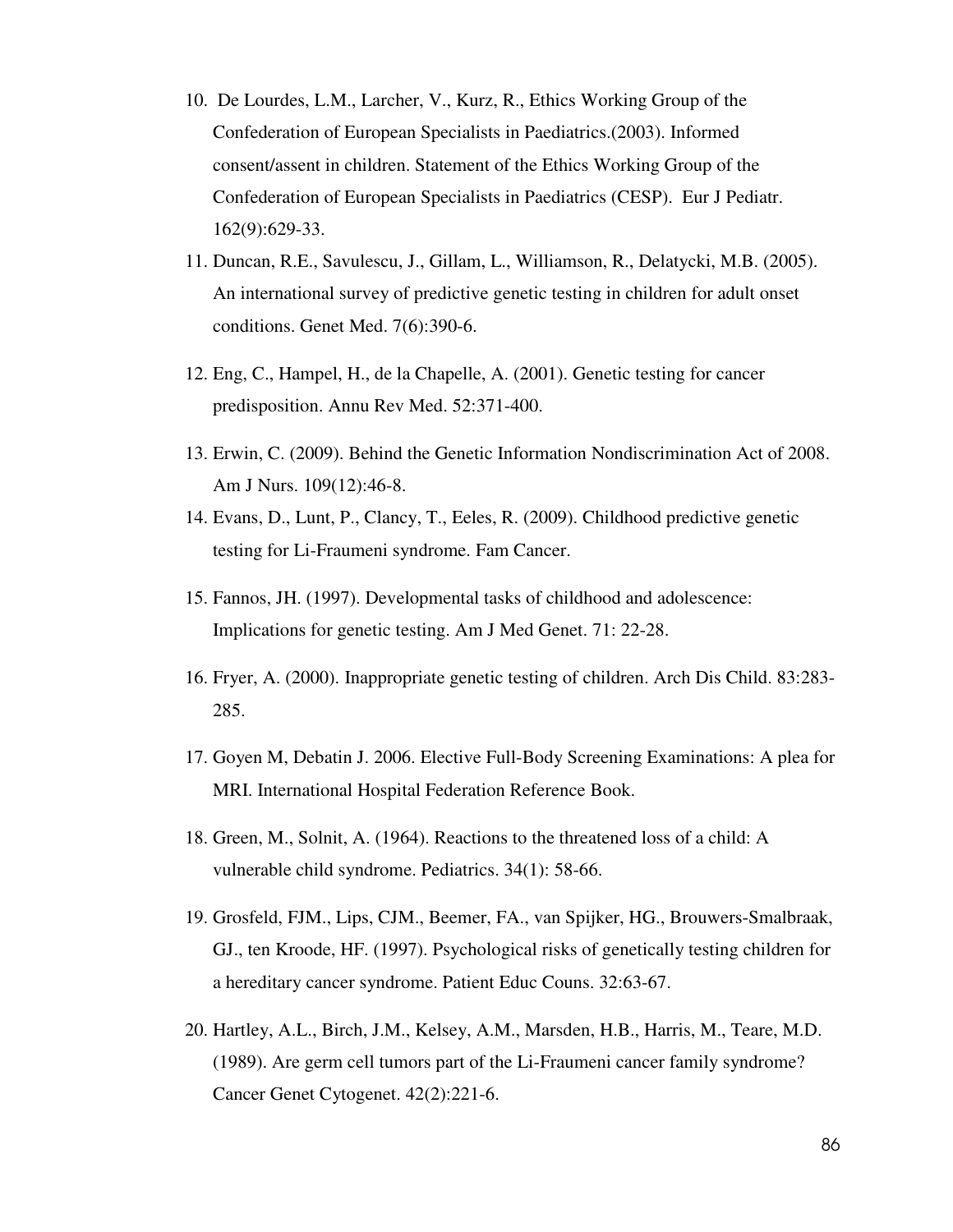10. De Lourdes, L.M., Larcher, V., Kurz, R., Ethics Working Group of the Confederation of European Specialists in Paediatrics.(2003). Informed consent/assent in children. Statement of the Ethics Working Group of the Confederation of European Specialists in Paediatrics (CESP). Eur J Pediatr. 162(9):629-33.
11. Duncan, R.E., Savulescu, J., Gillam, L., Williamson, R., Delatycki, M.B. (2005). An international survey of predictive genetic testing in children for adult onset conditions. Genet Med. 7(6):390-6.
12. Eng, C., Hampel, H., de la Chapelle, A. (2001). Genetic testing for cancer predisposition. Annu Rev Med. 52:371-400.
13. Erwin, C. (2009). Behind the Genetic Information Nondiscrimination Act of 2008. Am J Nurs. 109(12):46-8.
14. Evans, D., Lunt, P., Clancy, T., Eeles, R. (2009). Childhood predictive genetic testing for Li-Fraumeni syndrome. Fam Cancer.
15. Fannos, JH. (1997). Developmental tasks of childhood and adolescence: Implications for genetic testing. Am J Med Genet. 71: 22-28.
16. Fryer, A. (2000). Inappropriate genetic testing of children. Arch Dis Child. 83:283-285.
17. Goyen M, Debatin J. 2006. Elective Full-Body Screening Examinations: A plea for MRI. International Hospital Federation Reference Book.
18. Green, M., Solnit, A. (1964). Reactions to the threatened loss of a child: A vulnerable child syndrome. Pediatrics. 34(1): 58-66.
19. Grosfeld, FJM., Lips, CJM., Beemer, FA., van Spijker, HG., Brouwers-Smalbraak, GJ., ten Kroode, HF. (1997). Psychological risks of genetically testing children for a hereditary cancer syndrome. Patient Educ Couns. 32:63-67.
20. Hartley, A.L., Birch, J.M., Kelsey, A.M., Marsden, H.B., Harris, M., Teare, M.D. (1989). Are germ cell tumors part of the Li-Fraumeni cancer family syndrome? Cancer Genet Cytogenet. 42(2):221-6.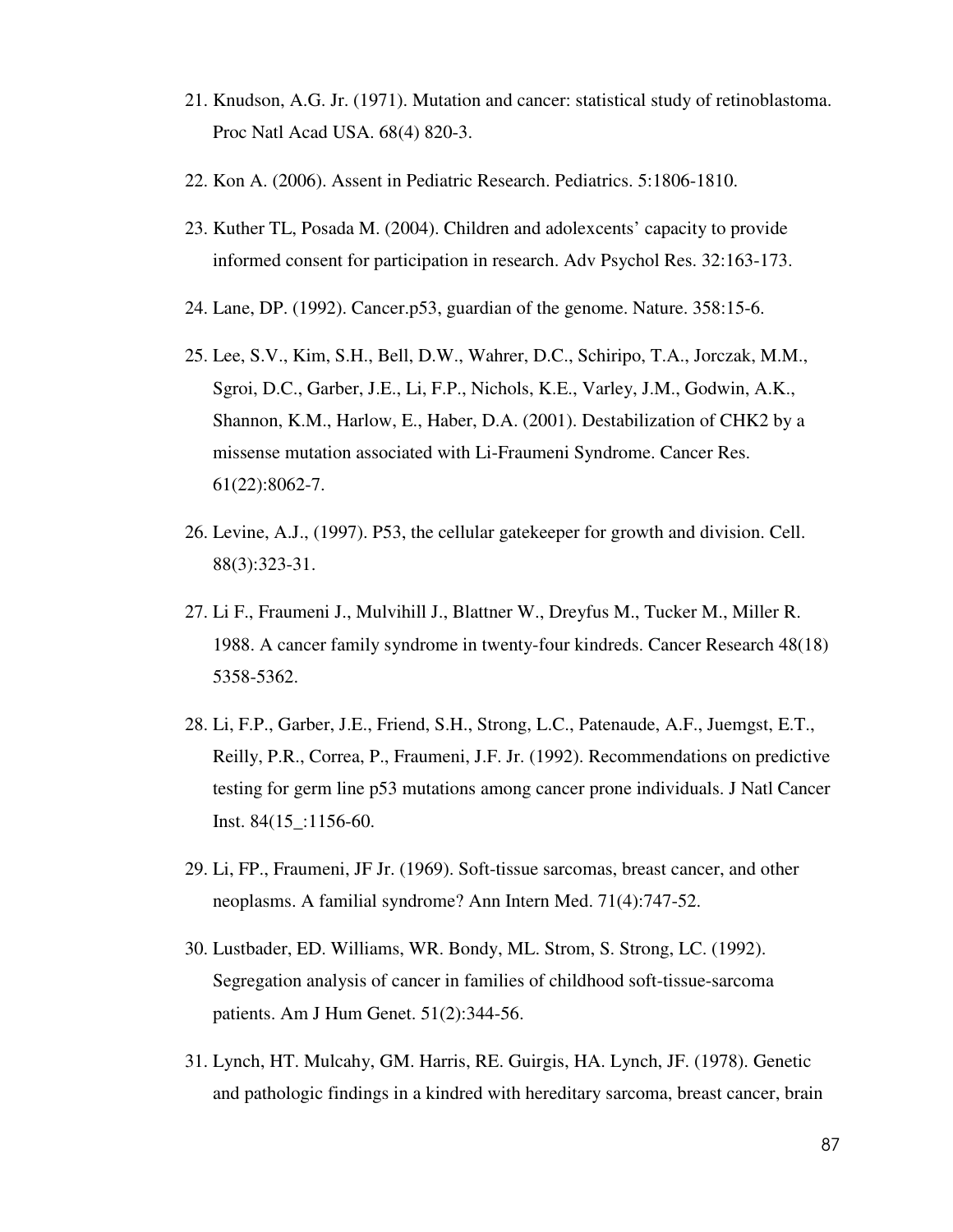21. Knudson, A.G. Jr. (1971). Mutation and cancer: statistical study of retinoblastoma. Proc Natl Acad USA. 68(4) 820-3.

22. Kon A. (2006). Assent in Pediatric Research. Pediatrics. 5:1806-1810.

23. Kuther TL, Posada M. (2004). Children and adolexcents' capacity to provide informed consent for participation in research. Adv Psychol Res. 32:163-173.

24. Lane, DP. (1992). Cancer.p53, guardian of the genome. Nature. 358:15-6.

25. Lee, S.V., Kim, S.H., Bell, D.W., Wahrer, D.C., Schiripo, T.A., Jorczak, M.M., Sgroi, D.C., Garber, J.E., Li, F.P., Nichols, K.E., Varley, J.M., Godwin, A.K., Shannon, K.M., Harlow, E., Haber, D.A. (2001). Destabilization of CHK2 by a missense mutation associated with Li-Fraumeni Syndrome. Cancer Res. 61(22):8062-7.

26. Levine, A.J., (1997). P53, the cellular gatekeeper for growth and division. Cell. 88(3):323-31.

27. Li F., Fraumeni J., Mulvihill J., Blattner W., Dreyfus M., Tucker M., Miller R. 1988. A cancer family syndrome in twenty-four kindreds. Cancer Research 48(18) 5358-5362.

28. Li, F.P., Garber, J.E., Friend, S.H., Strong, L.C., Patenaude, A.F., Juemgst, E.T., Reilly, P.R., Correa, P., Fraumeni, J.F. Jr. (1992). Recommendations on predictive testing for germ line p53 mutations among cancer prone individuals. J Natl Cancer Inst. 84(15_:1156-60.

29. Li, FP., Fraumeni, JF Jr. (1969). Soft-tissue sarcomas, breast cancer, and other neoplasms. A familial syndrome? Ann Intern Med. 71(4):747-52.

30. Lustbader, ED. Williams, WR. Bondy, ML. Strom, S. Strong, LC. (1992). Segregation analysis of cancer in families of childhood soft-tissue-sarcoma patients. Am J Hum Genet. 51(2):344-56.

31. Lynch, HT. Mulcahy, GM. Harris, RE. Guirgis, HA. Lynch, JF. (1978). Genetic and pathologic findings in a kindred with hereditary sarcoma, breast cancer, brain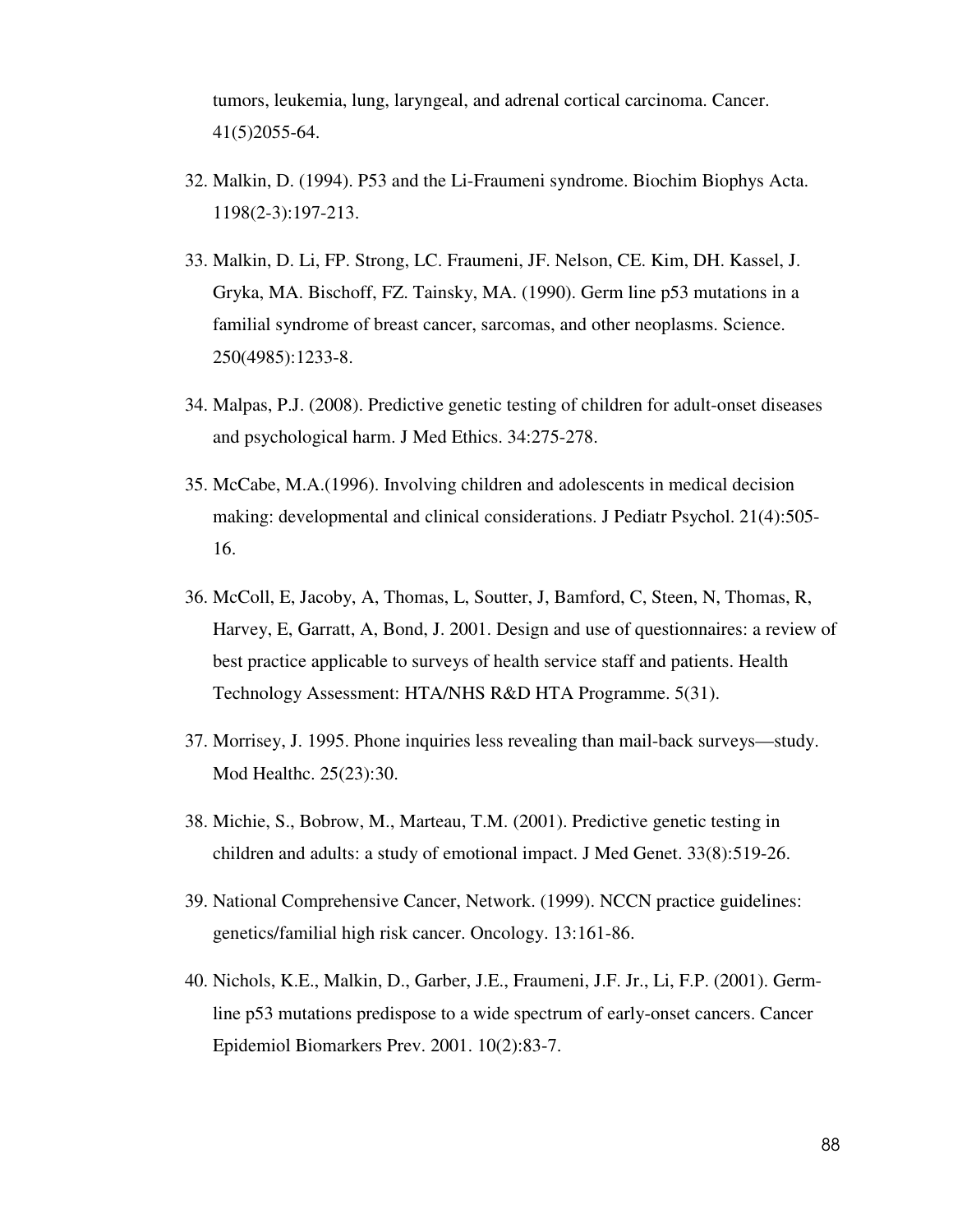tumors, leukemia, lung, laryngeal, and adrenal cortical carcinoma. Cancer. 41(5)2055-64.

32. Malkin, D. (1994). P53 and the Li-Fraumeni syndrome. Biochim Biophys Acta. 1198(2-3):197-213.

33. Malkin, D. Li, FP. Strong, LC. Fraumeni, JF. Nelson, CE. Kim, DH. Kassel, J. Gryka, MA. Bischoff, FZ. Tainsky, MA. (1990). Germ line p53 mutations in a familial syndrome of breast cancer, sarcomas, and other neoplasms. Science. 250(4985):1233-8.

34. Malpas, P.J. (2008). Predictive genetic testing of children for adult-onset diseases and psychological harm. J Med Ethics. 34:275-278.

35. McCabe, M.A.(1996). Involving children and adolescents in medical decision making: developmental and clinical considerations. J Pediatr Psychol. 21(4):505-16.

36. McColl, E, Jacoby, A, Thomas, L, Soutter, J, Bamford, C, Steen, N, Thomas, R, Harvey, E, Garratt, A, Bond, J. 2001. Design and use of questionnaires: a review of best practice applicable to surveys of health service staff and patients. Health Technology Assessment: HTA/NHS R&D HTA Programme. 5(31).

37. Morrisey, J. 1995. Phone inquiries less revealing than mail-back surveys—study. Mod Healthc. 25(23):30.

38. Michie, S., Bobrow, M., Marteau, T.M. (2001). Predictive genetic testing in children and adults: a study of emotional impact. J Med Genet. 33(8):519-26.

39. National Comprehensive Cancer, Network. (1999). NCCN practice guidelines: genetics/familial high risk cancer. Oncology. 13:161-86.

40. Nichols, K.E., Malkin, D., Garber, J.E., Fraumeni, J.F. Jr., Li, F.P. (2001). Germ-line p53 mutations predispose to a wide spectrum of early-onset cancers. Cancer Epidemiol Biomarkers Prev. 2001. 10(2):83-7.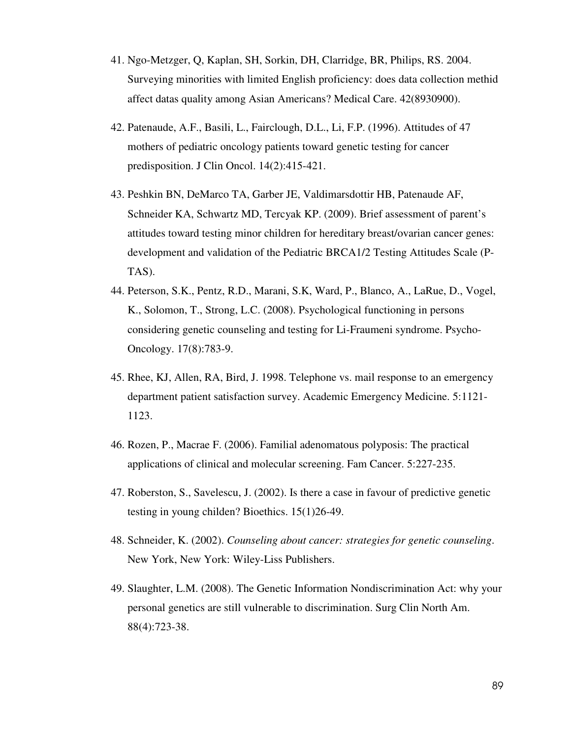41. Ngo-Metzger, Q, Kaplan, SH, Sorkin, DH, Clarridge, BR, Philips, RS. 2004. Surveying minorities with limited English proficiency: does data collection methid affect datas quality among Asian Americans? Medical Care. 42(8930900).

42. Patenaude, A.F., Basili, L., Fairclough, D.L., Li, F.P. (1996). Attitudes of 47 mothers of pediatric oncology patients toward genetic testing for cancer predisposition. J Clin Oncol. 14(2):415-421.

43. Peshkin BN, DeMarco TA, Garber JE, Valdimarsdottir HB, Patenaude AF, Schneider KA, Schwartz MD, Tercyak KP. (2009). Brief assessment of parent's attitudes toward testing minor children for hereditary breast/ovarian cancer genes: development and validation of the Pediatric BRCA1/2 Testing Attitudes Scale (P-TAS).

44. Peterson, S.K., Pentz, R.D., Marani, S.K, Ward, P., Blanco, A., LaRue, D., Vogel, K., Solomon, T., Strong, L.C. (2008). Psychological functioning in persons considering genetic counseling and testing for Li-Fraumeni syndrome. Psycho-Oncology. 17(8):783-9.

45. Rhee, KJ, Allen, RA, Bird, J. 1998. Telephone vs. mail response to an emergency department patient satisfaction survey. Academic Emergency Medicine. 5:1121-1123.

46. Rozen, P., Macrae F. (2006). Familial adenomatous polyposis: The practical applications of clinical and molecular screening. Fam Cancer. 5:227-235.

47. Roberston, S., Savelescu, J. (2002). Is there a case in favour of predictive genetic testing in young childen? Bioethics. 15(1)26-49.

48. Schneider, K. (2002). *Counseling about cancer: strategies for genetic counseling*. New York, New York: Wiley-Liss Publishers.

49. Slaughter, L.M. (2008). The Genetic Information Nondiscrimination Act: why your personal genetics are still vulnerable to discrimination. Surg Clin North Am. 88(4):723-38.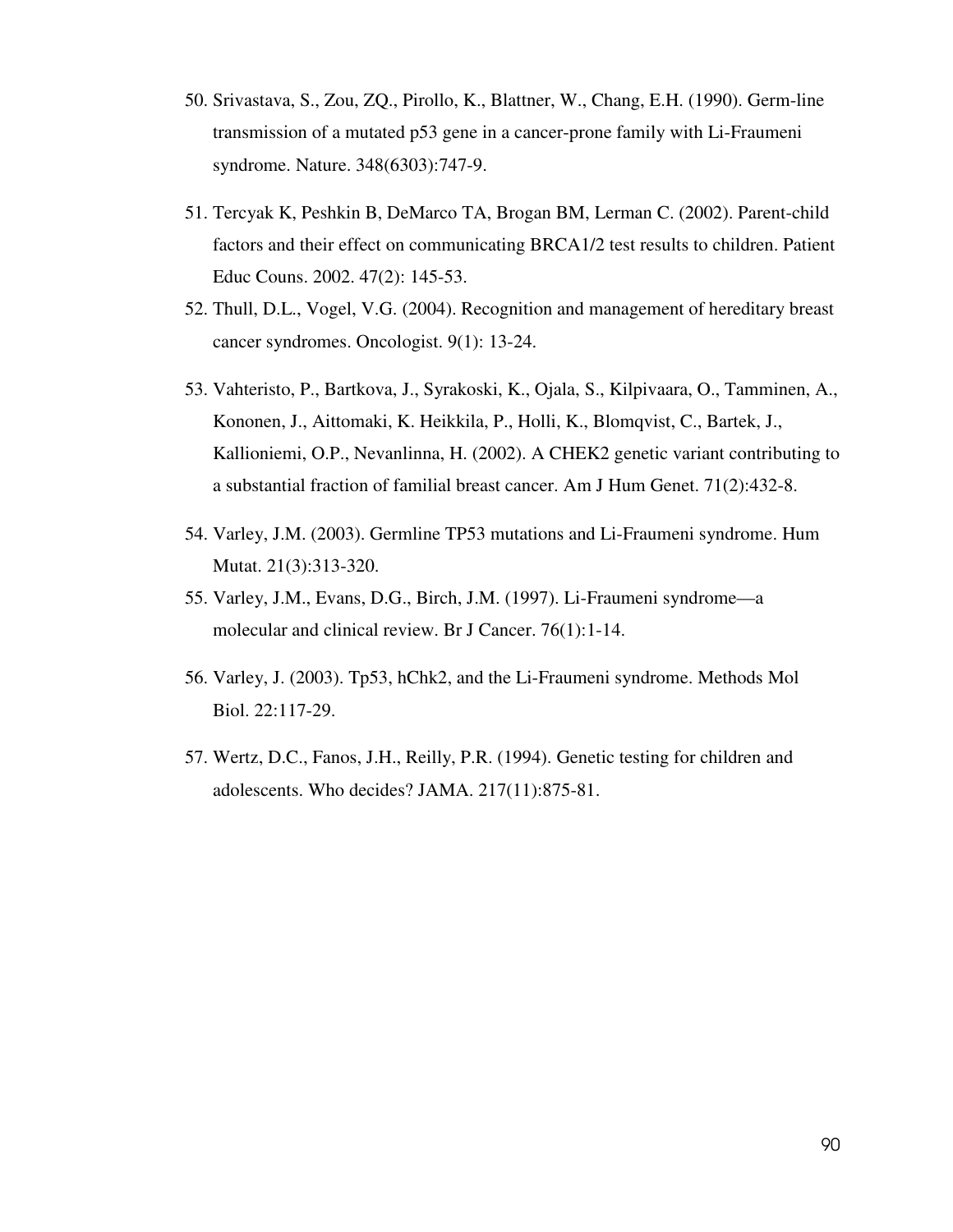50. Srivastava, S., Zou, ZQ., Pirollo, K., Blattner, W., Chang, E.H. (1990). Germ-line transmission of a mutated p53 gene in a cancer-prone family with Li-Fraumeni syndrome. Nature. 348(6303):747-9.

51. Tercyak K, Peshkin B, DeMarco TA, Brogan BM, Lerman C. (2002). Parent-child factors and their effect on communicating BRCA1/2 test results to children. Patient Educ Couns. 2002. 47(2): 145-53.

52. Thull, D.L., Vogel, V.G. (2004). Recognition and management of hereditary breast cancer syndromes. Oncologist. 9(1): 13-24.

53. Vahteristo, P., Bartkova, J., Syrakoski, K., Ojala, S., Kilpivaara, O., Tamminen, A., Kononen, J., Aittomaki, K. Heikkila, P., Holli, K., Blomqvist, C., Bartek, J., Kallioniemi, O.P., Nevanlinna, H. (2002). A CHEK2 genetic variant contributing to a substantial fraction of familial breast cancer. Am J Hum Genet. 71(2):432-8.

54. Varley, J.M. (2003). Germline TP53 mutations and Li-Fraumeni syndrome. Hum Mutat. 21(3):313-320.

55. Varley, J.M., Evans, D.G., Birch, J.M. (1997). Li-Fraumeni syndrome—a molecular and clinical review. Br J Cancer. 76(1):1-14.

56. Varley, J. (2003). Tp53, hChk2, and the Li-Fraumeni syndrome. Methods Mol Biol. 22:117-29.

57. Wertz, D.C., Fanos, J.H., Reilly, P.R. (1994). Genetic testing for children and adolescents. Who decides? JAMA. 217(11):875-81.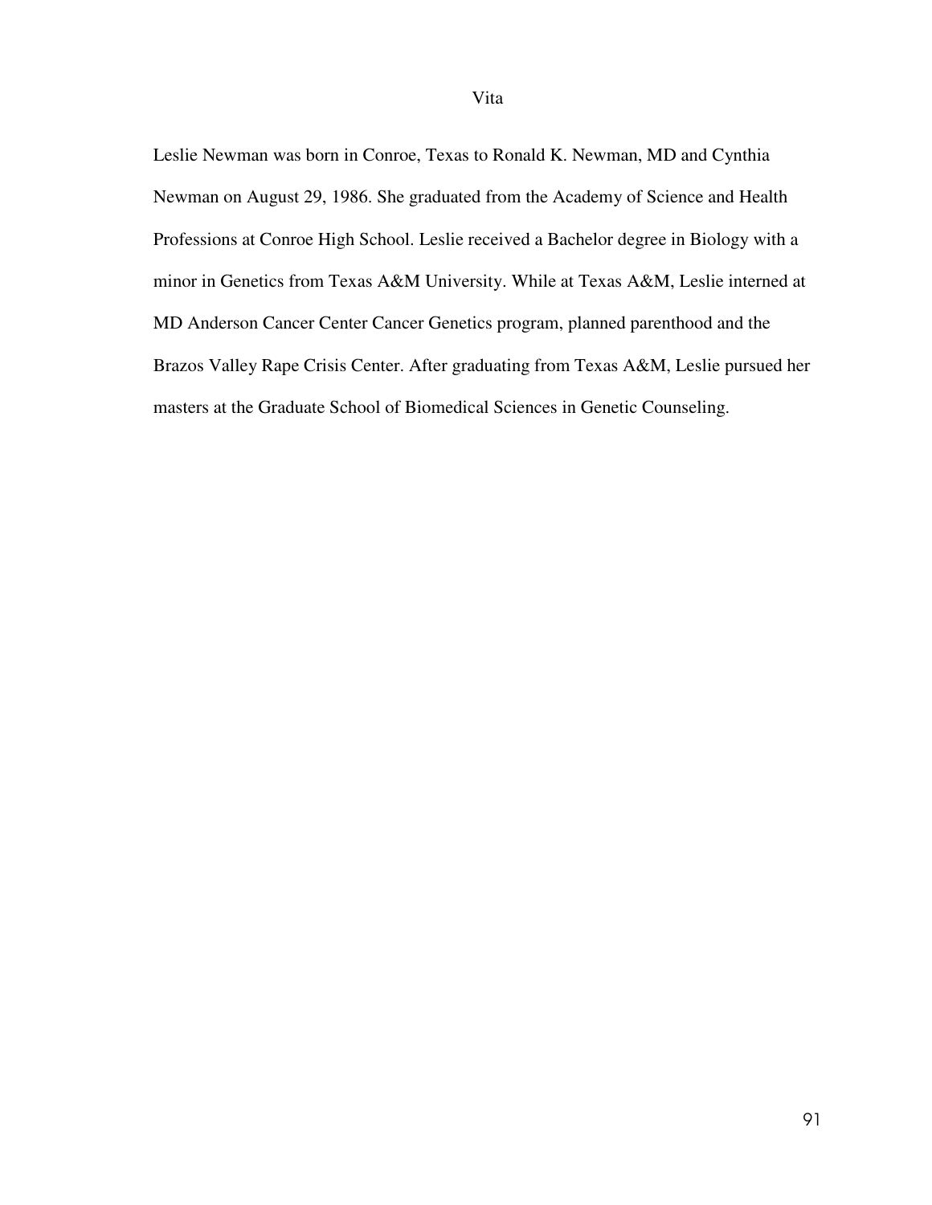# Vita

Leslie Newman was born in Conroe, Texas to Ronald K. Newman, MD and Cynthia Newman on August 29, 1986. She graduated from the Academy of Science and Health Professions at Conroe High School. Leslie received a Bachelor degree in Biology with a minor in Genetics from Texas A&M University. While at Texas A&M, Leslie interned at MD Anderson Cancer Center Cancer Genetics program, planned parenthood and the Brazos Valley Rape Crisis Center. After graduating from Texas A&M, Leslie pursued her masters at the Graduate School of Biomedical Sciences in Genetic Counseling.